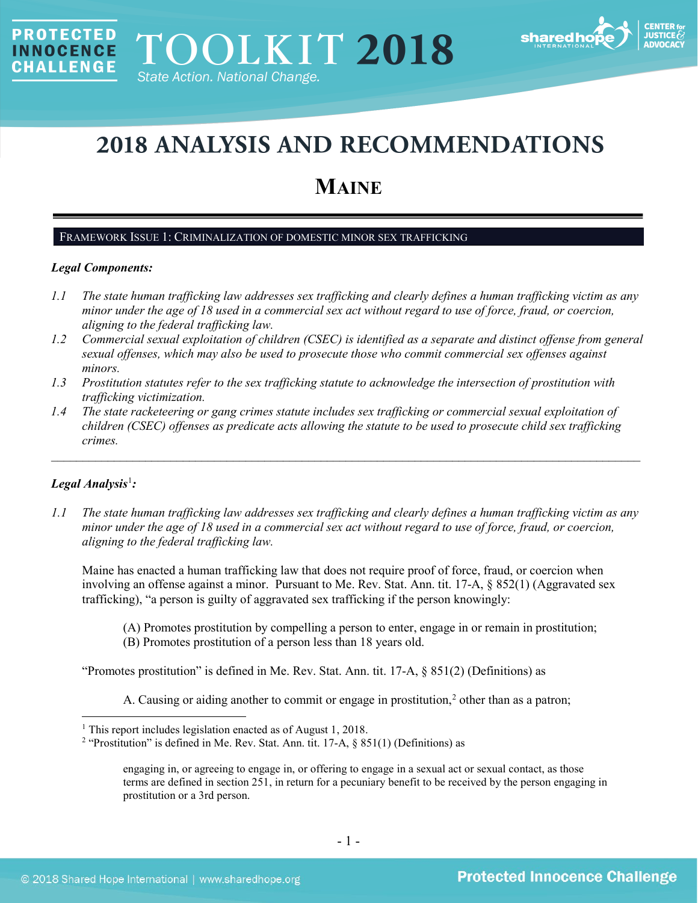PROTECTED INNOCENCE CHALLENGE

# TOOLKIT 2018

*State Action. National Change.*

# 2018 ANALYSIS AND RECOMMENDATIONS

## MAINE

### FRAMEWORK ISSUE 1: CRIMINALIZATION OF DOMESTIC MINOR SEX TRAFFICKING

***Legal Components:***

*1.1 The state human trafficking law addresses sex trafficking and clearly defines a human trafficking victim as any minor under the age of 18 used in a commercial sex act without regard to use of force, fraud, or coercion, aligning to the federal trafficking law.*

*1.2 Commercial sexual exploitation of children (CSEC) is identified as a separate and distinct offense from general sexual offenses, which may also be used to prosecute those who commit commercial sex offenses against minors.*

*1.3 Prostitution statutes refer to the sex trafficking statute to acknowledge the intersection of prostitution with trafficking victimization.*

*1.4 The state racketeering or gang crimes statute includes sex trafficking or commercial sexual exploitation of children (CSEC) offenses as predicate acts allowing the statute to be used to prosecute child sex trafficking crimes.*

---

***Legal Analysis***[1]***:***

*1.1 The state human trafficking law addresses sex trafficking and clearly defines a human trafficking victim as any minor under the age of 18 used in a commercial sex act without regard to use of force, fraud, or coercion, aligning to the federal trafficking law.*

Maine has enacted a human trafficking law that does not require proof of force, fraud, or coercion when involving an offense against a minor. Pursuant to Me. Rev. Stat. Ann. tit. 17-A, § 852(1) (Aggravated sex trafficking), "a person is guilty of aggravated sex trafficking if the person knowingly:

> (A) Promotes prostitution by compelling a person to enter, engage in or remain in prostitution;
> (B) Promotes prostitution of a person less than 18 years old.

"Promotes prostitution" is defined in Me. Rev. Stat. Ann. tit. 17-A, § 851(2) (Definitions) as

> A. Causing or aiding another to commit or engage in prostitution,[2] other than as a patron;

---

[1] This report includes legislation enacted as of August 1, 2018.

[2] "Prostitution" is defined in Me. Rev. Stat. Ann. tit. 17-A, § 851(1) (Definitions) as

> engaging in, or agreeing to engage in, or offering to engage in a sexual act or sexual contact, as those terms are defined in section 251, in return for a pecuniary benefit to be received by the person engaging in prostitution or a 3rd person.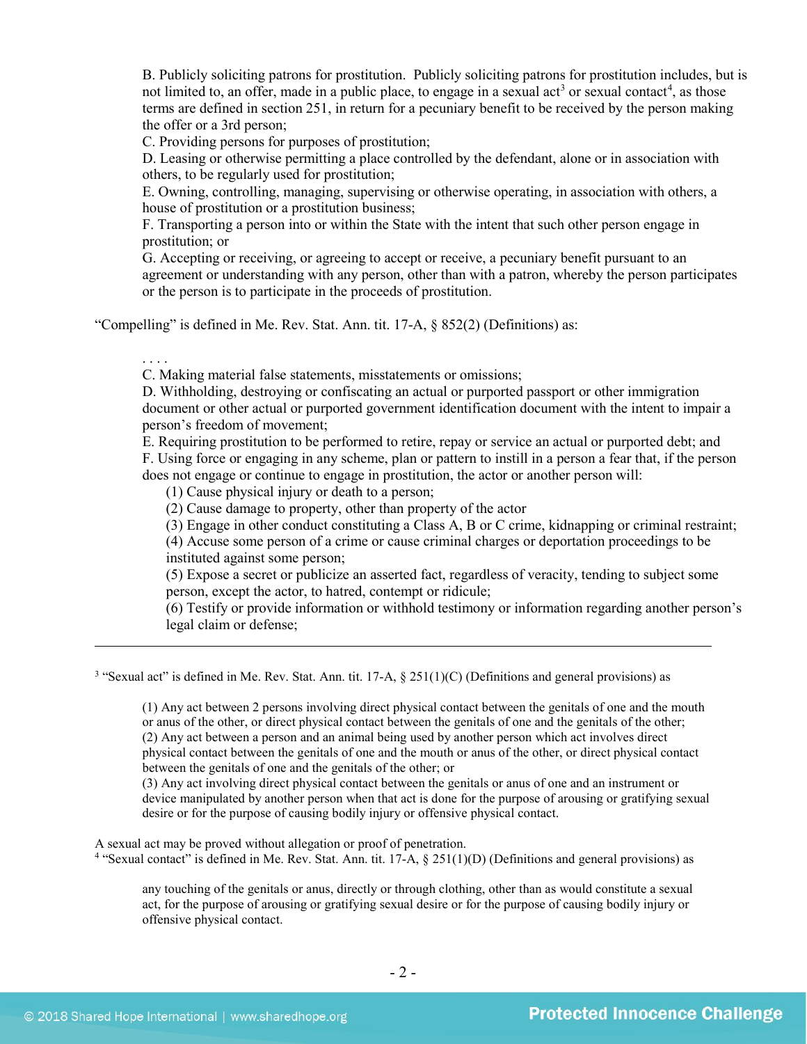B. Publicly soliciting patrons for prostitution. Publicly soliciting patrons for prostitution includes, but is not limited to, an offer, made in a public place, to engage in a sexual act[3] or sexual contact[4], as those terms are defined in section 251, in return for a pecuniary benefit to be received by the person making the offer or a 3rd person;
C. Providing persons for purposes of prostitution;
D. Leasing or otherwise permitting a place controlled by the defendant, alone or in association with others, to be regularly used for prostitution;
E. Owning, controlling, managing, supervising or otherwise operating, in association with others, a house of prostitution or a prostitution business;
F. Transporting a person into or within the State with the intent that such other person engage in prostitution; or
G. Accepting or receiving, or agreeing to accept or receive, a pecuniary benefit pursuant to an agreement or understanding with any person, other than with a patron, whereby the person participates or the person is to participate in the proceeds of prostitution.

"Compelling" is defined in Me. Rev. Stat. Ann. tit. 17-A, § 852(2) (Definitions) as:

> . . . .
> C. Making material false statements, misstatements or omissions;
> D. Withholding, destroying or confiscating an actual or purported passport or other immigration document or other actual or purported government identification document with the intent to impair a person's freedom of movement;
> E. Requiring prostitution to be performed to retire, repay or service an actual or purported debt; and
> F. Using force or engaging in any scheme, plan or pattern to instill in a person a fear that, if the person does not engage or continue to engage in prostitution, the actor or another person will:
> (1) Cause physical injury or death to a person;
> (2) Cause damage to property, other than property of the actor
> (3) Engage in other conduct constituting a Class A, B or C crime, kidnapping or criminal restraint;
> (4) Accuse some person of a crime or cause criminal charges or deportation proceedings to be instituted against some person;
> (5) Expose a secret or publicize an asserted fact, regardless of veracity, tending to subject some person, except the actor, to hatred, contempt or ridicule;
> (6) Testify or provide information or withhold testimony or information regarding another person's legal claim or defense;

---

[3] "Sexual act" is defined in Me. Rev. Stat. Ann. tit. 17-A, § 251(1)(C) (Definitions and general provisions) as

> (1) Any act between 2 persons involving direct physical contact between the genitals of one and the mouth or anus of the other, or direct physical contact between the genitals of one and the genitals of the other;
> (2) Any act between a person and an animal being used by another person which act involves direct physical contact between the genitals of one and the mouth or anus of the other, or direct physical contact between the genitals of one and the genitals of the other; or
> (3) Any act involving direct physical contact between the genitals or anus of one and an instrument or device manipulated by another person when that act is done for the purpose of arousing or gratifying sexual desire or for the purpose of causing bodily injury or offensive physical contact.

A sexual act may be proved without allegation or proof of penetration.

[4] "Sexual contact" is defined in Me. Rev. Stat. Ann. tit. 17-A, § 251(1)(D) (Definitions and general provisions) as

> any touching of the genitals or anus, directly or through clothing, other than as would constitute a sexual act, for the purpose of arousing or gratifying sexual desire or for the purpose of causing bodily injury or offensive physical contact.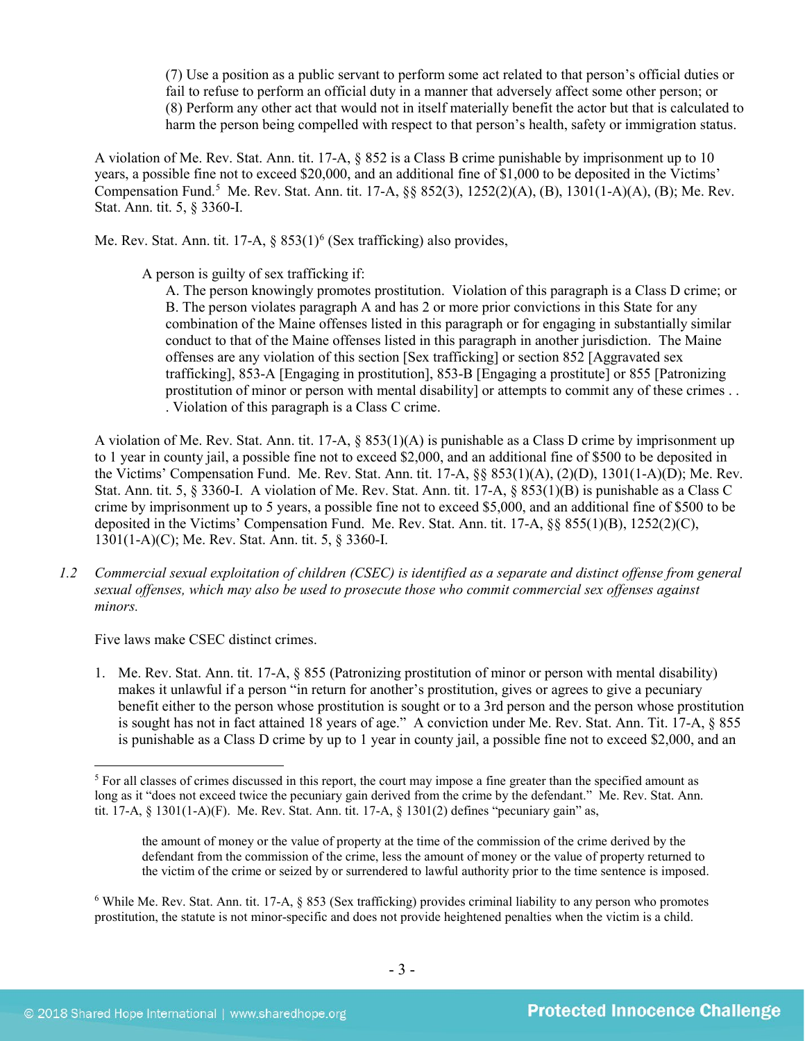(7) Use a position as a public servant to perform some act related to that person's official duties or fail to refuse to perform an official duty in a manner that adversely affect some other person; or
(8) Perform any other act that would not in itself materially benefit the actor but that is calculated to harm the person being compelled with respect to that person's health, safety or immigration status.

A violation of Me. Rev. Stat. Ann. tit. 17-A, § 852 is a Class B crime punishable by imprisonment up to 10 years, a possible fine not to exceed $20,000, and an additional fine of $1,000 to be deposited in the Victims' Compensation Fund.[5] Me. Rev. Stat. Ann. tit. 17-A, §§ 852(3), 1252(2)(A), (B), 1301(1-A)(A), (B); Me. Rev. Stat. Ann. tit. 5, § 3360-I.

Me. Rev. Stat. Ann. tit. 17-A, § 853(1)[6] (Sex trafficking) also provides,

> A person is guilty of sex trafficking if:
> A. The person knowingly promotes prostitution. Violation of this paragraph is a Class D crime; or
> B. The person violates paragraph A and has 2 or more prior convictions in this State for any combination of the Maine offenses listed in this paragraph or for engaging in substantially similar conduct to that of the Maine offenses listed in this paragraph in another jurisdiction. The Maine offenses are any violation of this section [Sex trafficking] or section 852 [Aggravated sex trafficking], 853-A [Engaging in prostitution], 853-B [Engaging a prostitute] or 855 [Patronizing prostitution of minor or person with mental disability] or attempts to commit any of these crimes . . . Violation of this paragraph is a Class C crime.

A violation of Me. Rev. Stat. Ann. tit. 17-A, § 853(1)(A) is punishable as a Class D crime by imprisonment up to 1 year in county jail, a possible fine not to exceed $2,000, and an additional fine of $500 to be deposited in the Victims' Compensation Fund. Me. Rev. Stat. Ann. tit. 17-A, §§ 853(1)(A), (2)(D), 1301(1-A)(D); Me. Rev. Stat. Ann. tit. 5, § 3360-I. A violation of Me. Rev. Stat. Ann. tit. 17-A, § 853(1)(B) is punishable as a Class C crime by imprisonment up to 5 years, a possible fine not to exceed $5,000, and an additional fine of $500 to be deposited in the Victims' Compensation Fund. Me. Rev. Stat. Ann. tit. 17-A, §§ 855(1)(B), 1252(2)(C), 1301(1-A)(C); Me. Rev. Stat. Ann. tit. 5, § 3360-I.

1.2 *Commercial sexual exploitation of children (CSEC) is identified as a separate and distinct offense from general sexual offenses, which may also be used to prosecute those who commit commercial sex offenses against minors.*

Five laws make CSEC distinct crimes.

1. Me. Rev. Stat. Ann. tit. 17-A, § 855 (Patronizing prostitution of minor or person with mental disability) makes it unlawful if a person "in return for another's prostitution, gives or agrees to give a pecuniary benefit either to the person whose prostitution is sought or to a 3rd person and the person whose prostitution is sought has not in fact attained 18 years of age." A conviction under Me. Rev. Stat. Ann. Tit. 17-A, § 855 is punishable as a Class D crime by up to 1 year in county jail, a possible fine not to exceed $2,000, and an

---

[5] For all classes of crimes discussed in this report, the court may impose a fine greater than the specified amount as long as it "does not exceed twice the pecuniary gain derived from the crime by the defendant." Me. Rev. Stat. Ann. tit. 17-A, § 1301(1-A)(F). Me. Rev. Stat. Ann. tit. 17-A, § 1301(2) defines "pecuniary gain" as,

> the amount of money or the value of property at the time of the commission of the crime derived by the defendant from the commission of the crime, less the amount of money or the value of property returned to the victim of the crime or seized by or surrendered to lawful authority prior to the time sentence is imposed.

[6] While Me. Rev. Stat. Ann. tit. 17-A, § 853 (Sex trafficking) provides criminal liability to any person who promotes prostitution, the statute is not minor-specific and does not provide heightened penalties when the victim is a child.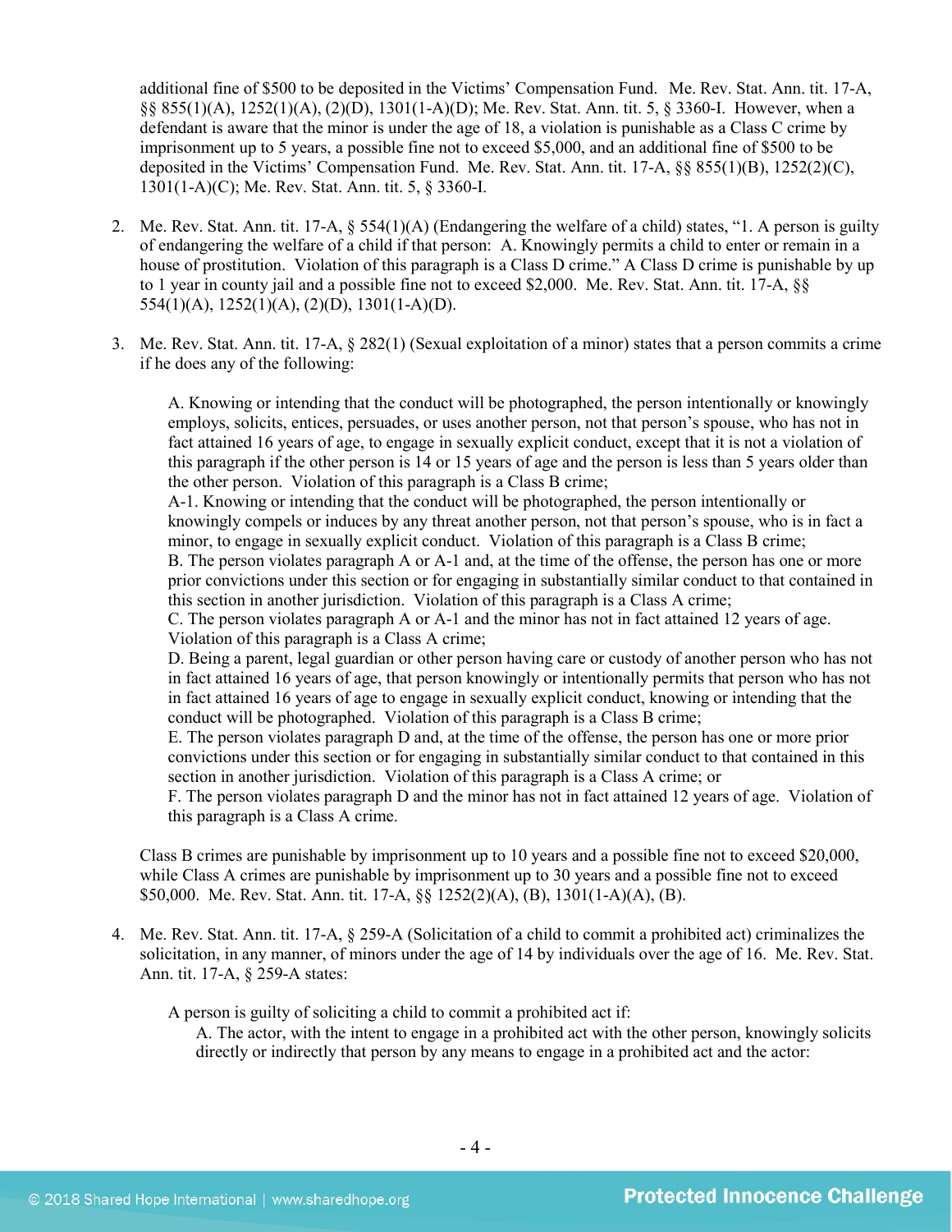additional fine of $500 to be deposited in the Victims' Compensation Fund. Me. Rev. Stat. Ann. tit. 17-A, §§ 855(1)(A), 1252(1)(A), (2)(D), 1301(1-A)(D); Me. Rev. Stat. Ann. tit. 5, § 3360-I. However, when a defendant is aware that the minor is under the age of 18, a violation is punishable as a Class C crime by imprisonment up to 5 years, a possible fine not to exceed $5,000, and an additional fine of $500 to be deposited in the Victims' Compensation Fund. Me. Rev. Stat. Ann. tit. 17-A, §§ 855(1)(B), 1252(2)(C), 1301(1-A)(C); Me. Rev. Stat. Ann. tit. 5, § 3360-I.

2. Me. Rev. Stat. Ann. tit. 17-A, § 554(1)(A) (Endangering the welfare of a child) states, "1. A person is guilty of endangering the welfare of a child if that person: A. Knowingly permits a child to enter or remain in a house of prostitution. Violation of this paragraph is a Class D crime." A Class D crime is punishable by up to 1 year in county jail and a possible fine not to exceed $2,000. Me. Rev. Stat. Ann. tit. 17-A, §§ 554(1)(A), 1252(1)(A), (2)(D), 1301(1-A)(D).

3. Me. Rev. Stat. Ann. tit. 17-A, § 282(1) (Sexual exploitation of a minor) states that a person commits a crime if he does any of the following:

   A. Knowing or intending that the conduct will be photographed, the person intentionally or knowingly employs, solicits, entices, persuades, or uses another person, not that person's spouse, who has not in fact attained 16 years of age, to engage in sexually explicit conduct, except that it is not a violation of this paragraph if the other person is 14 or 15 years of age and the person is less than 5 years older than the other person. Violation of this paragraph is a Class B crime;
   A-1. Knowing or intending that the conduct will be photographed, the person intentionally or knowingly compels or induces by any threat another person, not that person's spouse, who is in fact a minor, to engage in sexually explicit conduct. Violation of this paragraph is a Class B crime;
   B. The person violates paragraph A or A-1 and, at the time of the offense, the person has one or more prior convictions under this section or for engaging in substantially similar conduct to that contained in this section in another jurisdiction. Violation of this paragraph is a Class A crime;
   C. The person violates paragraph A or A-1 and the minor has not in fact attained 12 years of age. Violation of this paragraph is a Class A crime;
   D. Being a parent, legal guardian or other person having care or custody of another person who has not in fact attained 16 years of age, that person knowingly or intentionally permits that person who has not in fact attained 16 years of age to engage in sexually explicit conduct, knowing or intending that the conduct will be photographed. Violation of this paragraph is a Class B crime;
   E. The person violates paragraph D and, at the time of the offense, the person has one or more prior convictions under this section or for engaging in substantially similar conduct to that contained in this section in another jurisdiction. Violation of this paragraph is a Class A crime; or
   F. The person violates paragraph D and the minor has not in fact attained 12 years of age. Violation of this paragraph is a Class A crime.

   Class B crimes are punishable by imprisonment up to 10 years and a possible fine not to exceed $20,000, while Class A crimes are punishable by imprisonment up to 30 years and a possible fine not to exceed $50,000. Me. Rev. Stat. Ann. tit. 17-A, §§ 1252(2)(A), (B), 1301(1-A)(A), (B).

4. Me. Rev. Stat. Ann. tit. 17-A, § 259-A (Solicitation of a child to commit a prohibited act) criminalizes the solicitation, in any manner, of minors under the age of 14 by individuals over the age of 16. Me. Rev. Stat. Ann. tit. 17-A, § 259-A states:

   A person is guilty of soliciting a child to commit a prohibited act if:
   
   A. The actor, with the intent to engage in a prohibited act with the other person, knowingly solicits directly or indirectly that person by any means to engage in a prohibited act and the actor: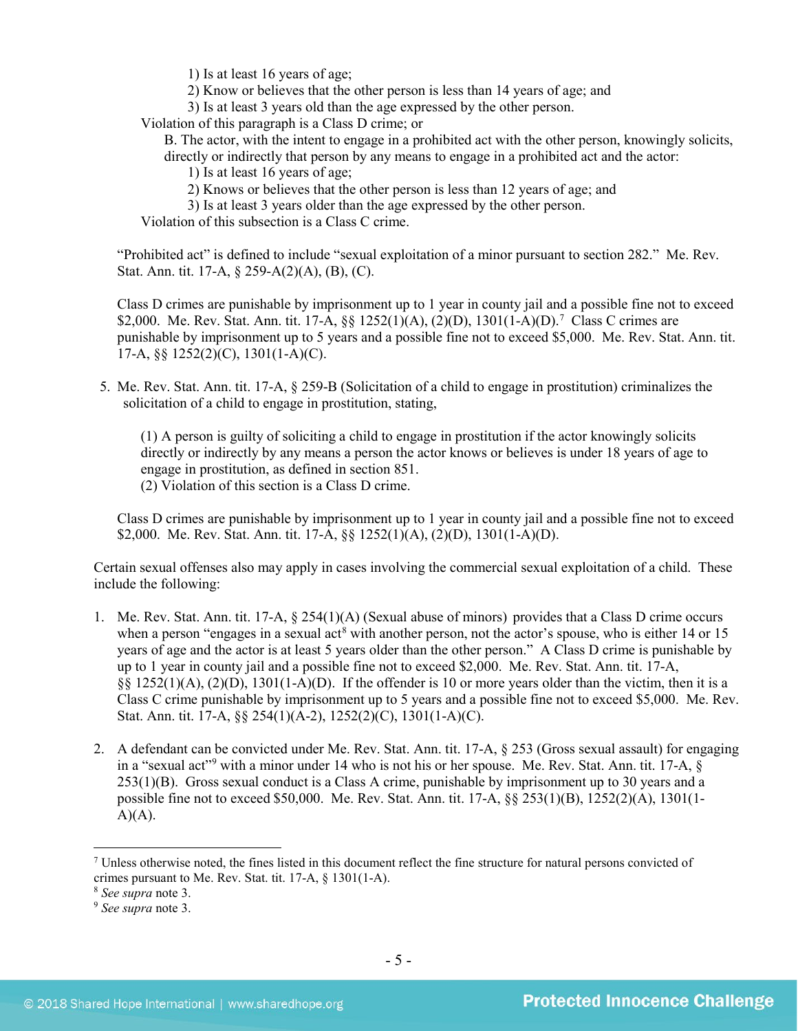1) Is at least 16 years of age;
2) Know or believes that the other person is less than 14 years of age; and
3) Is at least 3 years old than the age expressed by the other person.

Violation of this paragraph is a Class D crime; or

B. The actor, with the intent to engage in a prohibited act with the other person, knowingly solicits, directly or indirectly that person by any means to engage in a prohibited act and the actor:

1) Is at least 16 years of age;
2) Knows or believes that the other person is less than 12 years of age; and
3) Is at least 3 years older than the age expressed by the other person.

Violation of this subsection is a Class C crime.

"Prohibited act" is defined to include "sexual exploitation of a minor pursuant to section 282." Me. Rev. Stat. Ann. tit. 17-A, § 259-A(2)(A), (B), (C).

Class D crimes are punishable by imprisonment up to 1 year in county jail and a possible fine not to exceed $2,000. Me. Rev. Stat. Ann. tit. 17-A, §§ 1252(1)(A), (2)(D), 1301(1-A)(D).[7] Class C crimes are punishable by imprisonment up to 5 years and a possible fine not to exceed $5,000. Me. Rev. Stat. Ann. tit. 17-A, §§ 1252(2)(C), 1301(1-A)(C).

5. Me. Rev. Stat. Ann. tit. 17-A, § 259-B (Solicitation of a child to engage in prostitution) criminalizes the solicitation of a child to engage in prostitution, stating,

   (1) A person is guilty of soliciting a child to engage in prostitution if the actor knowingly solicits directly or indirectly by any means a person the actor knows or believes is under 18 years of age to engage in prostitution, as defined in section 851.
   (2) Violation of this section is a Class D crime.

   Class D crimes are punishable by imprisonment up to 1 year in county jail and a possible fine not to exceed $2,000. Me. Rev. Stat. Ann. tit. 17-A, §§ 1252(1)(A), (2)(D), 1301(1-A)(D).

Certain sexual offenses also may apply in cases involving the commercial sexual exploitation of a child. These include the following:

1. Me. Rev. Stat. Ann. tit. 17-A, § 254(1)(A) (Sexual abuse of minors) provides that a Class D crime occurs when a person "engages in a sexual act[8] with another person, not the actor's spouse, who is either 14 or 15 years of age and the actor is at least 5 years older than the other person." A Class D crime is punishable by up to 1 year in county jail and a possible fine not to exceed $2,000. Me. Rev. Stat. Ann. tit. 17-A, §§ 1252(1)(A), (2)(D), 1301(1-A)(D). If the offender is 10 or more years older than the victim, then it is a Class C crime punishable by imprisonment up to 5 years and a possible fine not to exceed $5,000. Me. Rev. Stat. Ann. tit. 17-A, §§ 254(1)(A-2), 1252(2)(C), 1301(1-A)(C).

2. A defendant can be convicted under Me. Rev. Stat. Ann. tit. 17-A, § 253 (Gross sexual assault) for engaging in a "sexual act"[9] with a minor under 14 who is not his or her spouse. Me. Rev. Stat. Ann. tit. 17-A, § 253(1)(B). Gross sexual conduct is a Class A crime, punishable by imprisonment up to 30 years and a possible fine not to exceed $50,000. Me. Rev. Stat. Ann. tit. 17-A, §§ 253(1)(B), 1252(2)(A), 1301(1-A)(A).

---

[7] Unless otherwise noted, the fines listed in this document reflect the fine structure for natural persons convicted of crimes pursuant to Me. Rev. Stat. tit. 17-A, § 1301(1-A).

[8] *See supra* note 3.

[9] *See supra* note 3.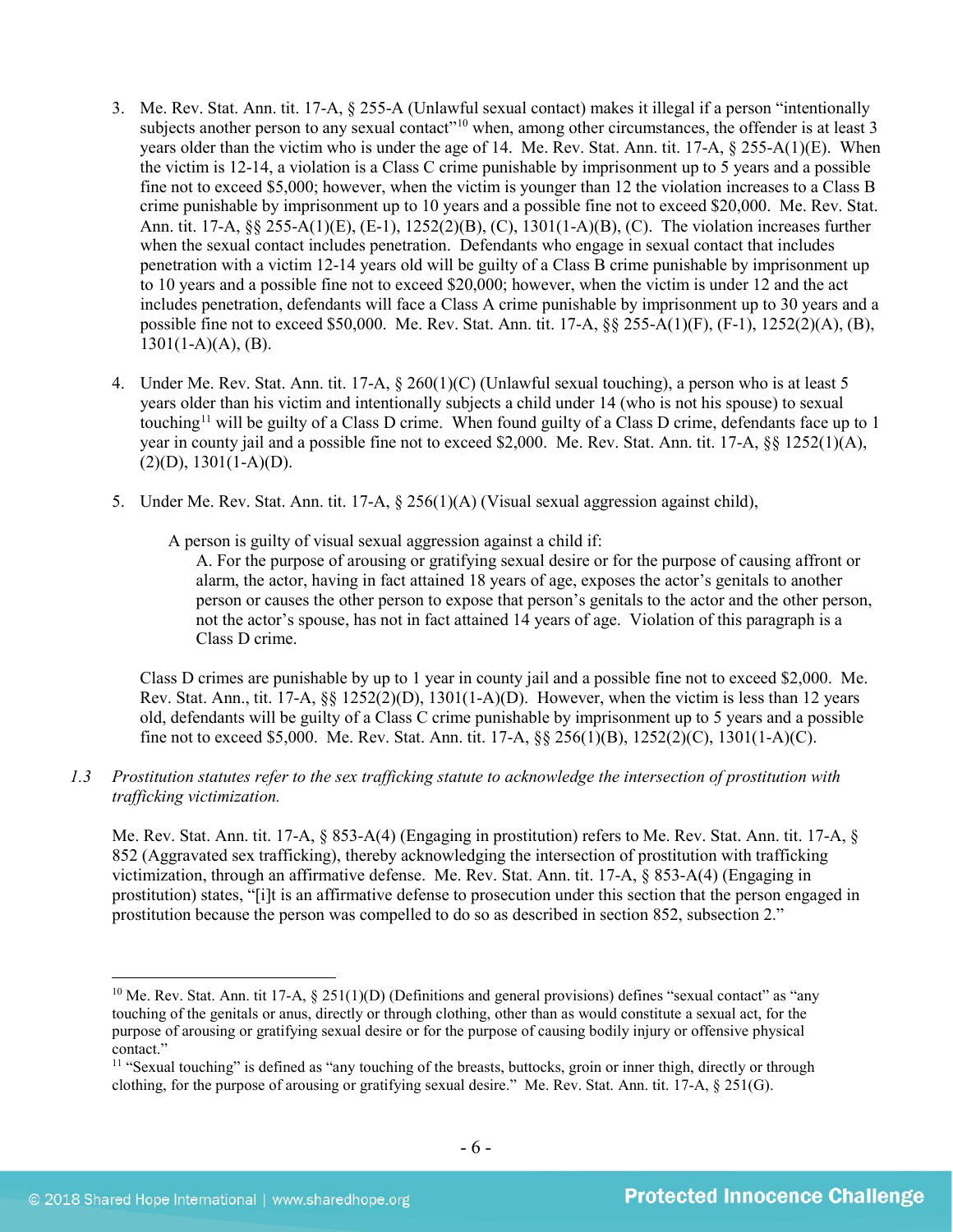3. Me. Rev. Stat. Ann. tit. 17-A, § 255-A (Unlawful sexual contact) makes it illegal if a person "intentionally subjects another person to any sexual contact"[10] when, among other circumstances, the offender is at least 3 years older than the victim who is under the age of 14. Me. Rev. Stat. Ann. tit. 17-A, § 255-A(1)(E). When the victim is 12-14, a violation is a Class C crime punishable by imprisonment up to 5 years and a possible fine not to exceed $5,000; however, when the victim is younger than 12 the violation increases to a Class B crime punishable by imprisonment up to 10 years and a possible fine not to exceed $20,000. Me. Rev. Stat. Ann. tit. 17-A, §§ 255-A(1)(E), (E-1), 1252(2)(B), (C), 1301(1-A)(B), (C). The violation increases further when the sexual contact includes penetration. Defendants who engage in sexual contact that includes penetration with a victim 12-14 years old will be guilty of a Class B crime punishable by imprisonment up to 10 years and a possible fine not to exceed $20,000; however, when the victim is under 12 and the act includes penetration, defendants will face a Class A crime punishable by imprisonment up to 30 years and a possible fine not to exceed $50,000. Me. Rev. Stat. Ann. tit. 17-A, §§ 255-A(1)(F), (F-1), 1252(2)(A), (B), 1301(1-A)(A), (B).

4. Under Me. Rev. Stat. Ann. tit. 17-A, § 260(1)(C) (Unlawful sexual touching), a person who is at least 5 years older than his victim and intentionally subjects a child under 14 (who is not his spouse) to sexual touching[11] will be guilty of a Class D crime. When found guilty of a Class D crime, defendants face up to 1 year in county jail and a possible fine not to exceed $2,000. Me. Rev. Stat. Ann. tit. 17-A, §§ 1252(1)(A), (2)(D), 1301(1-A)(D).

5. Under Me. Rev. Stat. Ann. tit. 17-A, § 256(1)(A) (Visual sexual aggression against child),

   > A person is guilty of visual sexual aggression against a child if:
   >
   > A. For the purpose of arousing or gratifying sexual desire or for the purpose of causing affront or alarm, the actor, having in fact attained 18 years of age, exposes the actor's genitals to another person or causes the other person to expose that person's genitals to the actor and the other person, not the actor's spouse, has not in fact attained 14 years of age. Violation of this paragraph is a Class D crime.

   Class D crimes are punishable by up to 1 year in county jail and a possible fine not to exceed $2,000. Me. Rev. Stat. Ann., tit. 17-A, §§ 1252(2)(D), 1301(1-A)(D). However, when the victim is less than 12 years old, defendants will be guilty of a Class C crime punishable by imprisonment up to 5 years and a possible fine not to exceed $5,000. Me. Rev. Stat. Ann. tit. 17-A, §§ 256(1)(B), 1252(2)(C), 1301(1-A)(C).

*1.3 Prostitution statutes refer to the sex trafficking statute to acknowledge the intersection of prostitution with trafficking victimization.*

Me. Rev. Stat. Ann. tit. 17-A, § 853-A(4) (Engaging in prostitution) refers to Me. Rev. Stat. Ann. tit. 17-A, § 852 (Aggravated sex trafficking), thereby acknowledging the intersection of prostitution with trafficking victimization, through an affirmative defense. Me. Rev. Stat. Ann. tit. 17-A, § 853-A(4) (Engaging in prostitution) states, "[i]t is an affirmative defense to prosecution under this section that the person engaged in prostitution because the person was compelled to do so as described in section 852, subsection 2."

---

[10] Me. Rev. Stat. Ann. tit 17-A, § 251(1)(D) (Definitions and general provisions) defines "sexual contact" as "any touching of the genitals or anus, directly or through clothing, other than as would constitute a sexual act, for the purpose of arousing or gratifying sexual desire or for the purpose of causing bodily injury or offensive physical contact."

[11] "Sexual touching" is defined as "any touching of the breasts, buttocks, groin or inner thigh, directly or through clothing, for the purpose of arousing or gratifying sexual desire." Me. Rev. Stat. Ann. tit. 17-A, § 251(G).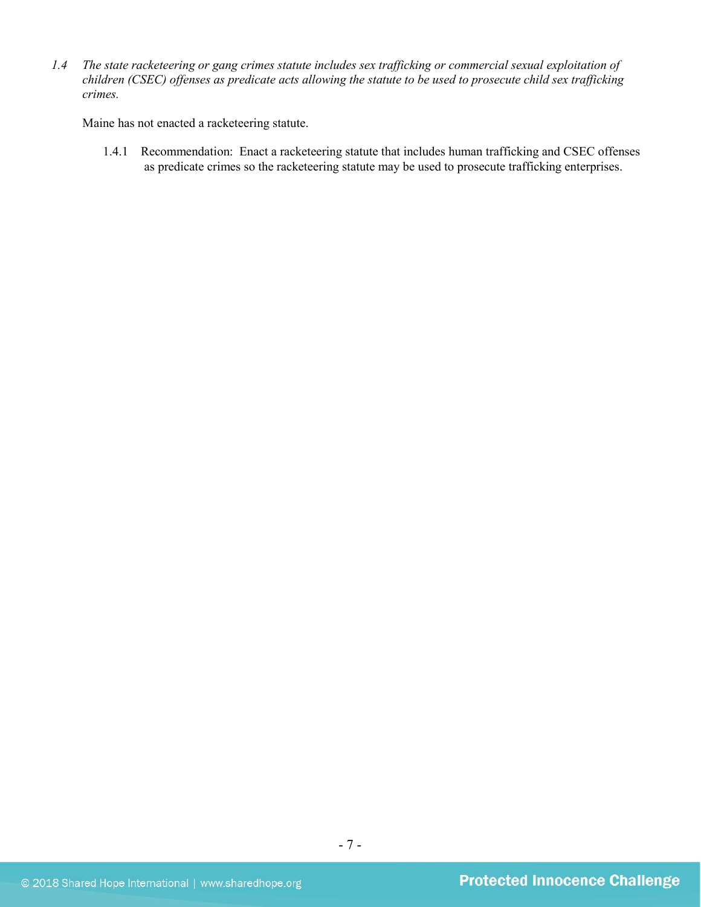1.4 *The state racketeering or gang crimes statute includes sex trafficking or commercial sexual exploitation of children (CSEC) offenses as predicate acts allowing the statute to be used to prosecute child sex trafficking crimes.*

Maine has not enacted a racketeering statute.

1.4.1 Recommendation: Enact a racketeering statute that includes human trafficking and CSEC offenses as predicate crimes so the racketeering statute may be used to prosecute trafficking enterprises.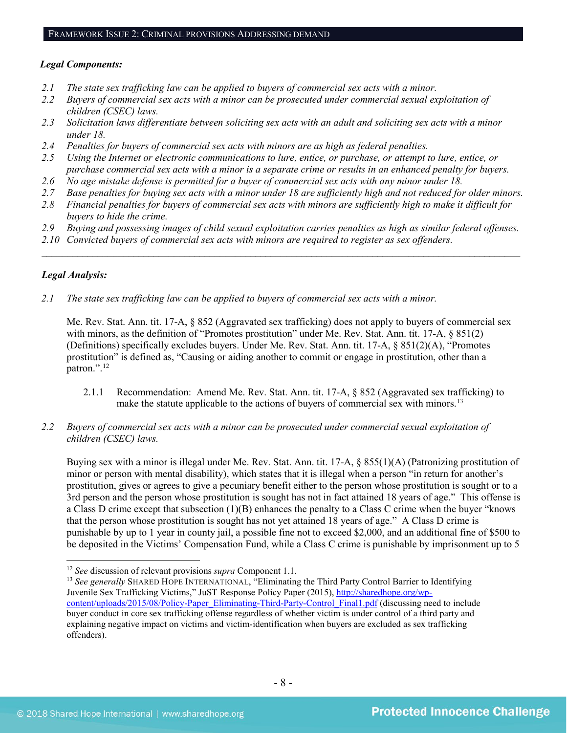FRAMEWORK ISSUE 2: CRIMINAL PROVISIONS ADDRESSING DEMAND

***Legal Components:***

*2.1 The state sex trafficking law can be applied to buyers of commercial sex acts with a minor.*
*2.2 Buyers of commercial sex acts with a minor can be prosecuted under commercial sexual exploitation of children (CSEC) laws.*
*2.3 Solicitation laws differentiate between soliciting sex acts with an adult and soliciting sex acts with a minor under 18.*
*2.4 Penalties for buyers of commercial sex acts with minors are as high as federal penalties.*
*2.5 Using the Internet or electronic communications to lure, entice, or purchase, or attempt to lure, entice, or purchase commercial sex acts with a minor is a separate crime or results in an enhanced penalty for buyers.*
*2.6 No age mistake defense is permitted for a buyer of commercial sex acts with any minor under 18.*
*2.7 Base penalties for buying sex acts with a minor under 18 are sufficiently high and not reduced for older minors.*
*2.8 Financial penalties for buyers of commercial sex acts with minors are sufficiently high to make it difficult for buyers to hide the crime.*
*2.9 Buying and possessing images of child sexual exploitation carries penalties as high as similar federal offenses.*
*2.10 Convicted buyers of commercial sex acts with minors are required to register as sex offenders.*

---

***Legal Analysis:***

*2.1 The state sex trafficking law can be applied to buyers of commercial sex acts with a minor.*

Me. Rev. Stat. Ann. tit. 17-A, § 852 (Aggravated sex trafficking) does not apply to buyers of commercial sex with minors, as the definition of "Promotes prostitution" under Me. Rev. Stat. Ann. tit. 17-A, § 851(2) (Definitions) specifically excludes buyers. Under Me. Rev. Stat. Ann. tit. 17-A, § 851(2)(A), "Promotes prostitution" is defined as, "Causing or aiding another to commit or engage in prostitution, other than a patron.".[12]

2.1.1 Recommendation: Amend Me. Rev. Stat. Ann. tit. 17-A, § 852 (Aggravated sex trafficking) to make the statute applicable to the actions of buyers of commercial sex with minors.[13]

*2.2 Buyers of commercial sex acts with a minor can be prosecuted under commercial sexual exploitation of children (CSEC) laws.*

Buying sex with a minor is illegal under Me. Rev. Stat. Ann. tit. 17-A, § 855(1)(A) (Patronizing prostitution of minor or person with mental disability), which states that it is illegal when a person "in return for another's prostitution, gives or agrees to give a pecuniary benefit either to the person whose prostitution is sought or to a 3rd person and the person whose prostitution is sought has not in fact attained 18 years of age." This offense is a Class D crime except that subsection (1)(B) enhances the penalty to a Class C crime when the buyer "knows that the person whose prostitution is sought has not yet attained 18 years of age." A Class D crime is punishable by up to 1 year in county jail, a possible fine not to exceed $2,000, and an additional fine of $500 to be deposited in the Victims' Compensation Fund, while a Class C crime is punishable by imprisonment up to 5

---

[12] *See* discussion of relevant provisions *supra* Component 1.1.
[13] *See generally* SHARED HOPE INTERNATIONAL, "Eliminating the Third Party Control Barrier to Identifying Juvenile Sex Trafficking Victims," JuST Response Policy Paper (2015), http://sharedhope.org/wp-content/uploads/2015/08/Policy-Paper_Eliminating-Third-Party-Control_Final1.pdf (discussing need to include buyer conduct in core sex trafficking offense regardless of whether victim is under control of a third party and explaining negative impact on victims and victim-identification when buyers are excluded as sex trafficking offenders).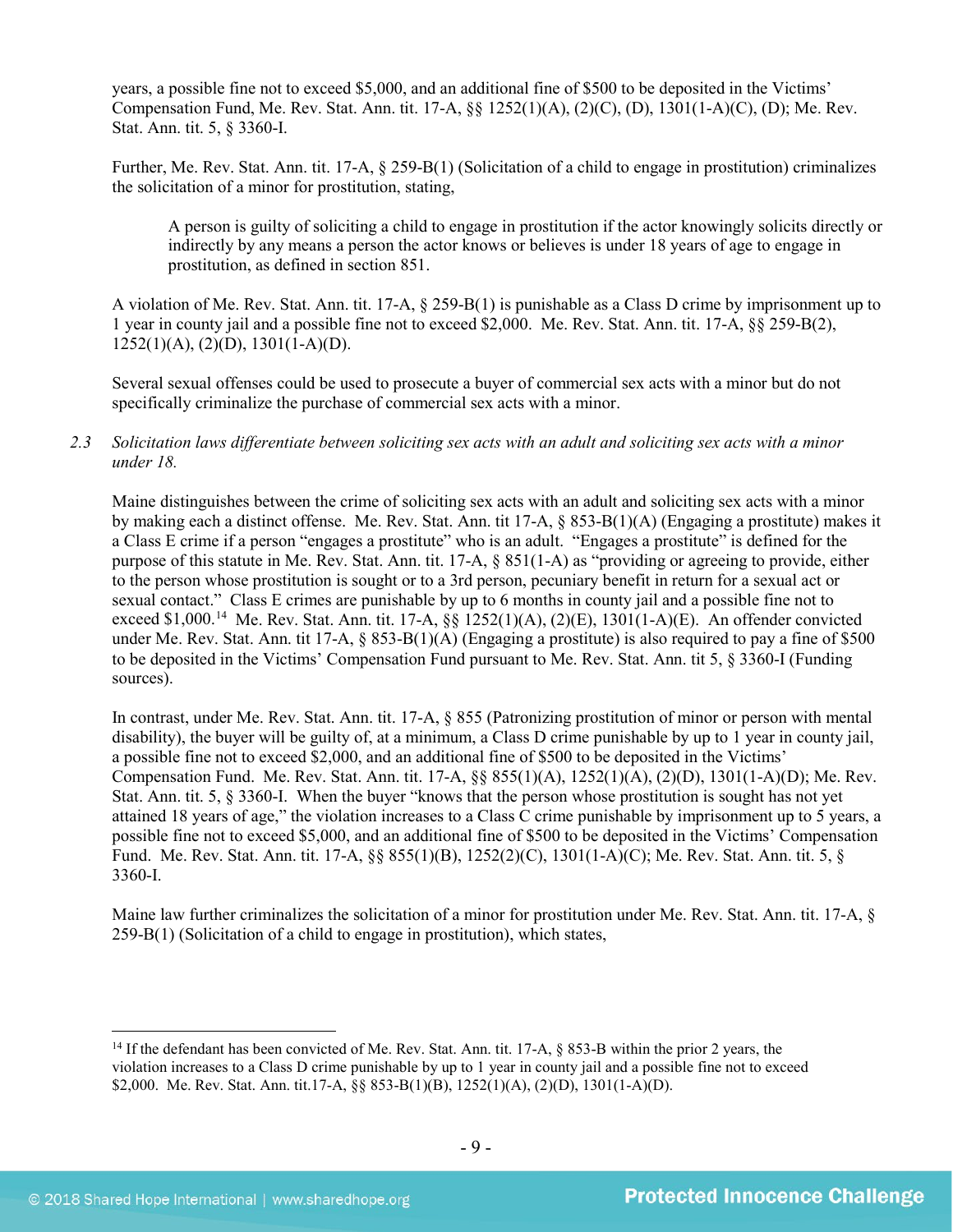years, a possible fine not to exceed $5,000, and an additional fine of $500 to be deposited in the Victims' Compensation Fund, Me. Rev. Stat. Ann. tit. 17-A, §§ 1252(1)(A), (2)(C), (D), 1301(1-A)(C), (D); Me. Rev. Stat. Ann. tit. 5, § 3360-I.

Further, Me. Rev. Stat. Ann. tit. 17-A, § 259-B(1) (Solicitation of a child to engage in prostitution) criminalizes the solicitation of a minor for prostitution, stating,

> A person is guilty of soliciting a child to engage in prostitution if the actor knowingly solicits directly or indirectly by any means a person the actor knows or believes is under 18 years of age to engage in prostitution, as defined in section 851.

A violation of Me. Rev. Stat. Ann. tit. 17-A, § 259-B(1) is punishable as a Class D crime by imprisonment up to 1 year in county jail and a possible fine not to exceed $2,000. Me. Rev. Stat. Ann. tit. 17-A, §§ 259-B(2), 1252(1)(A), (2)(D), 1301(1-A)(D).

Several sexual offenses could be used to prosecute a buyer of commercial sex acts with a minor but do not specifically criminalize the purchase of commercial sex acts with a minor.

*2.3 Solicitation laws differentiate between soliciting sex acts with an adult and soliciting sex acts with a minor under 18.*

Maine distinguishes between the crime of soliciting sex acts with an adult and soliciting sex acts with a minor by making each a distinct offense. Me. Rev. Stat. Ann. tit 17-A, § 853-B(1)(A) (Engaging a prostitute) makes it a Class E crime if a person "engages a prostitute" who is an adult. "Engages a prostitute" is defined for the purpose of this statute in Me. Rev. Stat. Ann. tit. 17-A, § 851(1-A) as "providing or agreeing to provide, either to the person whose prostitution is sought or to a 3rd person, pecuniary benefit in return for a sexual act or sexual contact." Class E crimes are punishable by up to 6 months in county jail and a possible fine not to exceed $1,000.[14] Me. Rev. Stat. Ann. tit. 17-A, §§ 1252(1)(A), (2)(E), 1301(1-A)(E). An offender convicted under Me. Rev. Stat. Ann. tit 17-A, § 853-B(1)(A) (Engaging a prostitute) is also required to pay a fine of $500 to be deposited in the Victims' Compensation Fund pursuant to Me. Rev. Stat. Ann. tit 5, § 3360-I (Funding sources).

In contrast, under Me. Rev. Stat. Ann. tit. 17-A, § 855 (Patronizing prostitution of minor or person with mental disability), the buyer will be guilty of, at a minimum, a Class D crime punishable by up to 1 year in county jail, a possible fine not to exceed $2,000, and an additional fine of $500 to be deposited in the Victims' Compensation Fund. Me. Rev. Stat. Ann. tit. 17-A, §§ 855(1)(A), 1252(1)(A), (2)(D), 1301(1-A)(D); Me. Rev. Stat. Ann. tit. 5, § 3360-I. When the buyer "knows that the person whose prostitution is sought has not yet attained 18 years of age," the violation increases to a Class C crime punishable by imprisonment up to 5 years, a possible fine not to exceed $5,000, and an additional fine of $500 to be deposited in the Victims' Compensation Fund. Me. Rev. Stat. Ann. tit. 17-A, §§ 855(1)(B), 1252(2)(C), 1301(1-A)(C); Me. Rev. Stat. Ann. tit. 5, § 3360-I.

Maine law further criminalizes the solicitation of a minor for prostitution under Me. Rev. Stat. Ann. tit. 17-A, § 259-B(1) (Solicitation of a child to engage in prostitution), which states,

---

[14] If the defendant has been convicted of Me. Rev. Stat. Ann. tit. 17-A, § 853-B within the prior 2 years, the violation increases to a Class D crime punishable by up to 1 year in county jail and a possible fine not to exceed $2,000. Me. Rev. Stat. Ann. tit.17-A, §§ 853-B(1)(B), 1252(1)(A), (2)(D), 1301(1-A)(D).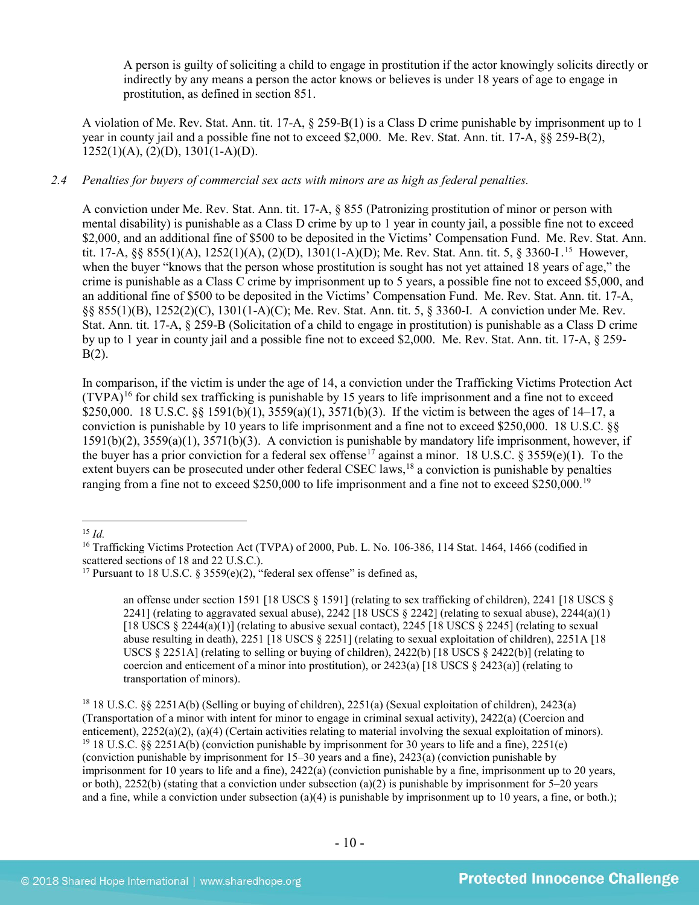> A person is guilty of soliciting a child to engage in prostitution if the actor knowingly solicits directly or indirectly by any means a person the actor knows or believes is under 18 years of age to engage in prostitution, as defined in section 851.

A violation of Me. Rev. Stat. Ann. tit. 17-A, § 259-B(1) is a Class D crime punishable by imprisonment up to 1 year in county jail and a possible fine not to exceed $2,000. Me. Rev. Stat. Ann. tit. 17-A, §§ 259-B(2), 1252(1)(A), (2)(D), 1301(1-A)(D).

*2.4 Penalties for buyers of commercial sex acts with minors are as high as federal penalties.*

A conviction under Me. Rev. Stat. Ann. tit. 17-A, § 855 (Patronizing prostitution of minor or person with mental disability) is punishable as a Class D crime by up to 1 year in county jail, a possible fine not to exceed $2,000, and an additional fine of $500 to be deposited in the Victims' Compensation Fund. Me. Rev. Stat. Ann. tit. 17-A, §§ 855(1)(A), 1252(1)(A), (2)(D), 1301(1-A)(D); Me. Rev. Stat. Ann. tit. 5, § 3360-I.[15] However, when the buyer "knows that the person whose prostitution is sought has not yet attained 18 years of age," the crime is punishable as a Class C crime by imprisonment up to 5 years, a possible fine not to exceed $5,000, and an additional fine of $500 to be deposited in the Victims' Compensation Fund. Me. Rev. Stat. Ann. tit. 17-A, §§ 855(1)(B), 1252(2)(C), 1301(1-A)(C); Me. Rev. Stat. Ann. tit. 5, § 3360-I. A conviction under Me. Rev. Stat. Ann. tit. 17-A, § 259-B (Solicitation of a child to engage in prostitution) is punishable as a Class D crime by up to 1 year in county jail and a possible fine not to exceed $2,000. Me. Rev. Stat. Ann. tit. 17-A, § 259-B(2).

In comparison, if the victim is under the age of 14, a conviction under the Trafficking Victims Protection Act (TVPA)[16] for child sex trafficking is punishable by 15 years to life imprisonment and a fine not to exceed $250,000. 18 U.S.C. §§ 1591(b)(1), 3559(a)(1), 3571(b)(3). If the victim is between the ages of 14–17, a conviction is punishable by 10 years to life imprisonment and a fine not to exceed $250,000. 18 U.S.C. §§ 1591(b)(2), 3559(a)(1), 3571(b)(3). A conviction is punishable by mandatory life imprisonment, however, if the buyer has a prior conviction for a federal sex offense[17] against a minor. 18 U.S.C. § 3559(e)(1). To the extent buyers can be prosecuted under other federal CSEC laws,[18] a conviction is punishable by penalties ranging from a fine not to exceed $250,000 to life imprisonment and a fine not to exceed $250,000.[19]

---

[15] *Id.*

[16] Trafficking Victims Protection Act (TVPA) of 2000, Pub. L. No. 106-386, 114 Stat. 1464, 1466 (codified in scattered sections of 18 and 22 U.S.C.).

[17] Pursuant to 18 U.S.C. § 3559(e)(2), "federal sex offense" is defined as,

> an offense under section 1591 [18 USCS § 1591] (relating to sex trafficking of children), 2241 [18 USCS § 2241] (relating to aggravated sexual abuse), 2242 [18 USCS § 2242] (relating to sexual abuse), 2244(a)(1) [18 USCS § 2244(a)(1)] (relating to abusive sexual contact), 2245 [18 USCS § 2245] (relating to sexual abuse resulting in death), 2251 [18 USCS § 2251] (relating to sexual exploitation of children), 2251A [18 USCS § 2251A] (relating to selling or buying of children), 2422(b) [18 USCS § 2422(b)] (relating to coercion and enticement of a minor into prostitution), or 2423(a) [18 USCS § 2423(a)] (relating to transportation of minors).

[18] 18 U.S.C. §§ 2251A(b) (Selling or buying of children), 2251(a) (Sexual exploitation of children), 2423(a) (Transportation of a minor with intent for minor to engage in criminal sexual activity), 2422(a) (Coercion and enticement), 2252(a)(2), (a)(4) (Certain activities relating to material involving the sexual exploitation of minors).

[19] 18 U.S.C. §§ 2251A(b) (conviction punishable by imprisonment for 30 years to life and a fine), 2251(e) (conviction punishable by imprisonment for 15–30 years and a fine), 2423(a) (conviction punishable by imprisonment for 10 years to life and a fine), 2422(a) (conviction punishable by a fine, imprisonment up to 20 years, or both), 2252(b) (stating that a conviction under subsection (a)(2) is punishable by imprisonment for 5–20 years and a fine, while a conviction under subsection (a)(4) is punishable by imprisonment up to 10 years, a fine, or both.);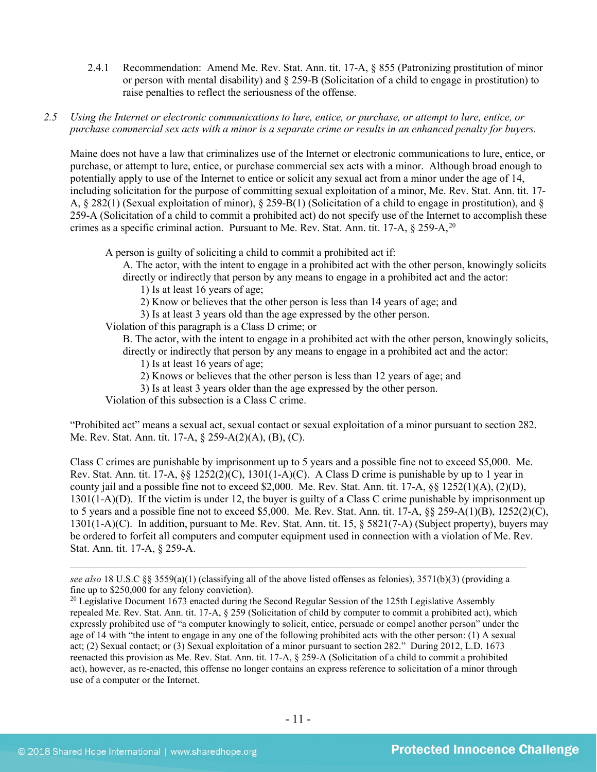2.4.1 Recommendation: Amend Me. Rev. Stat. Ann. tit. 17-A, § 855 (Patronizing prostitution of minor or person with mental disability) and § 259-B (Solicitation of a child to engage in prostitution) to raise penalties to reflect the seriousness of the offense.

*2.5 Using the Internet or electronic communications to lure, entice, or purchase, or attempt to lure, entice, or purchase commercial sex acts with a minor is a separate crime or results in an enhanced penalty for buyers.*

Maine does not have a law that criminalizes use of the Internet or electronic communications to lure, entice, or purchase, or attempt to lure, entice, or purchase commercial sex acts with a minor. Although broad enough to potentially apply to use of the Internet to entice or solicit any sexual act from a minor under the age of 14, including solicitation for the purpose of committing sexual exploitation of a minor, Me. Rev. Stat. Ann. tit. 17-A, § 282(1) (Sexual exploitation of minor), § 259-B(1) (Solicitation of a child to engage in prostitution), and § 259-A (Solicitation of a child to commit a prohibited act) do not specify use of the Internet to accomplish these crimes as a specific criminal action. Pursuant to Me. Rev. Stat. Ann. tit. 17-A, § 259-A,[20]

> A person is guilty of soliciting a child to commit a prohibited act if:
>
> A. The actor, with the intent to engage in a prohibited act with the other person, knowingly solicits directly or indirectly that person by any means to engage in a prohibited act and the actor:
>
> 1) Is at least 16 years of age;
>
> 2) Know or believes that the other person is less than 14 years of age; and
>
> 3) Is at least 3 years old than the age expressed by the other person.
>
> Violation of this paragraph is a Class D crime; or
>
> B. The actor, with the intent to engage in a prohibited act with the other person, knowingly solicits, directly or indirectly that person by any means to engage in a prohibited act and the actor:
>
> 1) Is at least 16 years of age;
>
> 2) Knows or believes that the other person is less than 12 years of age; and
>
> 3) Is at least 3 years older than the age expressed by the other person.
>
> Violation of this subsection is a Class C crime.

"Prohibited act" means a sexual act, sexual contact or sexual exploitation of a minor pursuant to section 282. Me. Rev. Stat. Ann. tit. 17-A, § 259-A(2)(A), (B), (C).

Class C crimes are punishable by imprisonment up to 5 years and a possible fine not to exceed $5,000. Me. Rev. Stat. Ann. tit. 17-A, §§ 1252(2)(C), 1301(1-A)(C). A Class D crime is punishable by up to 1 year in county jail and a possible fine not to exceed $2,000. Me. Rev. Stat. Ann. tit. 17-A, §§ 1252(1)(A), (2)(D), 1301(1-A)(D). If the victim is under 12, the buyer is guilty of a Class C crime punishable by imprisonment up to 5 years and a possible fine not to exceed $5,000. Me. Rev. Stat. Ann. tit. 17-A, §§ 259-A(1)(B), 1252(2)(C), 1301(1-A)(C). In addition, pursuant to Me. Rev. Stat. Ann. tit. 15, § 5821(7-A) (Subject property), buyers may be ordered to forfeit all computers and computer equipment used in connection with a violation of Me. Rev. Stat. Ann. tit. 17-A, § 259-A.

---

*see also* 18 U.S.C §§ 3559(a)(1) (classifying all of the above listed offenses as felonies), 3571(b)(3) (providing a fine up to $250,000 for any felony conviction).

[20] Legislative Document 1673 enacted during the Second Regular Session of the 125th Legislative Assembly repealed Me. Rev. Stat. Ann. tit. 17-A, § 259 (Solicitation of child by computer to commit a prohibited act), which expressly prohibited use of "a computer knowingly to solicit, entice, persuade or compel another person" under the age of 14 with "the intent to engage in any one of the following prohibited acts with the other person: (1) A sexual act; (2) Sexual contact; or (3) Sexual exploitation of a minor pursuant to section 282." During 2012, L.D. 1673 reenacted this provision as Me. Rev. Stat. Ann. tit. 17-A, § 259-A (Solicitation of a child to commit a prohibited act), however, as re-enacted, this offense no longer contains an express reference to solicitation of a minor through use of a computer or the Internet.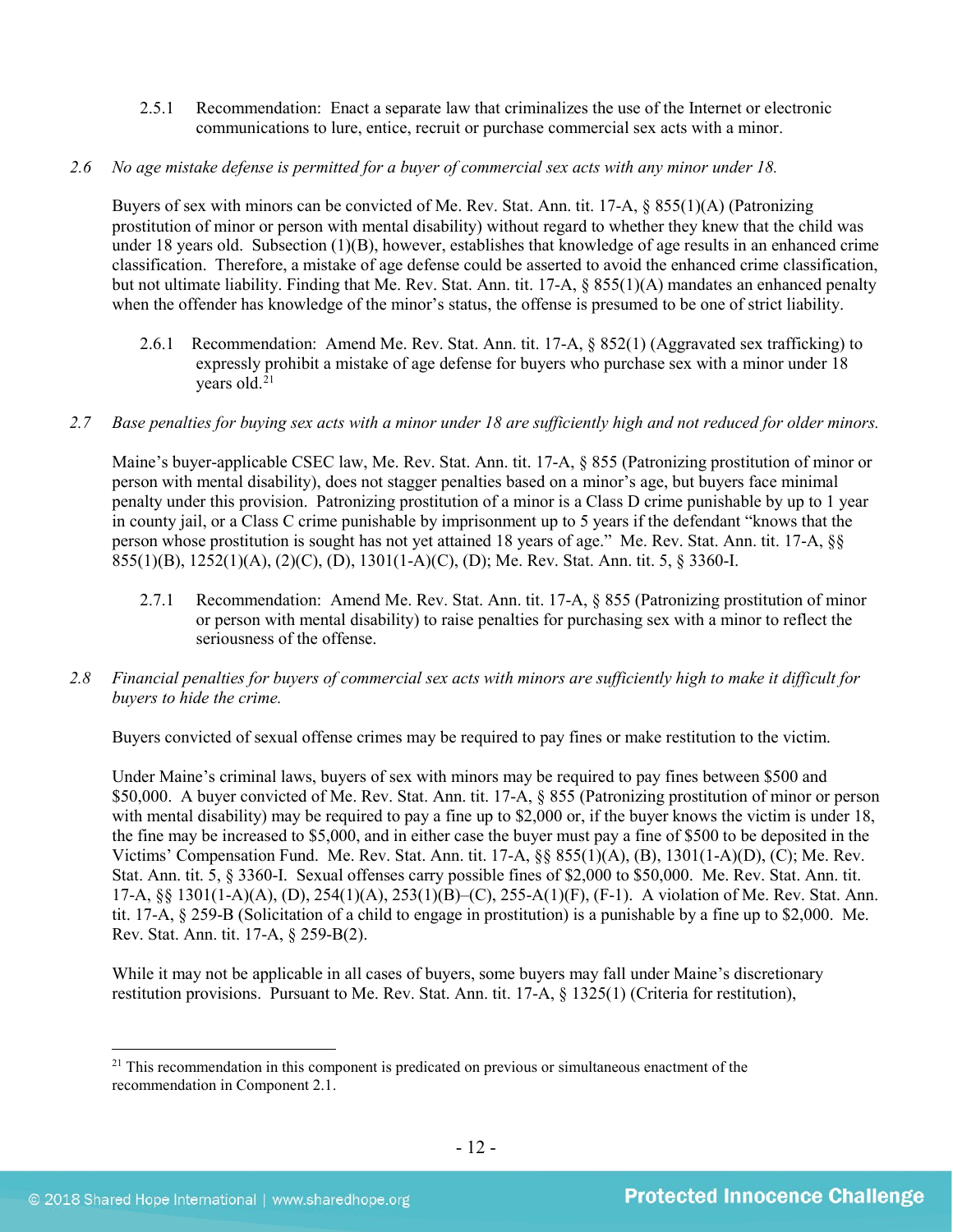2.5.1 Recommendation: Enact a separate law that criminalizes the use of the Internet or electronic communications to lure, entice, recruit or purchase commercial sex acts with a minor.

*2.6 No age mistake defense is permitted for a buyer of commercial sex acts with any minor under 18.*

Buyers of sex with minors can be convicted of Me. Rev. Stat. Ann. tit. 17-A, § 855(1)(A) (Patronizing prostitution of minor or person with mental disability) without regard to whether they knew that the child was under 18 years old. Subsection (1)(B), however, establishes that knowledge of age results in an enhanced crime classification. Therefore, a mistake of age defense could be asserted to avoid the enhanced crime classification, but not ultimate liability. Finding that Me. Rev. Stat. Ann. tit. 17-A, § 855(1)(A) mandates an enhanced penalty when the offender has knowledge of the minor's status, the offense is presumed to be one of strict liability.

2.6.1 Recommendation: Amend Me. Rev. Stat. Ann. tit. 17-A, § 852(1) (Aggravated sex trafficking) to expressly prohibit a mistake of age defense for buyers who purchase sex with a minor under 18 years old.[21]

*2.7 Base penalties for buying sex acts with a minor under 18 are sufficiently high and not reduced for older minors.*

Maine's buyer-applicable CSEC law, Me. Rev. Stat. Ann. tit. 17-A, § 855 (Patronizing prostitution of minor or person with mental disability), does not stagger penalties based on a minor's age, but buyers face minimal penalty under this provision. Patronizing prostitution of a minor is a Class D crime punishable by up to 1 year in county jail, or a Class C crime punishable by imprisonment up to 5 years if the defendant "knows that the person whose prostitution is sought has not yet attained 18 years of age." Me. Rev. Stat. Ann. tit. 17-A, §§ 855(1)(B), 1252(1)(A), (2)(C), (D), 1301(1-A)(C), (D); Me. Rev. Stat. Ann. tit. 5, § 3360-I.

2.7.1 Recommendation: Amend Me. Rev. Stat. Ann. tit. 17-A, § 855 (Patronizing prostitution of minor or person with mental disability) to raise penalties for purchasing sex with a minor to reflect the seriousness of the offense.

*2.8 Financial penalties for buyers of commercial sex acts with minors are sufficiently high to make it difficult for buyers to hide the crime.*

Buyers convicted of sexual offense crimes may be required to pay fines or make restitution to the victim.

Under Maine's criminal laws, buyers of sex with minors may be required to pay fines between $500 and $50,000. A buyer convicted of Me. Rev. Stat. Ann. tit. 17-A, § 855 (Patronizing prostitution of minor or person with mental disability) may be required to pay a fine up to $2,000 or, if the buyer knows the victim is under 18, the fine may be increased to $5,000, and in either case the buyer must pay a fine of $500 to be deposited in the Victims' Compensation Fund. Me. Rev. Stat. Ann. tit. 17-A, §§ 855(1)(A), (B), 1301(1-A)(D), (C); Me. Rev. Stat. Ann. tit. 5, § 3360-I. Sexual offenses carry possible fines of $2,000 to $50,000. Me. Rev. Stat. Ann. tit. 17-A, §§ 1301(1-A)(A), (D), 254(1)(A), 253(1)(B)–(C), 255-A(1)(F), (F-1). A violation of Me. Rev. Stat. Ann. tit. 17-A, § 259-B (Solicitation of a child to engage in prostitution) is a punishable by a fine up to $2,000. Me. Rev. Stat. Ann. tit. 17-A, § 259-B(2).

While it may not be applicable in all cases of buyers, some buyers may fall under Maine's discretionary restitution provisions. Pursuant to Me. Rev. Stat. Ann. tit. 17-A, § 1325(1) (Criteria for restitution),

[21] This recommendation in this component is predicated on previous or simultaneous enactment of the recommendation in Component 2.1.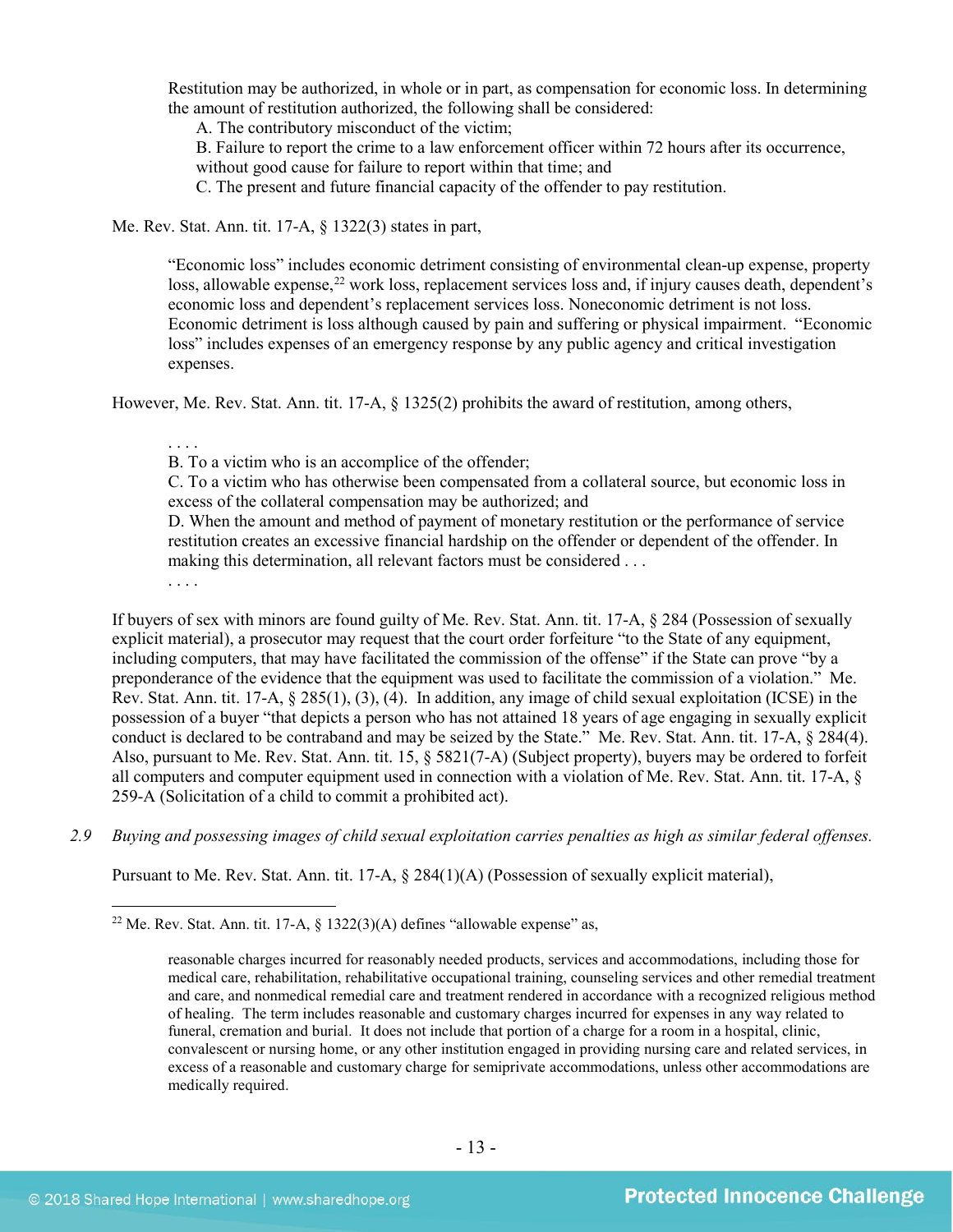Restitution may be authorized, in whole or in part, as compensation for economic loss. In determining the amount of restitution authorized, the following shall be considered:

A. The contributory misconduct of the victim;

B. Failure to report the crime to a law enforcement officer within 72 hours after its occurrence, without good cause for failure to report within that time; and

C. The present and future financial capacity of the offender to pay restitution.

Me. Rev. Stat. Ann. tit. 17-A, § 1322(3) states in part,

> "Economic loss" includes economic detriment consisting of environmental clean-up expense, property loss, allowable expense,[22] work loss, replacement services loss and, if injury causes death, dependent's economic loss and dependent's replacement services loss. Noneconomic detriment is not loss. Economic detriment is loss although caused by pain and suffering or physical impairment. "Economic loss" includes expenses of an emergency response by any public agency and critical investigation expenses.

However, Me. Rev. Stat. Ann. tit. 17-A, § 1325(2) prohibits the award of restitution, among others,

> . . . .
>
> B. To a victim who is an accomplice of the offender;
>
> C. To a victim who has otherwise been compensated from a collateral source, but economic loss in excess of the collateral compensation may be authorized; and
>
> D. When the amount and method of payment of monetary restitution or the performance of service restitution creates an excessive financial hardship on the offender or dependent of the offender. In making this determination, all relevant factors must be considered . . .
>
> . . . .

If buyers of sex with minors are found guilty of Me. Rev. Stat. Ann. tit. 17-A, § 284 (Possession of sexually explicit material), a prosecutor may request that the court order forfeiture "to the State of any equipment, including computers, that may have facilitated the commission of the offense" if the State can prove "by a preponderance of the evidence that the equipment was used to facilitate the commission of a violation." Me. Rev. Stat. Ann. tit. 17-A, § 285(1), (3), (4). In addition, any image of child sexual exploitation (ICSE) in the possession of a buyer "that depicts a person who has not attained 18 years of age engaging in sexually explicit conduct is declared to be contraband and may be seized by the State." Me. Rev. Stat. Ann. tit. 17-A, § 284(4). Also, pursuant to Me. Rev. Stat. Ann. tit. 15, § 5821(7-A) (Subject property), buyers may be ordered to forfeit all computers and computer equipment used in connection with a violation of Me. Rev. Stat. Ann. tit. 17-A, § 259-A (Solicitation of a child to commit a prohibited act).

*2.9 Buying and possessing images of child sexual exploitation carries penalties as high as similar federal offenses.*

Pursuant to Me. Rev. Stat. Ann. tit. 17-A, § 284(1)(A) (Possession of sexually explicit material),

---

[22] Me. Rev. Stat. Ann. tit. 17-A, § 1322(3)(A) defines "allowable expense" as,

> reasonable charges incurred for reasonably needed products, services and accommodations, including those for medical care, rehabilitation, rehabilitative occupational training, counseling services and other remedial treatment and care, and nonmedical remedial care and treatment rendered in accordance with a recognized religious method of healing. The term includes reasonable and customary charges incurred for expenses in any way related to funeral, cremation and burial. It does not include that portion of a charge for a room in a hospital, clinic, convalescent or nursing home, or any other institution engaged in providing nursing care and related services, in excess of a reasonable and customary charge for semiprivate accommodations, unless other accommodations are medically required.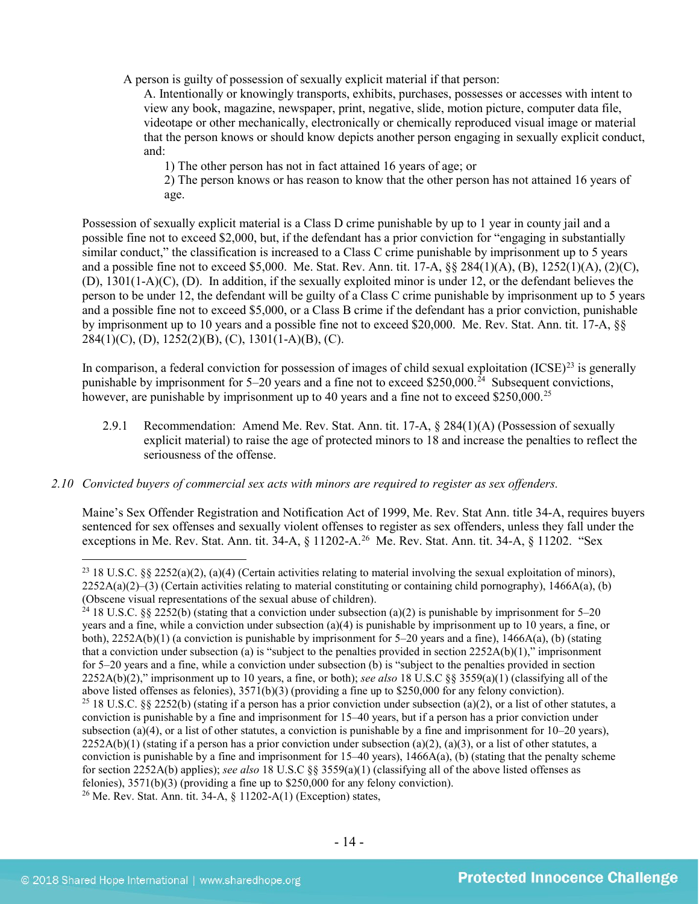A person is guilty of possession of sexually explicit material if that person:

A. Intentionally or knowingly transports, exhibits, purchases, possesses or accesses with intent to view any book, magazine, newspaper, print, negative, slide, motion picture, computer data file, videotape or other mechanically, electronically or chemically reproduced visual image or material that the person knows or should know depicts another person engaging in sexually explicit conduct, and:

1) The other person has not in fact attained 16 years of age; or

2) The person knows or has reason to know that the other person has not attained 16 years of age.

Possession of sexually explicit material is a Class D crime punishable by up to 1 year in county jail and a possible fine not to exceed $2,000, but, if the defendant has a prior conviction for "engaging in substantially similar conduct," the classification is increased to a Class C crime punishable by imprisonment up to 5 years and a possible fine not to exceed $5,000. Me. Stat. Rev. Ann. tit. 17-A, §§ 284(1)(A), (B), 1252(1)(A), (2)(C), (D), 1301(1-A)(C), (D). In addition, if the sexually exploited minor is under 12, or the defendant believes the person to be under 12, the defendant will be guilty of a Class C crime punishable by imprisonment up to 5 years and a possible fine not to exceed $5,000, or a Class B crime if the defendant has a prior conviction, punishable by imprisonment up to 10 years and a possible fine not to exceed $20,000. Me. Rev. Stat. Ann. tit. 17-A, §§ 284(1)(C), (D), 1252(2)(B), (C), 1301(1-A)(B), (C).

In comparison, a federal conviction for possession of images of child sexual exploitation (ICSE)[23] is generally punishable by imprisonment for 5–20 years and a fine not to exceed $250,000.[24] Subsequent convictions, however, are punishable by imprisonment up to 40 years and a fine not to exceed $250,000.[25]

2.9.1 Recommendation: Amend Me. Rev. Stat. Ann. tit. 17-A, § 284(1)(A) (Possession of sexually explicit material) to raise the age of protected minors to 18 and increase the penalties to reflect the seriousness of the offense.

*2.10 Convicted buyers of commercial sex acts with minors are required to register as sex offenders.*

Maine's Sex Offender Registration and Notification Act of 1999, Me. Rev. Stat Ann. title 34-A, requires buyers sentenced for sex offenses and sexually violent offenses to register as sex offenders, unless they fall under the exceptions in Me. Rev. Stat. Ann. tit. 34-A, § 11202-A.[26] Me. Rev. Stat. Ann. tit. 34-A, § 11202. "Sex

---

[23] 18 U.S.C. §§ 2252(a)(2), (a)(4) (Certain activities relating to material involving the sexual exploitation of minors), 2252A(a)(2)–(3) (Certain activities relating to material constituting or containing child pornography), 1466A(a), (b) (Obscene visual representations of the sexual abuse of children).

[24] 18 U.S.C. §§ 2252(b) (stating that a conviction under subsection (a)(2) is punishable by imprisonment for 5–20 years and a fine, while a conviction under subsection (a)(4) is punishable by imprisonment up to 10 years, a fine, or both), 2252A(b)(1) (a conviction is punishable by imprisonment for 5–20 years and a fine), 1466A(a), (b) (stating that a conviction under subsection (a) is "subject to the penalties provided in section 2252A(b)(1)," imprisonment for 5–20 years and a fine, while a conviction under subsection (b) is "subject to the penalties provided in section 2252A(b)(2)," imprisonment up to 10 years, a fine, or both); *see also* 18 U.S.C §§ 3559(a)(1) (classifying all of the above listed offenses as felonies), 3571(b)(3) (providing a fine up to $250,000 for any felony conviction).

[25] 18 U.S.C. §§ 2252(b) (stating if a person has a prior conviction under subsection (a)(2), or a list of other statutes, a conviction is punishable by a fine and imprisonment for 15–40 years, but if a person has a prior conviction under subsection (a)(4), or a list of other statutes, a conviction is punishable by a fine and imprisonment for 10–20 years), 2252A(b)(1) (stating if a person has a prior conviction under subsection (a)(2), (a)(3), or a list of other statutes, a conviction is punishable by a fine and imprisonment for 15–40 years), 1466A(a), (b) (stating that the penalty scheme for section 2252A(b) applies); *see also* 18 U.S.C §§ 3559(a)(1) (classifying all of the above listed offenses as felonies), 3571(b)(3) (providing a fine up to $250,000 for any felony conviction).

[26] Me. Rev. Stat. Ann. tit. 34-A, § 11202-A(1) (Exception) states,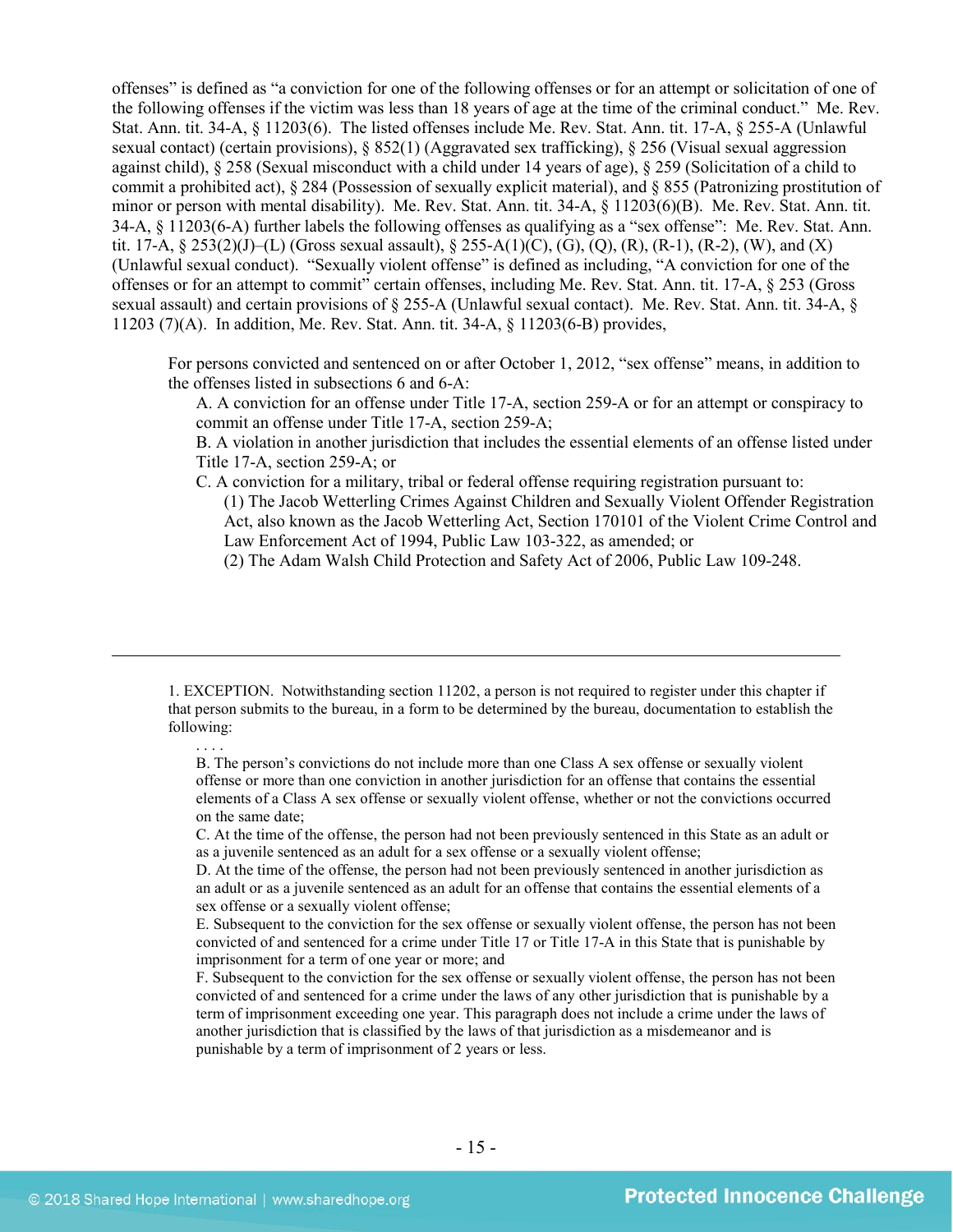offenses" is defined as "a conviction for one of the following offenses or for an attempt or solicitation of one of the following offenses if the victim was less than 18 years of age at the time of the criminal conduct." Me. Rev. Stat. Ann. tit. 34-A, § 11203(6). The listed offenses include Me. Rev. Stat. Ann. tit. 17-A, § 255-A (Unlawful sexual contact) (certain provisions), § 852(1) (Aggravated sex trafficking), § 256 (Visual sexual aggression against child), § 258 (Sexual misconduct with a child under 14 years of age), § 259 (Solicitation of a child to commit a prohibited act), § 284 (Possession of sexually explicit material), and § 855 (Patronizing prostitution of minor or person with mental disability). Me. Rev. Stat. Ann. tit. 34-A, § 11203(6)(B). Me. Rev. Stat. Ann. tit. 34-A, § 11203(6-A) further labels the following offenses as qualifying as a "sex offense": Me. Rev. Stat. Ann. tit. 17-A, § 253(2)(J)–(L) (Gross sexual assault), § 255-A(1)(C), (G), (Q), (R), (R-1), (R-2), (W), and (X) (Unlawful sexual conduct). "Sexually violent offense" is defined as including, "A conviction for one of the offenses or for an attempt to commit" certain offenses, including Me. Rev. Stat. Ann. tit. 17-A, § 253 (Gross sexual assault) and certain provisions of § 255-A (Unlawful sexual contact). Me. Rev. Stat. Ann. tit. 34-A, § 11203 (7)(A). In addition, Me. Rev. Stat. Ann. tit. 34-A, § 11203(6-B) provides,

> For persons convicted and sentenced on or after October 1, 2012, "sex offense" means, in addition to the offenses listed in subsections 6 and 6-A:
>
> A. A conviction for an offense under Title 17-A, section 259-A or for an attempt or conspiracy to commit an offense under Title 17-A, section 259-A;
>
> B. A violation in another jurisdiction that includes the essential elements of an offense listed under Title 17-A, section 259-A; or
>
> C. A conviction for a military, tribal or federal offense requiring registration pursuant to:
>
> (1) The Jacob Wetterling Crimes Against Children and Sexually Violent Offender Registration Act, also known as the Jacob Wetterling Act, Section 170101 of the Violent Crime Control and Law Enforcement Act of 1994, Public Law 103-322, as amended; or
>
> (2) The Adam Walsh Child Protection and Safety Act of 2006, Public Law 109-248.

---

> 1. EXCEPTION. Notwithstanding section 11202, a person is not required to register under this chapter if that person submits to the bureau, in a form to be determined by the bureau, documentation to establish the following:
>
> . . . .
>
> B. The person's convictions do not include more than one Class A sex offense or sexually violent offense or more than one conviction in another jurisdiction for an offense that contains the essential elements of a Class A sex offense or sexually violent offense, whether or not the convictions occurred on the same date;
>
> C. At the time of the offense, the person had not been previously sentenced in this State as an adult or as a juvenile sentenced as an adult for a sex offense or a sexually violent offense;
>
> D. At the time of the offense, the person had not been previously sentenced in another jurisdiction as an adult or as a juvenile sentenced as an adult for an offense that contains the essential elements of a sex offense or a sexually violent offense;
>
> E. Subsequent to the conviction for the sex offense or sexually violent offense, the person has not been convicted of and sentenced for a crime under Title 17 or Title 17-A in this State that is punishable by imprisonment for a term of one year or more; and
>
> F. Subsequent to the conviction for the sex offense or sexually violent offense, the person has not been convicted of and sentenced for a crime under the laws of any other jurisdiction that is punishable by a term of imprisonment exceeding one year. This paragraph does not include a crime under the laws of another jurisdiction that is classified by the laws of that jurisdiction as a misdemeanor and is punishable by a term of imprisonment of 2 years or less.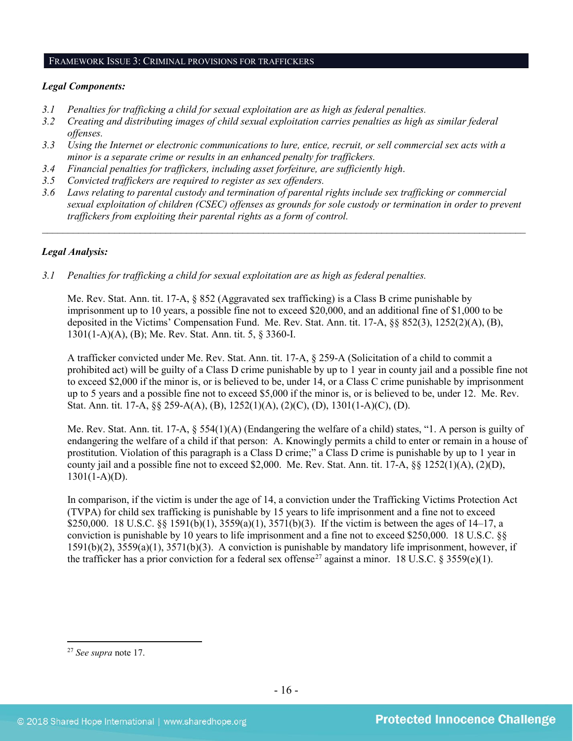FRAMEWORK ISSUE 3: CRIMINAL PROVISIONS FOR TRAFFICKERS

***Legal Components:***

*3.1 Penalties for trafficking a child for sexual exploitation are as high as federal penalties.*

*3.2 Creating and distributing images of child sexual exploitation carries penalties as high as similar federal offenses.*

*3.3 Using the Internet or electronic communications to lure, entice, recruit, or sell commercial sex acts with a minor is a separate crime or results in an enhanced penalty for traffickers.*

*3.4 Financial penalties for traffickers, including asset forfeiture, are sufficiently high.*

*3.5 Convicted traffickers are required to register as sex offenders.*

*3.6 Laws relating to parental custody and termination of parental rights include sex trafficking or commercial sexual exploitation of children (CSEC) offenses as grounds for sole custody or termination in order to prevent traffickers from exploiting their parental rights as a form of control.*

---

***Legal Analysis:***

*3.1 Penalties for trafficking a child for sexual exploitation are as high as federal penalties.*

Me. Rev. Stat. Ann. tit. 17-A, § 852 (Aggravated sex trafficking) is a Class B crime punishable by imprisonment up to 10 years, a possible fine not to exceed $20,000, and an additional fine of $1,000 to be deposited in the Victims' Compensation Fund. Me. Rev. Stat. Ann. tit. 17-A, §§ 852(3), 1252(2)(A), (B), 1301(1-A)(A), (B); Me. Rev. Stat. Ann. tit. 5, § 3360-I.

A trafficker convicted under Me. Rev. Stat. Ann. tit. 17-A, § 259-A (Solicitation of a child to commit a prohibited act) will be guilty of a Class D crime punishable by up to 1 year in county jail and a possible fine not to exceed $2,000 if the minor is, or is believed to be, under 14, or a Class C crime punishable by imprisonment up to 5 years and a possible fine not to exceed $5,000 if the minor is, or is believed to be, under 12. Me. Rev. Stat. Ann. tit. 17-A, §§ 259-A(A), (B), 1252(1)(A), (2)(C), (D), 1301(1-A)(C), (D).

Me. Rev. Stat. Ann. tit. 17-A, § 554(1)(A) (Endangering the welfare of a child) states, "1. A person is guilty of endangering the welfare of a child if that person: A. Knowingly permits a child to enter or remain in a house of prostitution. Violation of this paragraph is a Class D crime;" a Class D crime is punishable by up to 1 year in county jail and a possible fine not to exceed $2,000. Me. Rev. Stat. Ann. tit. 17-A, §§ 1252(1)(A), (2)(D), 1301(1-A)(D).

In comparison, if the victim is under the age of 14, a conviction under the Trafficking Victims Protection Act (TVPA) for child sex trafficking is punishable by 15 years to life imprisonment and a fine not to exceed $250,000. 18 U.S.C. §§ 1591(b)(1), 3559(a)(1), 3571(b)(3). If the victim is between the ages of 14–17, a conviction is punishable by 10 years to life imprisonment and a fine not to exceed $250,000. 18 U.S.C. §§ 1591(b)(2), 3559(a)(1), 3571(b)(3). A conviction is punishable by mandatory life imprisonment, however, if the trafficker has a prior conviction for a federal sex offense[27] against a minor. 18 U.S.C. § 3559(e)(1).

---

[27] *See supra* note 17.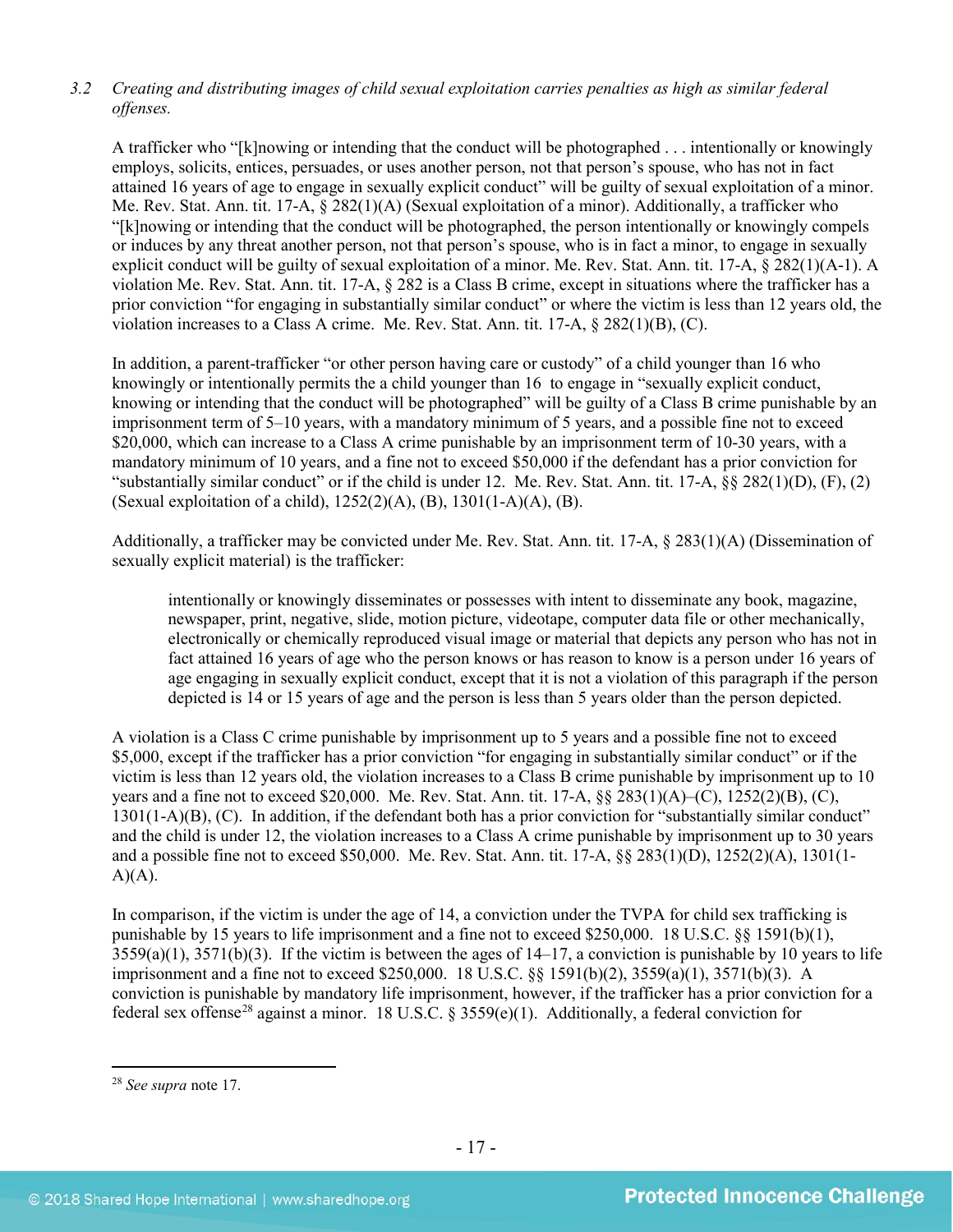*3.2 Creating and distributing images of child sexual exploitation carries penalties as high as similar federal offenses.*

A trafficker who "[k]nowing or intending that the conduct will be photographed . . . intentionally or knowingly employs, solicits, entices, persuades, or uses another person, not that person's spouse, who has not in fact attained 16 years of age to engage in sexually explicit conduct" will be guilty of sexual exploitation of a minor. Me. Rev. Stat. Ann. tit. 17-A, § 282(1)(A) (Sexual exploitation of a minor). Additionally, a trafficker who "[k]nowing or intending that the conduct will be photographed, the person intentionally or knowingly compels or induces by any threat another person, not that person's spouse, who is in fact a minor, to engage in sexually explicit conduct will be guilty of sexual exploitation of a minor. Me. Rev. Stat. Ann. tit. 17-A, § 282(1)(A-1). A violation Me. Rev. Stat. Ann. tit. 17-A, § 282 is a Class B crime, except in situations where the trafficker has a prior conviction "for engaging in substantially similar conduct" or where the victim is less than 12 years old, the violation increases to a Class A crime. Me. Rev. Stat. Ann. tit. 17-A, § 282(1)(B), (C).

In addition, a parent-trafficker "or other person having care or custody" of a child younger than 16 who knowingly or intentionally permits the a child younger than 16 to engage in "sexually explicit conduct, knowing or intending that the conduct will be photographed" will be guilty of a Class B crime punishable by an imprisonment term of 5–10 years, with a mandatory minimum of 5 years, and a possible fine not to exceed $20,000, which can increase to a Class A crime punishable by an imprisonment term of 10-30 years, with a mandatory minimum of 10 years, and a fine not to exceed $50,000 if the defendant has a prior conviction for "substantially similar conduct" or if the child is under 12. Me. Rev. Stat. Ann. tit. 17-A, §§ 282(1)(D), (F), (2) (Sexual exploitation of a child), 1252(2)(A), (B), 1301(1-A)(A), (B).

Additionally, a trafficker may be convicted under Me. Rev. Stat. Ann. tit. 17-A, § 283(1)(A) (Dissemination of sexually explicit material) is the trafficker:

> intentionally or knowingly disseminates or possesses with intent to disseminate any book, magazine, newspaper, print, negative, slide, motion picture, videotape, computer data file or other mechanically, electronically or chemically reproduced visual image or material that depicts any person who has not in fact attained 16 years of age who the person knows or has reason to know is a person under 16 years of age engaging in sexually explicit conduct, except that it is not a violation of this paragraph if the person depicted is 14 or 15 years of age and the person is less than 5 years older than the person depicted.

A violation is a Class C crime punishable by imprisonment up to 5 years and a possible fine not to exceed $5,000, except if the trafficker has a prior conviction "for engaging in substantially similar conduct" or if the victim is less than 12 years old, the violation increases to a Class B crime punishable by imprisonment up to 10 years and a fine not to exceed $20,000. Me. Rev. Stat. Ann. tit. 17-A, §§ 283(1)(A)–(C), 1252(2)(B), (C), 1301(1-A)(B), (C). In addition, if the defendant both has a prior conviction for "substantially similar conduct" and the child is under 12, the violation increases to a Class A crime punishable by imprisonment up to 30 years and a possible fine not to exceed $50,000. Me. Rev. Stat. Ann. tit. 17-A, §§ 283(1)(D), 1252(2)(A), 1301(1-A)(A).

In comparison, if the victim is under the age of 14, a conviction under the TVPA for child sex trafficking is punishable by 15 years to life imprisonment and a fine not to exceed $250,000. 18 U.S.C. §§ 1591(b)(1), 3559(a)(1), 3571(b)(3). If the victim is between the ages of 14–17, a conviction is punishable by 10 years to life imprisonment and a fine not to exceed $250,000. 18 U.S.C. §§ 1591(b)(2), 3559(a)(1), 3571(b)(3). A conviction is punishable by mandatory life imprisonment, however, if the trafficker has a prior conviction for a federal sex offense[28] against a minor. 18 U.S.C. § 3559(e)(1). Additionally, a federal conviction for

---

[28] *See supra* note 17.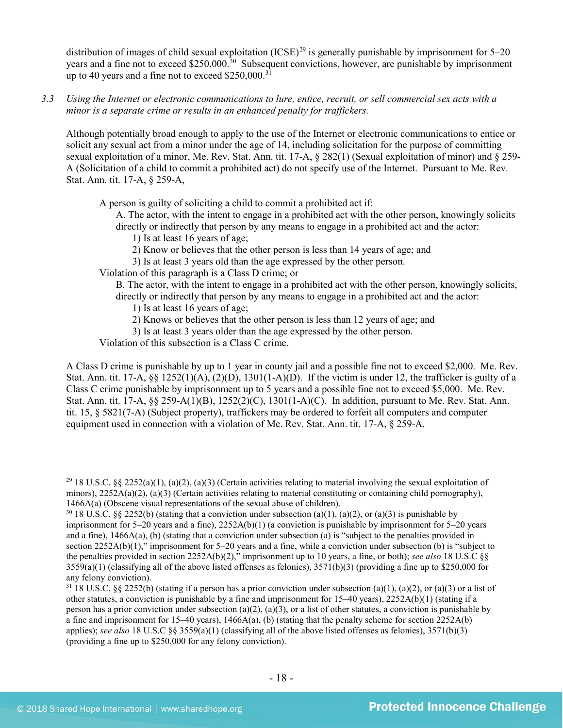distribution of images of child sexual exploitation (ICSE)[29] is generally punishable by imprisonment for 5–20 years and a fine not to exceed $250,000.[30] Subsequent convictions, however, are punishable by imprisonment up to 40 years and a fine not to exceed $250,000.[31]

*3.3 Using the Internet or electronic communications to lure, entice, recruit, or sell commercial sex acts with a minor is a separate crime or results in an enhanced penalty for traffickers.*

Although potentially broad enough to apply to the use of the Internet or electronic communications to entice or solicit any sexual act from a minor under the age of 14, including solicitation for the purpose of committing sexual exploitation of a minor, Me. Rev. Stat. Ann. tit. 17-A, § 282(1) (Sexual exploitation of minor) and § 259-A (Solicitation of a child to commit a prohibited act) do not specify use of the Internet. Pursuant to Me. Rev. Stat. Ann. tit. 17-A, § 259-A,

> A person is guilty of soliciting a child to commit a prohibited act if:
>
> A. The actor, with the intent to engage in a prohibited act with the other person, knowingly solicits directly or indirectly that person by any means to engage in a prohibited act and the actor:
>
> 1) Is at least 16 years of age;
>
> 2) Know or believes that the other person is less than 14 years of age; and
>
> 3) Is at least 3 years old than the age expressed by the other person.
>
> Violation of this paragraph is a Class D crime; or
>
> B. The actor, with the intent to engage in a prohibited act with the other person, knowingly solicits, directly or indirectly that person by any means to engage in a prohibited act and the actor:
>
> 1) Is at least 16 years of age;
>
> 2) Knows or believes that the other person is less than 12 years of age; and
>
> 3) Is at least 3 years older than the age expressed by the other person.
>
> Violation of this subsection is a Class C crime.

A Class D crime is punishable by up to 1 year in county jail and a possible fine not to exceed $2,000. Me. Rev. Stat. Ann. tit. 17-A, §§ 1252(1)(A), (2)(D), 1301(1-A)(D). If the victim is under 12, the trafficker is guilty of a Class C crime punishable by imprisonment up to 5 years and a possible fine not to exceed $5,000. Me. Rev. Stat. Ann. tit. 17-A, §§ 259-A(1)(B), 1252(2)(C), 1301(1-A)(C). In addition, pursuant to Me. Rev. Stat. Ann. tit. 15, § 5821(7-A) (Subject property), traffickers may be ordered to forfeit all computers and computer equipment used in connection with a violation of Me. Rev. Stat. Ann. tit. 17-A, § 259-A.

---

[29] 18 U.S.C. §§ 2252(a)(1), (a)(2), (a)(3) (Certain activities relating to material involving the sexual exploitation of minors), 2252A(a)(2), (a)(3) (Certain activities relating to material constituting or containing child pornography), 1466A(a) (Obscene visual representations of the sexual abuse of children).

[30] 18 U.S.C. §§ 2252(b) (stating that a conviction under subsection (a)(1), (a)(2), or (a)(3) is punishable by imprisonment for 5–20 years and a fine), 2252A(b)(1) (a conviction is punishable by imprisonment for 5–20 years and a fine), 1466A(a), (b) (stating that a conviction under subsection (a) is "subject to the penalties provided in section 2252A(b)(1)," imprisonment for 5–20 years and a fine, while a conviction under subsection (b) is "subject to the penalties provided in section 2252A(b)(2)," imprisonment up to 10 years, a fine, or both); *see also* 18 U.S.C §§ 3559(a)(1) (classifying all of the above listed offenses as felonies), 3571(b)(3) (providing a fine up to $250,000 for any felony conviction).

[31] 18 U.S.C. §§ 2252(b) (stating if a person has a prior conviction under subsection (a)(1), (a)(2), or (a)(3) or a list of other statutes, a conviction is punishable by a fine and imprisonment for 15–40 years), 2252A(b)(1) (stating if a person has a prior conviction under subsection (a)(2), (a)(3), or a list of other statutes, a conviction is punishable by a fine and imprisonment for 15–40 years), 1466A(a), (b) (stating that the penalty scheme for section 2252A(b) applies); *see also* 18 U.S.C §§ 3559(a)(1) (classifying all of the above listed offenses as felonies), 3571(b)(3) (providing a fine up to $250,000 for any felony conviction).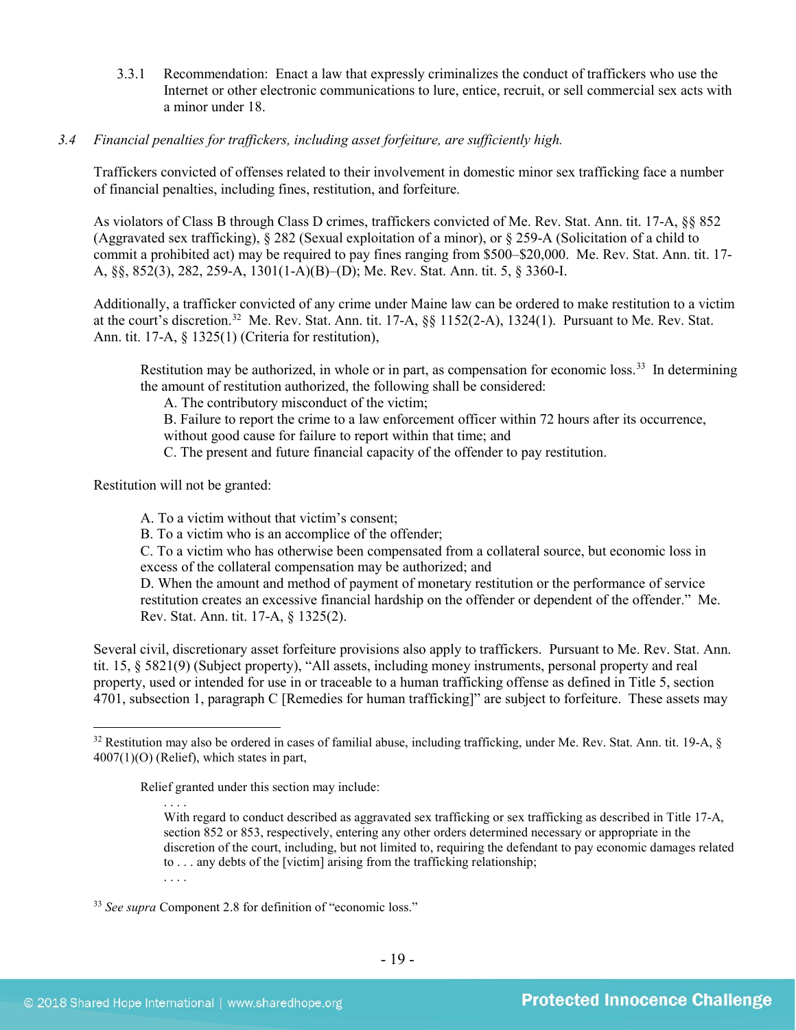3.3.1 Recommendation: Enact a law that expressly criminalizes the conduct of traffickers who use the Internet or other electronic communications to lure, entice, recruit, or sell commercial sex acts with a minor under 18.

*3.4 Financial penalties for traffickers, including asset forfeiture, are sufficiently high.*

Traffickers convicted of offenses related to their involvement in domestic minor sex trafficking face a number of financial penalties, including fines, restitution, and forfeiture.

As violators of Class B through Class D crimes, traffickers convicted of Me. Rev. Stat. Ann. tit. 17-A, §§ 852 (Aggravated sex trafficking), § 282 (Sexual exploitation of a minor), or § 259-A (Solicitation of a child to commit a prohibited act) may be required to pay fines ranging from $500–$20,000. Me. Rev. Stat. Ann. tit. 17-A, §§, 852(3), 282, 259-A, 1301(1-A)(B)–(D); Me. Rev. Stat. Ann. tit. 5, § 3360-I.

Additionally, a trafficker convicted of any crime under Maine law can be ordered to make restitution to a victim at the court's discretion.[32] Me. Rev. Stat. Ann. tit. 17-A, §§ 1152(2-A), 1324(1). Pursuant to Me. Rev. Stat. Ann. tit. 17-A, § 1325(1) (Criteria for restitution),

> Restitution may be authorized, in whole or in part, as compensation for economic loss.[33] In determining the amount of restitution authorized, the following shall be considered:
> A. The contributory misconduct of the victim;
> B. Failure to report the crime to a law enforcement officer within 72 hours after its occurrence, without good cause for failure to report within that time; and
> C. The present and future financial capacity of the offender to pay restitution.

Restitution will not be granted:

> A. To a victim without that victim's consent;
> B. To a victim who is an accomplice of the offender;
> C. To a victim who has otherwise been compensated from a collateral source, but economic loss in excess of the collateral compensation may be authorized; and
> D. When the amount and method of payment of monetary restitution or the performance of service restitution creates an excessive financial hardship on the offender or dependent of the offender." Me. Rev. Stat. Ann. tit. 17-A, § 1325(2).

Several civil, discretionary asset forfeiture provisions also apply to traffickers. Pursuant to Me. Rev. Stat. Ann. tit. 15, § 5821(9) (Subject property), "All assets, including money instruments, personal property and real property, used or intended for use in or traceable to a human trafficking offense as defined in Title 5, section 4701, subsection 1, paragraph C [Remedies for human trafficking]" are subject to forfeiture. These assets may

---

[32] Restitution may also be ordered in cases of familial abuse, including trafficking, under Me. Rev. Stat. Ann. tit. 19-A, § 4007(1)(O) (Relief), which states in part,

> Relief granted under this section may include:
> . . . .
> With regard to conduct described as aggravated sex trafficking or sex trafficking as described in Title 17-A, section 852 or 853, respectively, entering any other orders determined necessary or appropriate in the discretion of the court, including, but not limited to, requiring the defendant to pay economic damages related to . . . any debts of the [victim] arising from the trafficking relationship;
> . . . .

[33] *See supra* Component 2.8 for definition of "economic loss."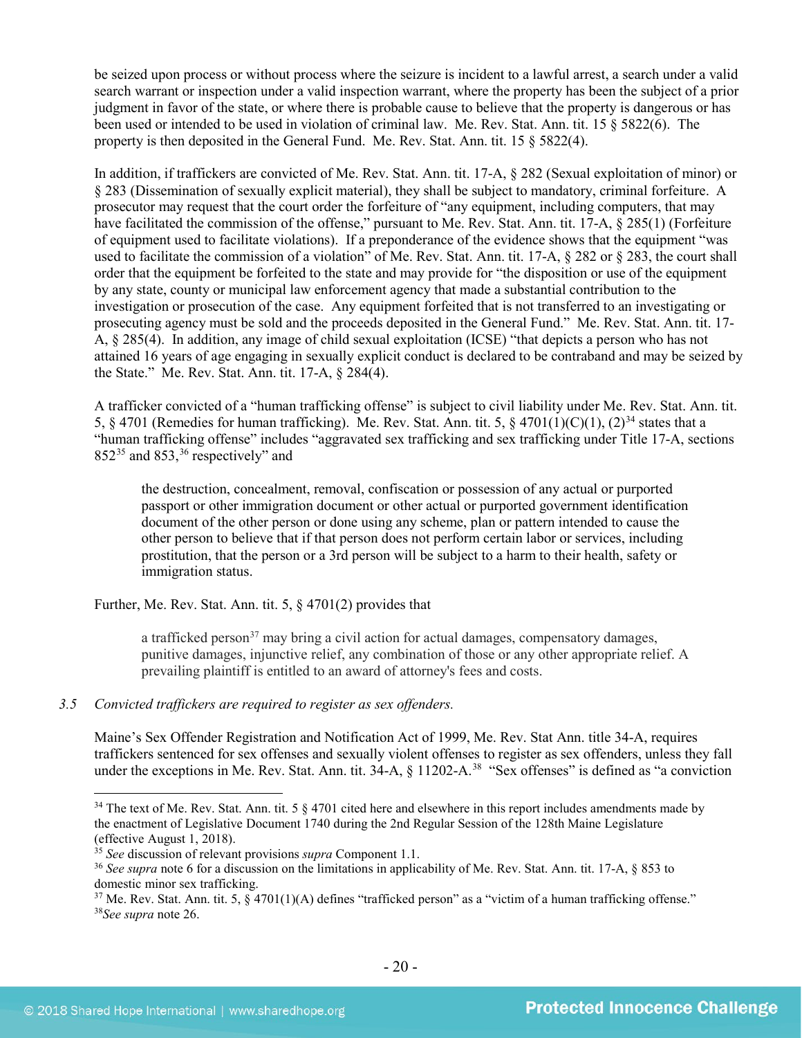be seized upon process or without process where the seizure is incident to a lawful arrest, a search under a valid search warrant or inspection under a valid inspection warrant, where the property has been the subject of a prior judgment in favor of the state, or where there is probable cause to believe that the property is dangerous or has been used or intended to be used in violation of criminal law. Me. Rev. Stat. Ann. tit. 15 § 5822(6). The property is then deposited in the General Fund. Me. Rev. Stat. Ann. tit. 15 § 5822(4).

In addition, if traffickers are convicted of Me. Rev. Stat. Ann. tit. 17-A, § 282 (Sexual exploitation of minor) or § 283 (Dissemination of sexually explicit material), they shall be subject to mandatory, criminal forfeiture. A prosecutor may request that the court order the forfeiture of "any equipment, including computers, that may have facilitated the commission of the offense," pursuant to Me. Rev. Stat. Ann. tit. 17-A, § 285(1) (Forfeiture of equipment used to facilitate violations). If a preponderance of the evidence shows that the equipment "was used to facilitate the commission of a violation" of Me. Rev. Stat. Ann. tit. 17-A, § 282 or § 283, the court shall order that the equipment be forfeited to the state and may provide for "the disposition or use of the equipment by any state, county or municipal law enforcement agency that made a substantial contribution to the investigation or prosecution of the case. Any equipment forfeited that is not transferred to an investigating or prosecuting agency must be sold and the proceeds deposited in the General Fund." Me. Rev. Stat. Ann. tit. 17-A, § 285(4). In addition, any image of child sexual exploitation (ICSE) "that depicts a person who has not attained 16 years of age engaging in sexually explicit conduct is declared to be contraband and may be seized by the State." Me. Rev. Stat. Ann. tit. 17-A, § 284(4).

A trafficker convicted of a "human trafficking offense" is subject to civil liability under Me. Rev. Stat. Ann. tit. 5, § 4701 (Remedies for human trafficking). Me. Rev. Stat. Ann. tit. 5, § 4701(1)(C)(1), (2)[34] states that a "human trafficking offense" includes "aggravated sex trafficking and sex trafficking under Title 17-A, sections 852[35] and 853,[36] respectively" and

> the destruction, concealment, removal, confiscation or possession of any actual or purported passport or other immigration document or other actual or purported government identification document of the other person or done using any scheme, plan or pattern intended to cause the other person to believe that if that person does not perform certain labor or services, including prostitution, that the person or a 3rd person will be subject to a harm to their health, safety or immigration status.

Further, Me. Rev. Stat. Ann. tit. 5, § 4701(2) provides that

> a trafficked person[37] may bring a civil action for actual damages, compensatory damages, punitive damages, injunctive relief, any combination of those or any other appropriate relief. A prevailing plaintiff is entitled to an award of attorney's fees and costs.

*3.5 Convicted traffickers are required to register as sex offenders.*

Maine's Sex Offender Registration and Notification Act of 1999, Me. Rev Stat Ann. title 34-A, requires traffickers sentenced for sex offenses and sexually violent offenses to register as sex offenders, unless they fall under the exceptions in Me. Rev. Stat. Ann. tit. 34-A, § 11202-A.[38] "Sex offenses" is defined as "a conviction

---

[34] The text of Me. Rev. Stat. Ann. tit. 5 § 4701 cited here and elsewhere in this report includes amendments made by the enactment of Legislative Document 1740 during the 2nd Regular Session of the 128th Maine Legislature (effective August 1, 2018).

[35] *See* discussion of relevant provisions *supra* Component 1.1.

[36] *See supra* note 6 for a discussion on the limitations in applicability of Me. Rev. Stat. Ann. tit. 17-A, § 853 to domestic minor sex trafficking.

[37] Me. Rev. Stat. Ann. tit. 5, § 4701(1)(A) defines "trafficked person" as a "victim of a human trafficking offense."

[38] *See supra* note 26.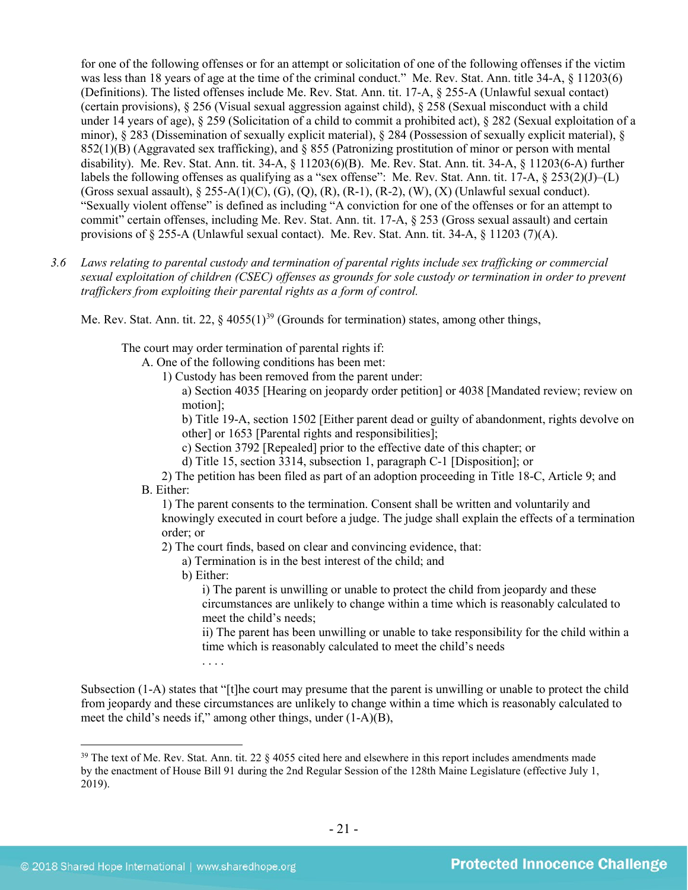for one of the following offenses or for an attempt or solicitation of one of the following offenses if the victim was less than 18 years of age at the time of the criminal conduct." Me. Rev. Stat. Ann. title 34-A, § 11203(6) (Definitions). The listed offenses include Me. Rev. Stat. Ann. tit. 17-A, § 255-A (Unlawful sexual contact) (certain provisions), § 256 (Visual sexual aggression against child), § 258 (Sexual misconduct with a child under 14 years of age), § 259 (Solicitation of a child to commit a prohibited act), § 282 (Sexual exploitation of a minor), § 283 (Dissemination of sexually explicit material), § 284 (Possession of sexually explicit material), § 852(1)(B) (Aggravated sex trafficking), and § 855 (Patronizing prostitution of minor or person with mental disability). Me. Rev. Stat. Ann. tit. 34-A, § 11203(6)(B). Me. Rev. Stat. Ann. tit. 34-A, § 11203(6-A) further labels the following offenses as qualifying as a "sex offense": Me. Rev. Stat. Ann. tit. 17-A, § 253(2)(J)–(L) (Gross sexual assault), § 255-A(1)(C), (G), (Q), (R), (R-1), (R-2), (W), (X) (Unlawful sexual conduct). "Sexually violent offense" is defined as including "A conviction for one of the offenses or for an attempt to commit" certain offenses, including Me. Rev. Stat. Ann. tit. 17-A, § 253 (Gross sexual assault) and certain provisions of § 255-A (Unlawful sexual contact). Me. Rev. Stat. Ann. tit. 34-A, § 11203 (7)(A).

*3.6 Laws relating to parental custody and termination of parental rights include sex trafficking or commercial sexual exploitation of children (CSEC) offenses as grounds for sole custody or termination in order to prevent traffickers from exploiting their parental rights as a form of control.*

Me. Rev. Stat. Ann. tit. 22, § 4055(1)[39] (Grounds for termination) states, among other things,

> The court may order termination of parental rights if:
>
> A. One of the following conditions has been met:
>
> 1) Custody has been removed from the parent under:
>
> a) Section 4035 [Hearing on jeopardy order petition] or 4038 [Mandated review; review on motion];
>
> b) Title 19-A, section 1502 [Either parent dead or guilty of abandonment, rights devolve on other] or 1653 [Parental rights and responsibilities];
>
> c) Section 3792 [Repealed] prior to the effective date of this chapter; or
>
> d) Title 15, section 3314, subsection 1, paragraph C-1 [Disposition]; or
>
> 2) The petition has been filed as part of an adoption proceeding in Title 18-C, Article 9; and
>
> B. Either:
>
> 1) The parent consents to the termination. Consent shall be written and voluntarily and knowingly executed in court before a judge. The judge shall explain the effects of a termination order; or
>
> 2) The court finds, based on clear and convincing evidence, that:
>
> a) Termination is in the best interest of the child; and
>
> b) Either:
>
> i) The parent is unwilling or unable to protect the child from jeopardy and these circumstances are unlikely to change within a time which is reasonably calculated to meet the child's needs;
>
> ii) The parent has been unwilling or unable to take responsibility for the child within a time which is reasonably calculated to meet the child's needs
>
> . . . .

Subsection (1-A) states that "[t]he court may presume that the parent is unwilling or unable to protect the child from jeopardy and these circumstances are unlikely to change within a time which is reasonably calculated to meet the child's needs if," among other things, under (1-A)(B),

[39] The text of Me. Rev. Stat. Ann. tit. 22 § 4055 cited here and elsewhere in this report includes amendments made by the enactment of House Bill 91 during the 2nd Regular Session of the 128th Maine Legislature (effective July 1, 2019).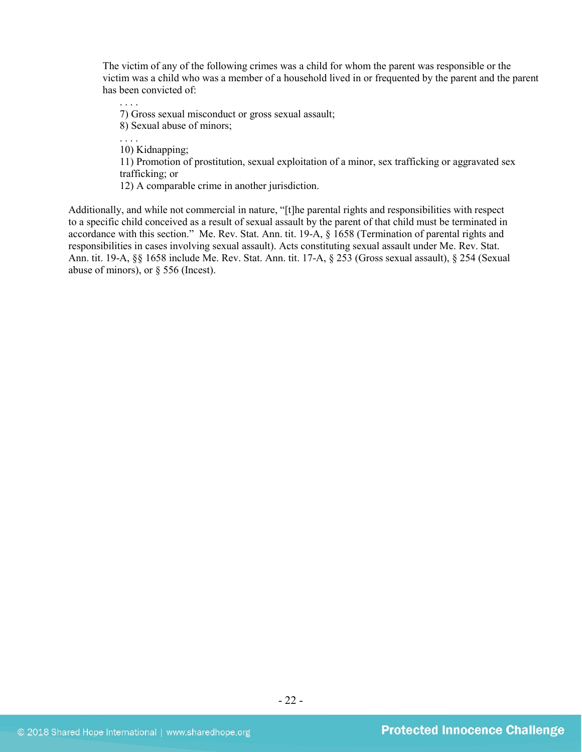> The victim of any of the following crimes was a child for whom the parent was responsible or the victim was a child who was a member of a household lived in or frequented by the parent and the parent has been convicted of:
>
> > . . . .
> > 7) Gross sexual misconduct or gross sexual assault;
> > 8) Sexual abuse of minors;
> > . . . .
> > 10) Kidnapping;
> > 11) Promotion of prostitution, sexual exploitation of a minor, sex trafficking or aggravated sex trafficking; or
> > 12) A comparable crime in another jurisdiction.

Additionally, and while not commercial in nature, "[t]he parental rights and responsibilities with respect to a specific child conceived as a result of sexual assault by the parent of that child must be terminated in accordance with this section." Me. Rev. Stat. Ann. tit. 19-A, § 1658 (Termination of parental rights and responsibilities in cases involving sexual assault). Acts constituting sexual assault under Me. Rev. Stat. Ann. tit. 19-A, §§ 1658 include Me. Rev. Stat. Ann. tit. 17-A, § 253 (Gross sexual assault), § 254 (Sexual abuse of minors), or § 556 (Incest).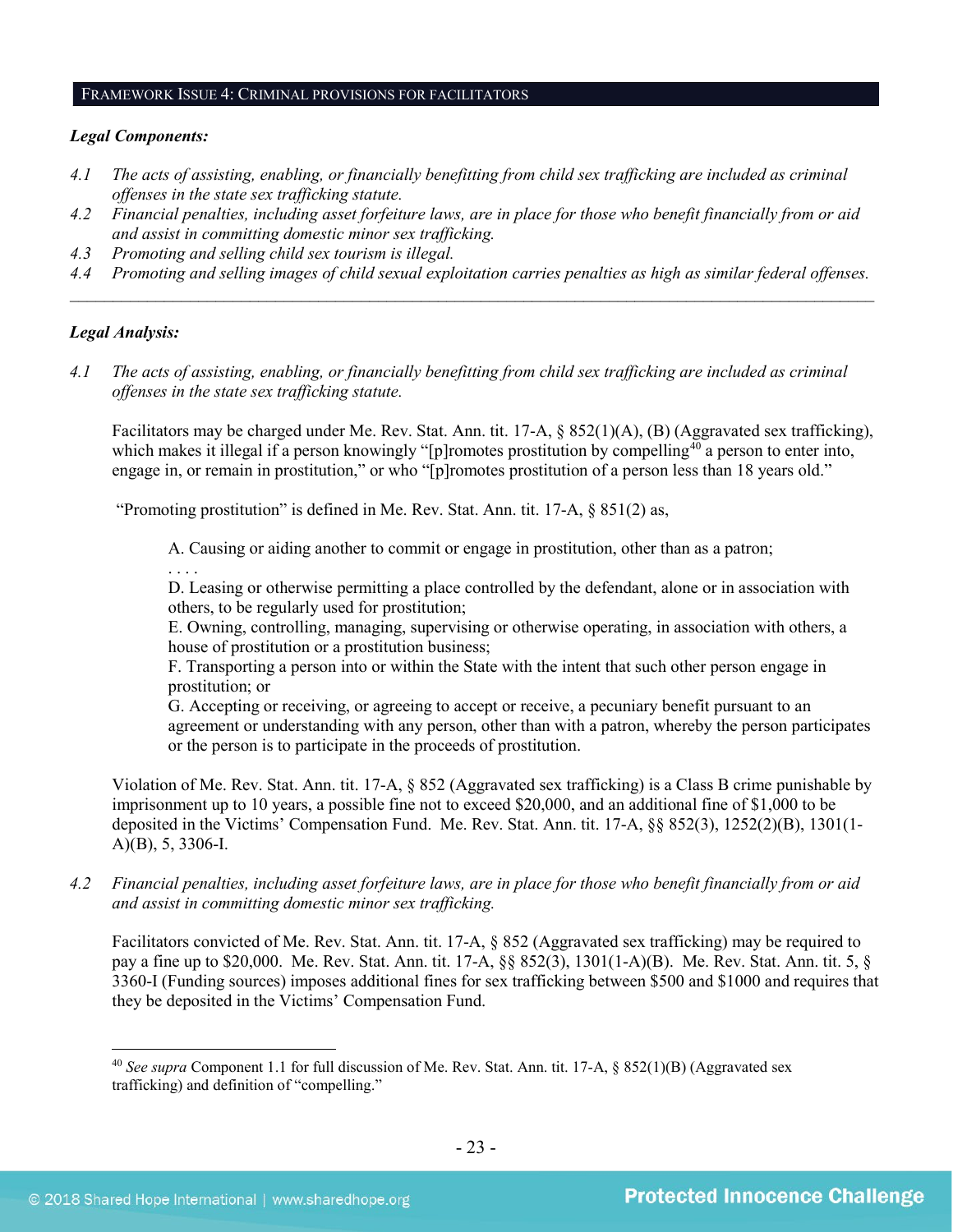## Framework Issue 4: Criminal provisions for facilitators

***Legal Components:***

*4.1 The acts of assisting, enabling, or financially benefitting from child sex trafficking are included as criminal offenses in the state sex trafficking statute.*

*4.2 Financial penalties, including asset forfeiture laws, are in place for those who benefit financially from or aid and assist in committing domestic minor sex trafficking.*

*4.3 Promoting and selling child sex tourism is illegal.*

*4.4 Promoting and selling images of child sexual exploitation carries penalties as high as similar federal offenses.*

---

***Legal Analysis:***

*4.1 The acts of assisting, enabling, or financially benefitting from child sex trafficking are included as criminal offenses in the state sex trafficking statute.*

Facilitators may be charged under Me. Rev. Stat. Ann. tit. 17-A, § 852(1)(A), (B) (Aggravated sex trafficking), which makes it illegal if a person knowingly "[p]romotes prostitution by compelling[40] a person to enter into, engage in, or remain in prostitution," or who "[p]romotes prostitution of a person less than 18 years old."

"Promoting prostitution" is defined in Me. Rev. Stat. Ann. tit. 17-A, § 851(2) as,

> A. Causing or aiding another to commit or engage in prostitution, other than as a patron;
>
> . . . .
>
> D. Leasing or otherwise permitting a place controlled by the defendant, alone or in association with others, to be regularly used for prostitution;
>
> E. Owning, controlling, managing, supervising or otherwise operating, in association with others, a house of prostitution or a prostitution business;
>
> F. Transporting a person into or within the State with the intent that such other person engage in prostitution; or
>
> G. Accepting or receiving, or agreeing to accept or receive, a pecuniary benefit pursuant to an agreement or understanding with any person, other than with a patron, whereby the person participates or the person is to participate in the proceeds of prostitution.

Violation of Me. Rev. Stat. Ann. tit. 17-A, § 852 (Aggravated sex trafficking) is a Class B crime punishable by imprisonment up to 10 years, a possible fine not to exceed $20,000, and an additional fine of $1,000 to be deposited in the Victims' Compensation Fund. Me. Rev. Stat. Ann. tit. 17-A, §§ 852(3), 1252(2)(B), 1301(1-A)(B), 5, 3306-I.

*4.2 Financial penalties, including asset forfeiture laws, are in place for those who benefit financially from or aid and assist in committing domestic minor sex trafficking.*

Facilitators convicted of Me. Rev. Stat. Ann. tit. 17-A, § 852 (Aggravated sex trafficking) may be required to pay a fine up to $20,000. Me. Rev. Stat. Ann. tit. 17-A, §§ 852(3), 1301(1-A)(B). Me. Rev. Stat. Ann. tit. 5, § 3360-I (Funding sources) imposes additional fines for sex trafficking between $500 and $1000 and requires that they be deposited in the Victims' Compensation Fund.

---

[40] *See supra* Component 1.1 for full discussion of Me. Rev. Stat. Ann. tit. 17-A, § 852(1)(B) (Aggravated sex trafficking) and definition of "compelling."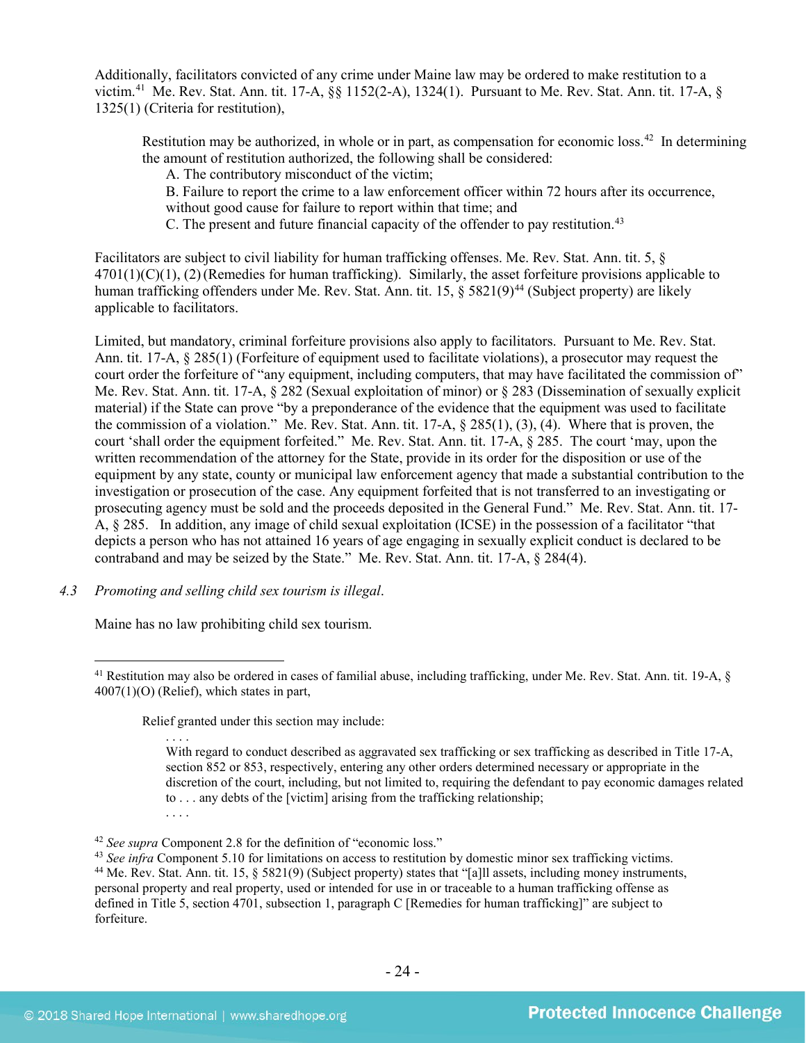Additionally, facilitators convicted of any crime under Maine law may be ordered to make restitution to a victim.[41] Me. Rev. Stat. Ann. tit. 17-A, §§ 1152(2-A), 1324(1). Pursuant to Me. Rev. Stat. Ann. tit. 17-A, § 1325(1) (Criteria for restitution),

> Restitution may be authorized, in whole or in part, as compensation for economic loss.[42] In determining the amount of restitution authorized, the following shall be considered:
> A. The contributory misconduct of the victim;
> B. Failure to report the crime to a law enforcement officer within 72 hours after its occurrence, without good cause for failure to report within that time; and
> C. The present and future financial capacity of the offender to pay restitution.[43]

Facilitators are subject to civil liability for human trafficking offenses. Me. Rev. Stat. Ann. tit. 5, § 4701(1)(C)(1), (2) (Remedies for human trafficking). Similarly, the asset forfeiture provisions applicable to human trafficking offenders under Me. Rev. Stat. Ann. tit. 15, § 5821(9)[44] (Subject property) are likely applicable to facilitators.

Limited, but mandatory, criminal forfeiture provisions also apply to facilitators. Pursuant to Me. Rev. Stat. Ann. tit. 17-A, § 285(1) (Forfeiture of equipment used to facilitate violations), a prosecutor may request the court order the forfeiture of "any equipment, including computers, that may have facilitated the commission of" Me. Rev. Stat. Ann. tit. 17-A, § 282 (Sexual exploitation of minor) or § 283 (Dissemination of sexually explicit material) if the State can prove "by a preponderance of the evidence that the equipment was used to facilitate the commission of a violation." Me. Rev. Stat. Ann. tit. 17-A, § 285(1), (3), (4). Where that is proven, the court 'shall order the equipment forfeited." Me. Rev. Stat. Ann. tit. 17-A, § 285. The court 'may, upon the written recommendation of the attorney for the State, provide in its order for the disposition or use of the equipment by any state, county or municipal law enforcement agency that made a substantial contribution to the investigation or prosecution of the case. Any equipment forfeited that is not transferred to an investigating or prosecuting agency must be sold and the proceeds deposited in the General Fund." Me. Rev. Stat. Ann. tit. 17-A, § 285. In addition, any image of child sexual exploitation (ICSE) in the possession of a facilitator "that depicts a person who has not attained 16 years of age engaging in sexually explicit conduct is declared to be contraband and may be seized by the State." Me. Rev. Stat. Ann. tit. 17-A, § 284(4).

*4.3 Promoting and selling child sex tourism is illegal.*

Maine has no law prohibiting child sex tourism.

---

[41] Restitution may also be ordered in cases of familial abuse, including trafficking, under Me. Rev. Stat. Ann. tit. 19-A, § 4007(1)(O) (Relief), which states in part,

> Relief granted under this section may include:
> . . . .
> With regard to conduct described as aggravated sex trafficking or sex trafficking as described in Title 17-A, section 852 or 853, respectively, entering any other orders determined necessary or appropriate in the discretion of the court, including, but not limited to, requiring the defendant to pay economic damages related to . . . any debts of the [victim] arising from the trafficking relationship;
> . . . .

[42] *See supra* Component 2.8 for the definition of "economic loss."

[43] *See infra* Component 5.10 for limitations on access to restitution by domestic minor sex trafficking victims.

[44] Me. Rev. Stat. Ann. tit. 15, § 5821(9) (Subject property) states that "[a]ll assets, including money instruments, personal property and real property, used or intended for use in or traceable to a human trafficking offense as defined in Title 5, section 4701, subsection 1, paragraph C [Remedies for human trafficking]" are subject to forfeiture.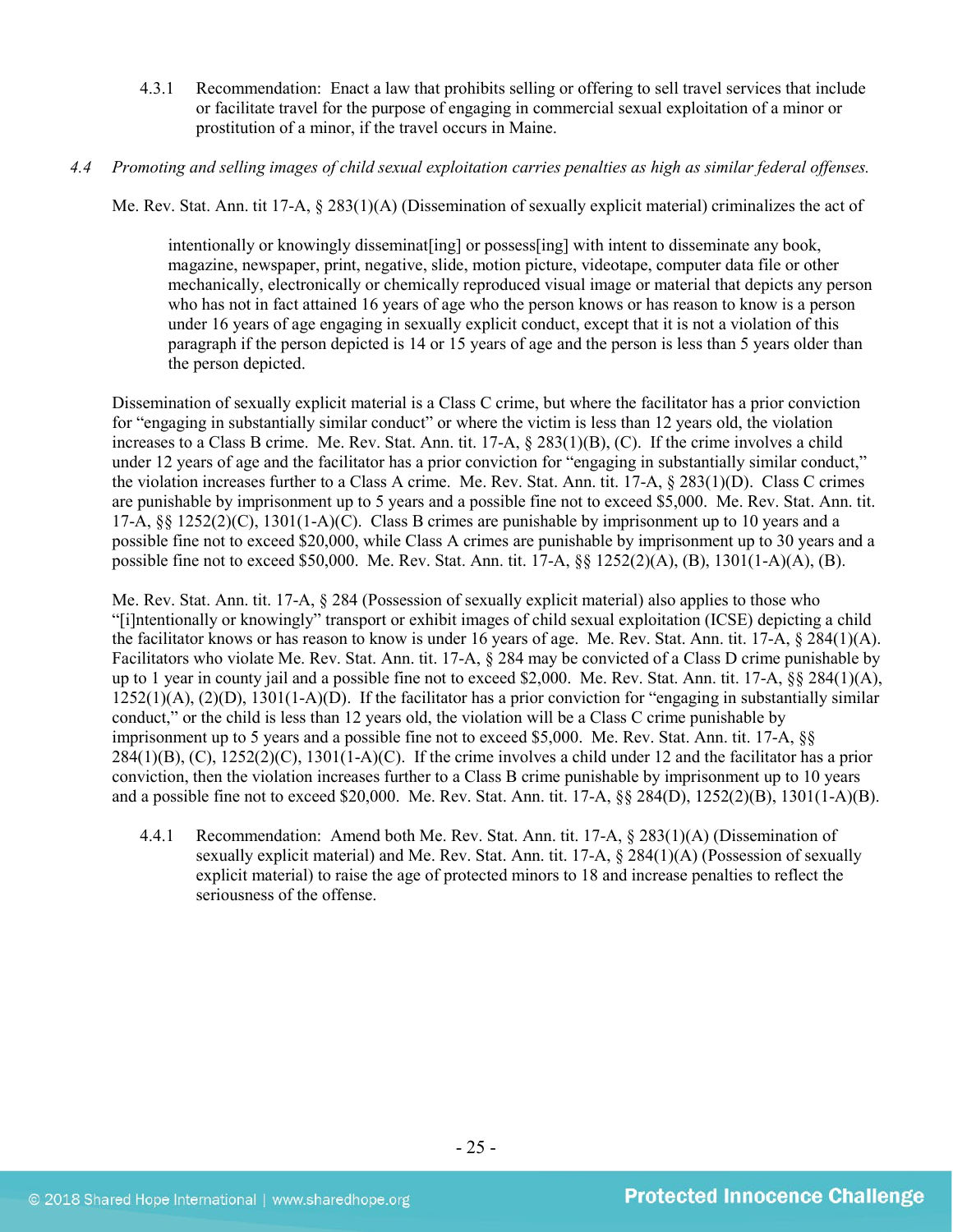4.3.1 Recommendation: Enact a law that prohibits selling or offering to sell travel services that include or facilitate travel for the purpose of engaging in commercial sexual exploitation of a minor or prostitution of a minor, if the travel occurs in Maine.

*4.4 Promoting and selling images of child sexual exploitation carries penalties as high as similar federal offenses.*

Me. Rev. Stat. Ann. tit 17-A, § 283(1)(A) (Dissemination of sexually explicit material) criminalizes the act of

> intentionally or knowingly disseminat[ing] or possess[ing] with intent to disseminate any book, magazine, newspaper, print, negative, slide, motion picture, videotape, computer data file or other mechanically, electronically or chemically reproduced visual image or material that depicts any person who has not in fact attained 16 years of age who the person knows or has reason to know is a person under 16 years of age engaging in sexually explicit conduct, except that it is not a violation of this paragraph if the person depicted is 14 or 15 years of age and the person is less than 5 years older than the person depicted.

Dissemination of sexually explicit material is a Class C crime, but where the facilitator has a prior conviction for "engaging in substantially similar conduct" or where the victim is less than 12 years old, the violation increases to a Class B crime. Me. Rev. Stat. Ann. tit. 17-A, § 283(1)(B), (C). If the crime involves a child under 12 years of age and the facilitator has a prior conviction for "engaging in substantially similar conduct," the violation increases further to a Class A crime. Me. Rev. Stat. Ann. tit. 17-A, § 283(1)(D). Class C crimes are punishable by imprisonment up to 5 years and a possible fine not to exceed $5,000. Me. Rev. Stat. Ann. tit. 17-A, §§ 1252(2)(C), 1301(1-A)(C). Class B crimes are punishable by imprisonment up to 10 years and a possible fine not to exceed $20,000, while Class A crimes are punishable by imprisonment up to 30 years and a possible fine not to exceed $50,000. Me. Rev. Stat. Ann. tit. 17-A, §§ 1252(2)(A), (B), 1301(1-A)(A), (B).

Me. Rev. Stat. Ann. tit. 17-A, § 284 (Possession of sexually explicit material) also applies to those who "[i]ntentionally or knowingly" transport or exhibit images of child sexual exploitation (ICSE) depicting a child the facilitator knows or has reason to know is under 16 years of age. Me. Rev. Stat. Ann. tit. 17-A, § 284(1)(A). Facilitators who violate Me. Rev. Stat. Ann. tit. 17-A, § 284 may be convicted of a Class D crime punishable by up to 1 year in county jail and a possible fine not to exceed $2,000. Me. Rev. Stat. Ann. tit. 17-A, §§ 284(1)(A), 1252(1)(A), (2)(D), 1301(1-A)(D). If the facilitator has a prior conviction for "engaging in substantially similar conduct," or the child is less than 12 years old, the violation will be a Class C crime punishable by imprisonment up to 5 years and a possible fine not to exceed $5,000. Me. Rev. Stat. Ann. tit. 17-A, §§ 284(1)(B), (C), 1252(2)(C), 1301(1-A)(C). If the crime involves a child under 12 and the facilitator has a prior conviction, then the violation increases further to a Class B crime punishable by imprisonment up to 10 years and a possible fine not to exceed $20,000. Me. Rev. Stat. Ann. tit. 17-A, §§ 284(D), 1252(2)(B), 1301(1-A)(B).

4.4.1 Recommendation: Amend both Me. Rev. Stat. Ann. tit. 17-A, § 283(1)(A) (Dissemination of sexually explicit material) and Me. Rev. Stat. Ann. tit. 17-A, § 284(1)(A) (Possession of sexually explicit material) to raise the age of protected minors to 18 and increase penalties to reflect the seriousness of the offense.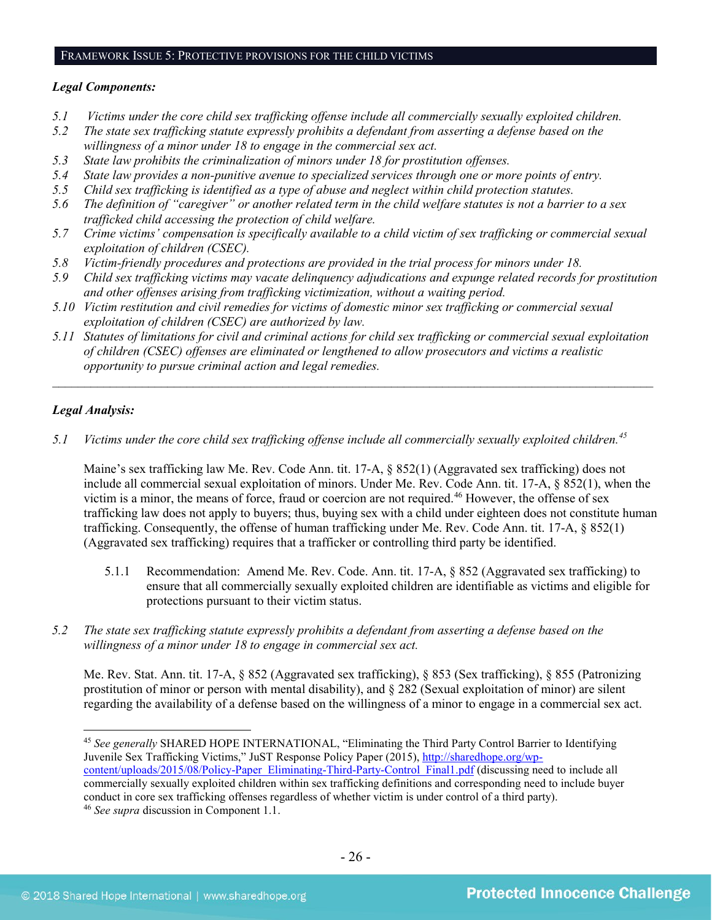## Framework Issue 5: Protective provisions for the child victims

***Legal Components:***

*5.1 Victims under the core child sex trafficking offense include all commercially sexually exploited children.*
*5.2 The state sex trafficking statute expressly prohibits a defendant from asserting a defense based on the willingness of a minor under 18 to engage in the commercial sex act.*
*5.3 State law prohibits the criminalization of minors under 18 for prostitution offenses.*
*5.4 State law provides a non-punitive avenue to specialized services through one or more points of entry.*
*5.5 Child sex trafficking is identified as a type of abuse and neglect within child protection statutes.*
*5.6 The definition of "caregiver" or another related term in the child welfare statutes is not a barrier to a sex trafficked child accessing the protection of child welfare.*
*5.7 Crime victims' compensation is specifically available to a child victim of sex trafficking or commercial sexual exploitation of children (CSEC).*
*5.8 Victim-friendly procedures and protections are provided in the trial process for minors under 18.*
*5.9 Child sex trafficking victims may vacate delinquency adjudications and expunge related records for prostitution and other offenses arising from trafficking victimization, without a waiting period.*
*5.10 Victim restitution and civil remedies for victims of domestic minor sex trafficking or commercial sexual exploitation of children (CSEC) are authorized by law.*
*5.11 Statutes of limitations for civil and criminal actions for child sex trafficking or commercial sexual exploitation of children (CSEC) offenses are eliminated or lengthened to allow prosecutors and victims a realistic opportunity to pursue criminal action and legal remedies.*

---

***Legal Analysis:***

*5.1 Victims under the core child sex trafficking offense include all commercially sexually exploited children.*[45]

Maine's sex trafficking law Me. Rev. Code Ann. tit. 17-A, § 852(1) (Aggravated sex trafficking) does not include all commercial sexual exploitation of minors. Under Me. Rev. Code Ann. tit. 17-A, § 852(1), when the victim is a minor, the means of force, fraud or coercion are not required.[46] However, the offense of sex trafficking law does not apply to buyers; thus, buying sex with a child under eighteen does not constitute human trafficking. Consequently, the offense of human trafficking under Me. Rev. Code Ann. tit. 17-A, § 852(1) (Aggravated sex trafficking) requires that a trafficker or controlling third party be identified.

5.1.1 Recommendation: Amend Me. Rev. Code. Ann. tit. 17-A, § 852 (Aggravated sex trafficking) to ensure that all commercially sexually exploited children are identifiable as victims and eligible for protections pursuant to their victim status.

*5.2 The state sex trafficking statute expressly prohibits a defendant from asserting a defense based on the willingness of a minor under 18 to engage in commercial sex act.*

Me. Rev. Stat. Ann. tit. 17-A, § 852 (Aggravated sex trafficking), § 853 (Sex trafficking), § 855 (Patronizing prostitution of minor or person with mental disability), and § 282 (Sexual exploitation of minor) are silent regarding the availability of a defense based on the willingness of a minor to engage in a commercial sex act.

---

[45] *See generally* SHARED HOPE INTERNATIONAL, "Eliminating the Third Party Control Barrier to Identifying Juvenile Sex Trafficking Victims," JuST Response Policy Paper (2015), http://sharedhope.org/wp-content/uploads/2015/08/Policy-Paper_Eliminating-Third-Party-Control_Final1.pdf (discussing need to include all commercially sexually exploited children within sex trafficking definitions and corresponding need to include buyer conduct in core sex trafficking offenses regardless of whether victim is under control of a third party).
[46] *See supra* discussion in Component 1.1.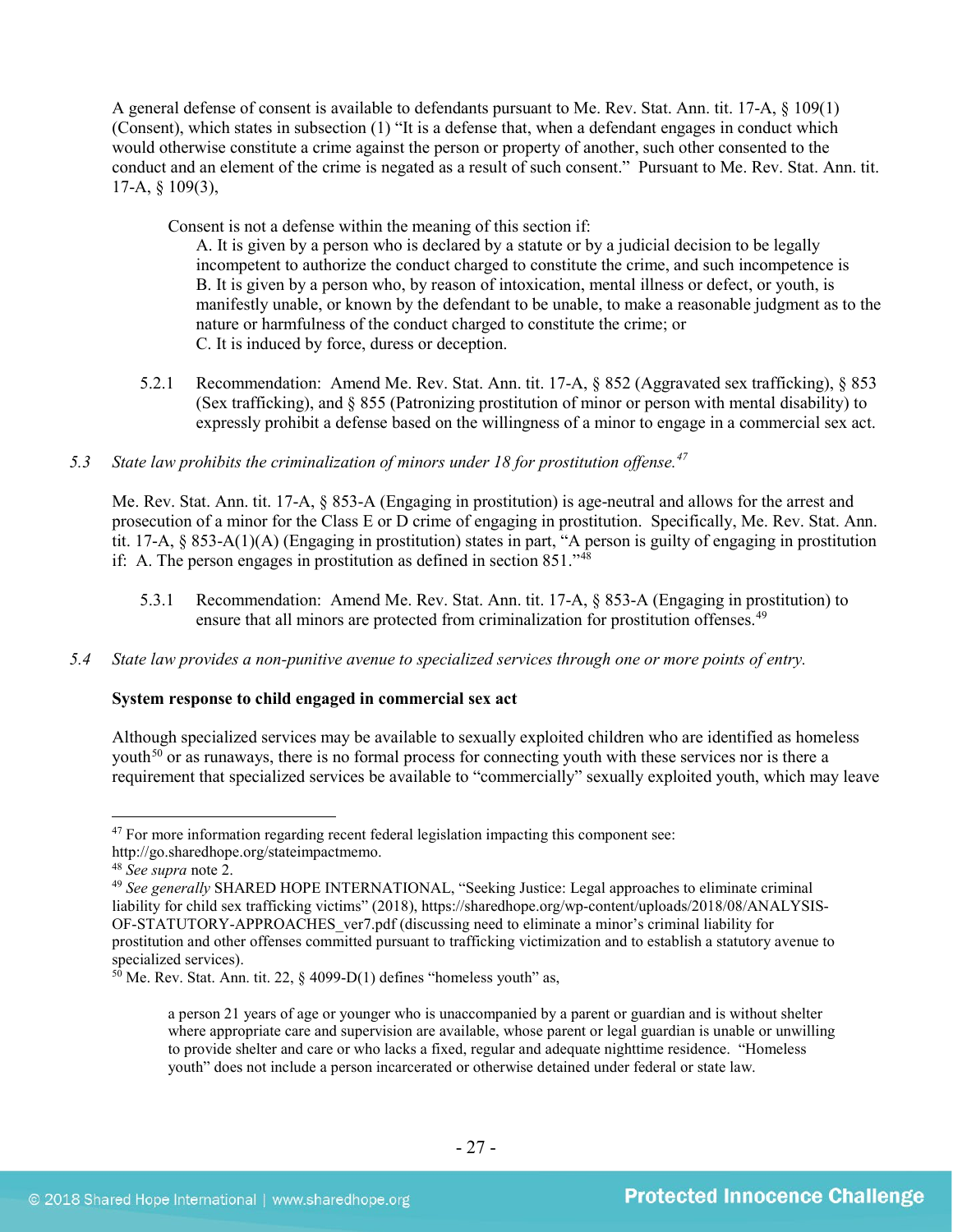A general defense of consent is available to defendants pursuant to Me. Rev. Stat. Ann. tit. 17-A, § 109(1) (Consent), which states in subsection (1) "It is a defense that, when a defendant engages in conduct which would otherwise constitute a crime against the person or property of another, such other consented to the conduct and an element of the crime is negated as a result of such consent." Pursuant to Me. Rev. Stat. Ann. tit. 17-A, § 109(3),

> Consent is not a defense within the meaning of this section if:
>
> A. It is given by a person who is declared by a statute or by a judicial decision to be legally incompetent to authorize the conduct charged to constitute the crime, and such incompetence is
>
> B. It is given by a person who, by reason of intoxication, mental illness or defect, or youth, is manifestly unable, or known by the defendant to be unable, to make a reasonable judgment as to the nature or harmfulness of the conduct charged to constitute the crime; or
>
> C. It is induced by force, duress or deception.

5.2.1 Recommendation: Amend Me. Rev. Stat. Ann. tit. 17-A, § 852 (Aggravated sex trafficking), § 853 (Sex trafficking), and § 855 (Patronizing prostitution of minor or person with mental disability) to expressly prohibit a defense based on the willingness of a minor to engage in a commercial sex act.

*5.3 State law prohibits the criminalization of minors under 18 for prostitution offense.*[47]

Me. Rev. Stat. Ann. tit. 17-A, § 853-A (Engaging in prostitution) is age-neutral and allows for the arrest and prosecution of a minor for the Class E or D crime of engaging in prostitution. Specifically, Me. Rev. Stat. Ann. tit. 17-A, § 853-A(1)(A) (Engaging in prostitution) states in part, "A person is guilty of engaging in prostitution if: A. The person engages in prostitution as defined in section 851."[48]

5.3.1 Recommendation: Amend Me. Rev. Stat. Ann. tit. 17-A, § 853-A (Engaging in prostitution) to ensure that all minors are protected from criminalization for prostitution offenses.[49]

*5.4 State law provides a non-punitive avenue to specialized services through one or more points of entry.*

**System response to child engaged in commercial sex act**

Although specialized services may be available to sexually exploited children who are identified as homeless youth[50] or as runaways, there is no formal process for connecting youth with these services nor is there a requirement that specialized services be available to "commercially" sexually exploited youth, which may leave

---

[47] For more information regarding recent federal legislation impacting this component see: http://go.sharedhope.org/stateimpactmemo.

[48] *See supra* note 2.

[49] *See generally* SHARED HOPE INTERNATIONAL, "Seeking Justice: Legal approaches to eliminate criminal liability for child sex trafficking victims" (2018), https://sharedhope.org/wp-content/uploads/2018/08/ANALYSIS-OF-STATUTORY-APPROACHES_ver7.pdf (discussing need to eliminate a minor's criminal liability for prostitution and other offenses committed pursuant to trafficking victimization and to establish a statutory avenue to specialized services).

[50] Me. Rev. Stat. Ann. tit. 22, § 4099-D(1) defines "homeless youth" as,

> a person 21 years of age or younger who is unaccompanied by a parent or guardian and is without shelter where appropriate care and supervision are available, whose parent or legal guardian is unable or unwilling to provide shelter and care or who lacks a fixed, regular and adequate nighttime residence. "Homeless youth" does not include a person incarcerated or otherwise detained under federal or state law.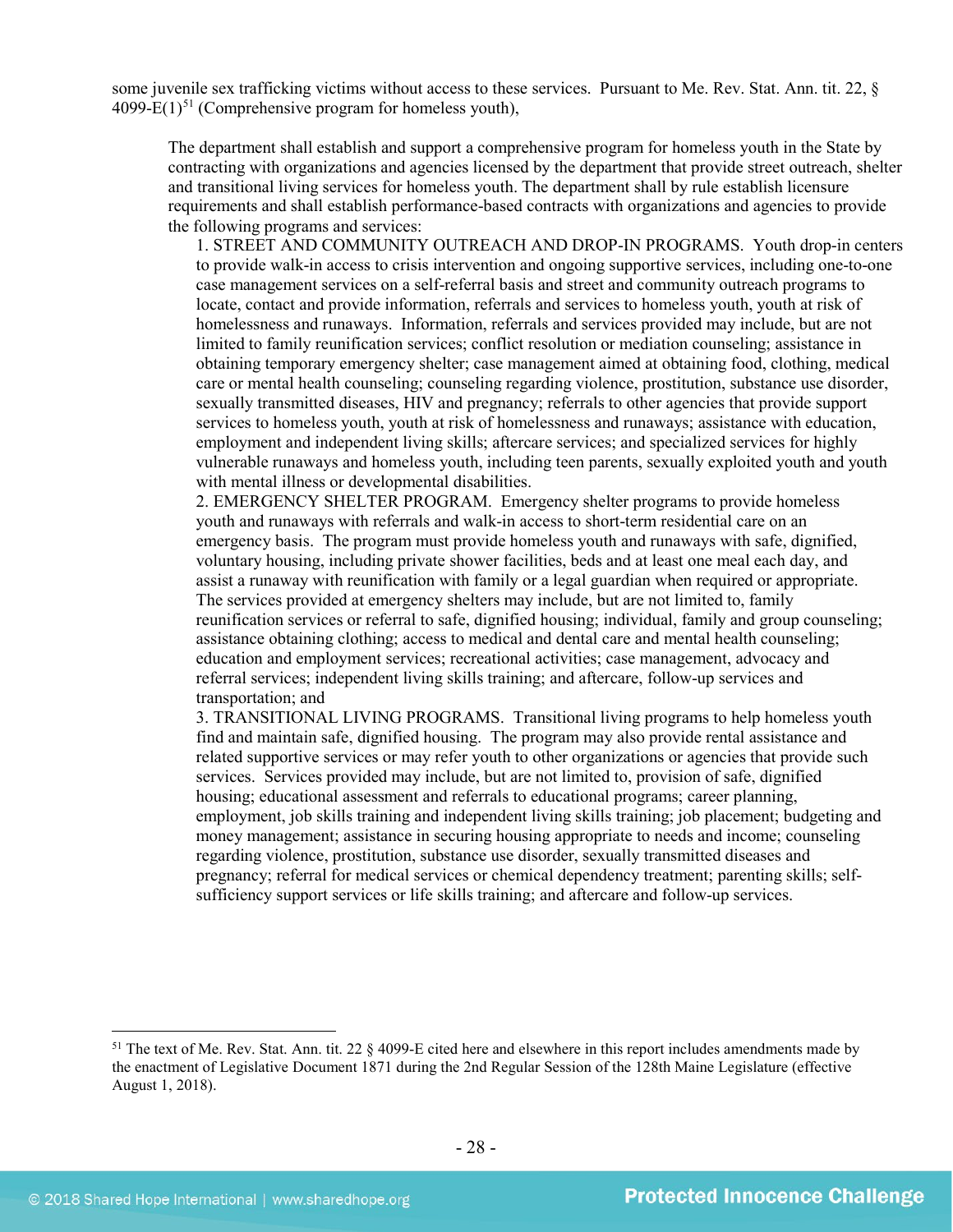some juvenile sex trafficking victims without access to these services. Pursuant to Me. Rev. Stat. Ann. tit. 22, § 4099-E(1)[51] (Comprehensive program for homeless youth),

> The department shall establish and support a comprehensive program for homeless youth in the State by contracting with organizations and agencies licensed by the department that provide street outreach, shelter and transitional living services for homeless youth. The department shall by rule establish licensure requirements and shall establish performance-based contracts with organizations and agencies to provide the following programs and services:
>
> 1. STREET AND COMMUNITY OUTREACH AND DROP-IN PROGRAMS. Youth drop-in centers to provide walk-in access to crisis intervention and ongoing supportive services, including one-to-one case management services on a self-referral basis and street and community outreach programs to locate, contact and provide information, referrals and services to homeless youth, youth at risk of homelessness and runaways. Information, referrals and services provided may include, but are not limited to family reunification services; conflict resolution or mediation counseling; assistance in obtaining temporary emergency shelter; case management aimed at obtaining food, clothing, medical care or mental health counseling; counseling regarding violence, prostitution, substance use disorder, sexually transmitted diseases, HIV and pregnancy; referrals to other agencies that provide support services to homeless youth, youth at risk of homelessness and runaways; assistance with education, employment and independent living skills; aftercare services; and specialized services for highly vulnerable runaways and homeless youth, including teen parents, sexually exploited youth and youth with mental illness or developmental disabilities.
> 2. EMERGENCY SHELTER PROGRAM. Emergency shelter programs to provide homeless youth and runaways with referrals and walk-in access to short-term residential care on an emergency basis. The program must provide homeless youth and runaways with safe, dignified, voluntary housing, including private shower facilities, beds and at least one meal each day, and assist a runaway with reunification with family or a legal guardian when required or appropriate. The services provided at emergency shelters may include, but are not limited to, family reunification services or referral to safe, dignified housing; individual, family and group counseling; assistance obtaining clothing; access to medical and dental care and mental health counseling; education and employment services; recreational activities; case management, advocacy and referral services; independent living skills training; and aftercare, follow-up services and transportation; and
> 3. TRANSITIONAL LIVING PROGRAMS. Transitional living programs to help homeless youth find and maintain safe, dignified housing. The program may also provide rental assistance and related supportive services or may refer youth to other organizations or agencies that provide such services. Services provided may include, but are not limited to, provision of safe, dignified housing; educational assessment and referrals to educational programs; career planning, employment, job skills training and independent living skills training; job placement; budgeting and money management; assistance in securing housing appropriate to needs and income; counseling regarding violence, prostitution, substance use disorder, sexually transmitted diseases and pregnancy; referral for medical services or chemical dependency treatment; parenting skills; self-sufficiency support services or life skills training; and aftercare and follow-up services.

---

[51] The text of Me. Rev. Stat. Ann. tit. 22 § 4099-E cited here and elsewhere in this report includes amendments made by the enactment of Legislative Document 1871 during the 2nd Regular Session of the 128th Maine Legislature (effective August 1, 2018).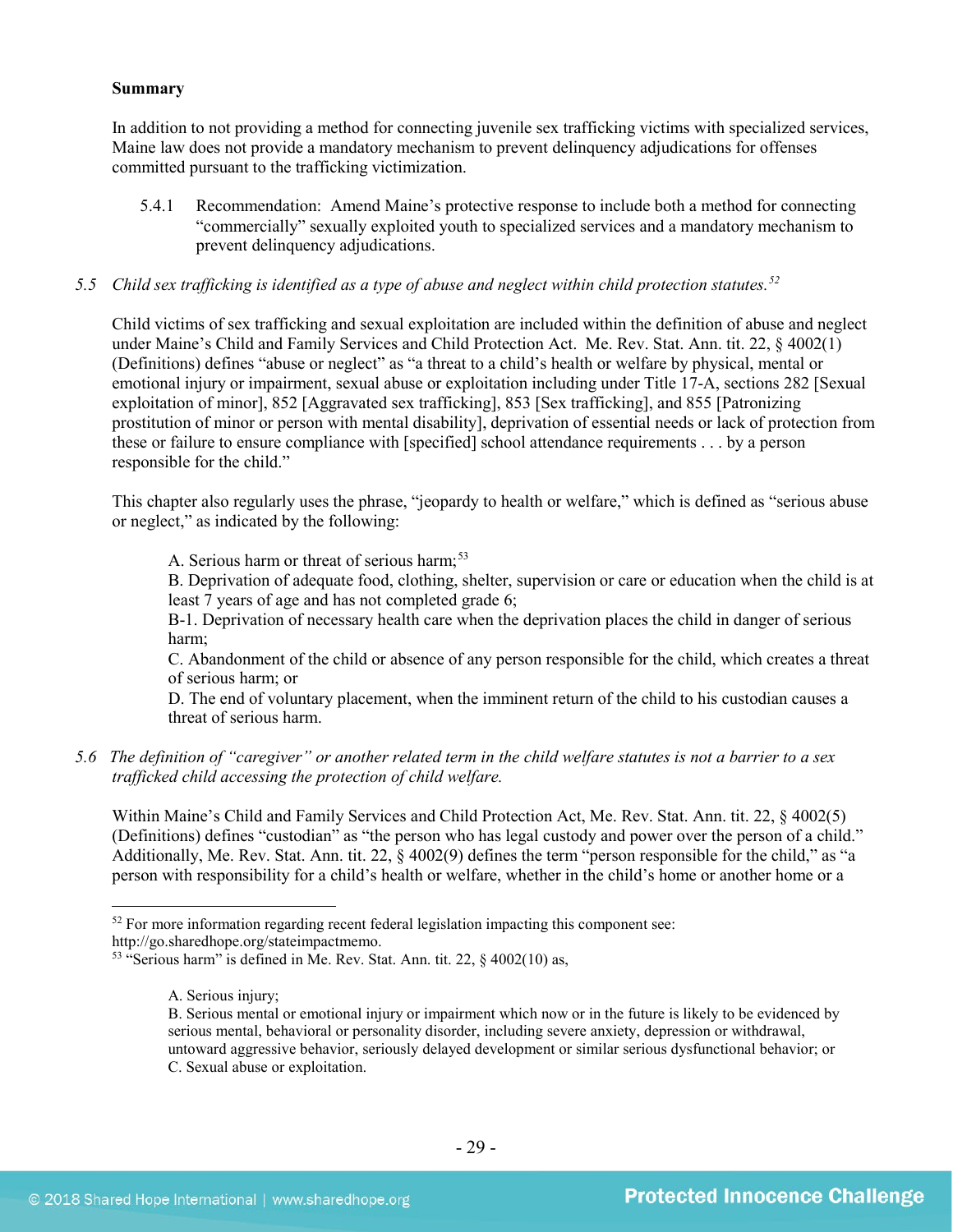**Summary**

In addition to not providing a method for connecting juvenile sex trafficking victims with specialized services, Maine law does not provide a mandatory mechanism to prevent delinquency adjudications for offenses committed pursuant to the trafficking victimization.

5.4.1 Recommendation: Amend Maine's protective response to include both a method for connecting "commercially" sexually exploited youth to specialized services and a mandatory mechanism to prevent delinquency adjudications.

*5.5 Child sex trafficking is identified as a type of abuse and neglect within child protection statutes.*[52]

Child victims of sex trafficking and sexual exploitation are included within the definition of abuse and neglect under Maine's Child and Family Services and Child Protection Act. Me. Rev. Stat. Ann. tit. 22, § 4002(1) (Definitions) defines "abuse or neglect" as "a threat to a child's health or welfare by physical, mental or emotional injury or impairment, sexual abuse or exploitation including under Title 17-A, sections 282 [Sexual exploitation of minor], 852 [Aggravated sex trafficking], 853 [Sex trafficking], and 855 [Patronizing prostitution of minor or person with mental disability], deprivation of essential needs or lack of protection from these or failure to ensure compliance with [specified] school attendance requirements . . . by a person responsible for the child."

This chapter also regularly uses the phrase, "jeopardy to health or welfare," which is defined as "serious abuse or neglect," as indicated by the following:

> A. Serious harm or threat of serious harm;[53]
> B. Deprivation of adequate food, clothing, shelter, supervision or care or education when the child is at least 7 years of age and has not completed grade 6;
> B-1. Deprivation of necessary health care when the deprivation places the child in danger of serious harm;
> C. Abandonment of the child or absence of any person responsible for the child, which creates a threat of serious harm; or
> D. The end of voluntary placement, when the imminent return of the child to his custodian causes a threat of serious harm.

*5.6 The definition of "caregiver" or another related term in the child welfare statutes is not a barrier to a sex trafficked child accessing the protection of child welfare.*

Within Maine's Child and Family Services and Child Protection Act, Me. Rev. Stat. Ann. tit. 22, § 4002(5) (Definitions) defines "custodian" as "the person who has legal custody and power over the person of a child." Additionally, Me. Rev. Stat. Ann. tit. 22, § 4002(9) defines the term "person responsible for the child," as "a person with responsibility for a child's health or welfare, whether in the child's home or another home or a

---

[52] For more information regarding recent federal legislation impacting this component see: http://go.sharedhope.org/stateimpactmemo.

[53] "Serious harm" is defined in Me. Rev. Stat. Ann. tit. 22, § 4002(10) as,

> A. Serious injury;
> B. Serious mental or emotional injury or impairment which now or in the future is likely to be evidenced by serious mental, behavioral or personality disorder, including severe anxiety, depression or withdrawal, untoward aggressive behavior, seriously delayed development or similar serious dysfunctional behavior; or
> C. Sexual abuse or exploitation.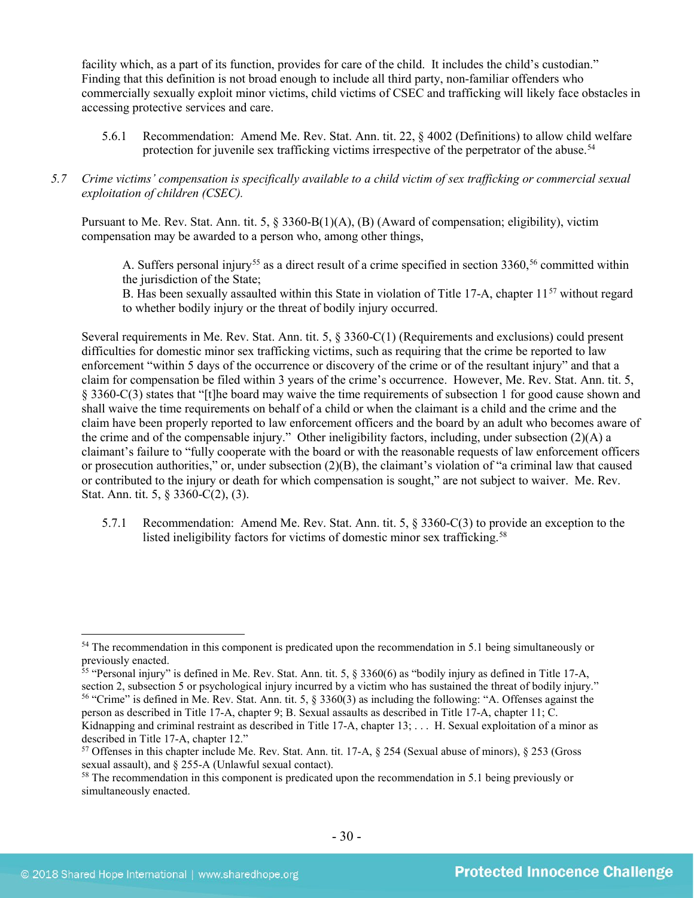facility which, as a part of its function, provides for care of the child. It includes the child's custodian." Finding that this definition is not broad enough to include all third party, non-familiar offenders who commercially sexually exploit minor victims, child victims of CSEC and trafficking will likely face obstacles in accessing protective services and care.

5.6.1 Recommendation: Amend Me. Rev. Stat. Ann. tit. 22, § 4002 (Definitions) to allow child welfare protection for juvenile sex trafficking victims irrespective of the perpetrator of the abuse.[54]

*5.7 Crime victims' compensation is specifically available to a child victim of sex trafficking or commercial sexual exploitation of children (CSEC).*

Pursuant to Me. Rev. Stat. Ann. tit. 5, § 3360-B(1)(A), (B) (Award of compensation; eligibility), victim compensation may be awarded to a person who, among other things,

> A. Suffers personal injury[55] as a direct result of a crime specified in section 3360,[56] committed within the jurisdiction of the State;
> B. Has been sexually assaulted within this State in violation of Title 17-A, chapter 11[57] without regard to whether bodily injury or the threat of bodily injury occurred.

Several requirements in Me. Rev. Stat. Ann. tit. 5, § 3360-C(1) (Requirements and exclusions) could present difficulties for domestic minor sex trafficking victims, such as requiring that the crime be reported to law enforcement "within 5 days of the occurrence or discovery of the crime or of the resultant injury" and that a claim for compensation be filed within 3 years of the crime's occurrence. However, Me. Rev. Stat. Ann. tit. 5, § 3360-C(3) states that "[t]he board may waive the time requirements of subsection 1 for good cause shown and shall waive the time requirements on behalf of a child or when the claimant is a child and the crime and the claim have been properly reported to law enforcement officers and the board by an adult who becomes aware of the crime and of the compensable injury." Other ineligibility factors, including, under subsection (2)(A) a claimant's failure to "fully cooperate with the board or with the reasonable requests of law enforcement officers or prosecution authorities," or, under subsection (2)(B), the claimant's violation of "a criminal law that caused or contributed to the injury or death for which compensation is sought," are not subject to waiver. Me. Rev. Stat. Ann. tit. 5, § 3360-C(2), (3).

5.7.1 Recommendation: Amend Me. Rev. Stat. Ann. tit. 5, § 3360-C(3) to provide an exception to the listed ineligibility factors for victims of domestic minor sex trafficking.[58]

---

[54] The recommendation in this component is predicated upon the recommendation in 5.1 being simultaneously or previously enacted.

[55] "Personal injury" is defined in Me. Rev. Stat. Ann. tit. 5, § 3360(6) as "bodily injury as defined in Title 17-A, section 2, subsection 5 or psychological injury incurred by a victim who has sustained the threat of bodily injury."

[56] "Crime" is defined in Me. Rev. Stat. Ann. tit. 5, § 3360(3) as including the following: "A. Offenses against the person as described in Title 17-A, chapter 9; B. Sexual assaults as described in Title 17-A, chapter 11; C. Kidnapping and criminal restraint as described in Title 17-A, chapter 13; . . . H. Sexual exploitation of a minor as described in Title 17-A, chapter 12."

[57] Offenses in this chapter include Me. Rev. Stat. Ann. tit. 17-A, § 254 (Sexual abuse of minors), § 253 (Gross sexual assault), and § 255-A (Unlawful sexual contact).

[58] The recommendation in this component is predicated upon the recommendation in 5.1 being previously or simultaneously enacted.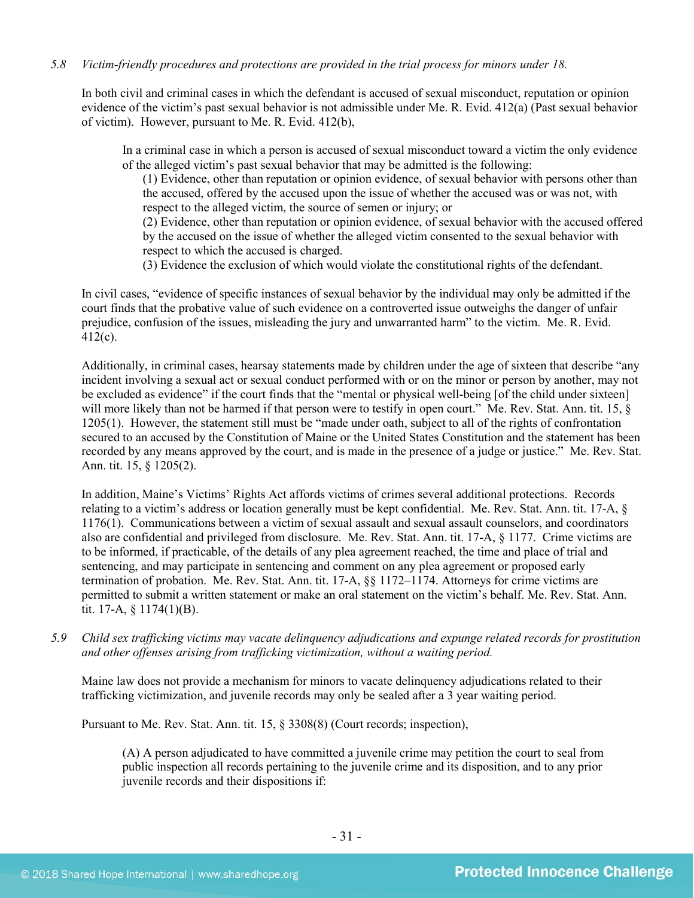*5.8 Victim-friendly procedures and protections are provided in the trial process for minors under 18.*

In both civil and criminal cases in which the defendant is accused of sexual misconduct, reputation or opinion evidence of the victim's past sexual behavior is not admissible under Me. R. Evid. 412(a) (Past sexual behavior of victim). However, pursuant to Me. R. Evid. 412(b),

> In a criminal case in which a person is accused of sexual misconduct toward a victim the only evidence of the alleged victim's past sexual behavior that may be admitted is the following:
>
> (1) Evidence, other than reputation or opinion evidence, of sexual behavior with persons other than the accused, offered by the accused upon the issue of whether the accused was or was not, with respect to the alleged victim, the source of semen or injury; or
>
> (2) Evidence, other than reputation or opinion evidence, of sexual behavior with the accused offered by the accused on the issue of whether the alleged victim consented to the sexual behavior with respect to which the accused is charged.
>
> (3) Evidence the exclusion of which would violate the constitutional rights of the defendant.

In civil cases, "evidence of specific instances of sexual behavior by the individual may only be admitted if the court finds that the probative value of such evidence on a controverted issue outweighs the danger of unfair prejudice, confusion of the issues, misleading the jury and unwarranted harm" to the victim. Me. R. Evid. 412(c).

Additionally, in criminal cases, hearsay statements made by children under the age of sixteen that describe "any incident involving a sexual act or sexual conduct performed with or on the minor or person by another, may not be excluded as evidence" if the court finds that the "mental or physical well-being [of the child under sixteen] will more likely than not be harmed if that person were to testify in open court." Me. Rev. Stat. Ann. tit. 15, § 1205(1). However, the statement still must be "made under oath, subject to all of the rights of confrontation secured to an accused by the Constitution of Maine or the United States Constitution and the statement has been recorded by any means approved by the court, and is made in the presence of a judge or justice." Me. Rev. Stat. Ann. tit. 15, § 1205(2).

In addition, Maine's Victims' Rights Act affords victims of crimes several additional protections. Records relating to a victim's address or location generally must be kept confidential. Me. Rev. Stat. Ann. tit. 17-A, § 1176(1). Communications between a victim of sexual assault and sexual assault counselors, and coordinators also are confidential and privileged from disclosure. Me. Rev. Stat. Ann. tit. 17-A, § 1177. Crime victims are to be informed, if practicable, of the details of any plea agreement reached, the time and place of trial and sentencing, and may participate in sentencing and comment on any plea agreement or proposed early termination of probation. Me. Rev. Stat. Ann. tit. 17-A, §§ 1172–1174. Attorneys for crime victims are permitted to submit a written statement or make an oral statement on the victim's behalf. Me. Rev. Stat. Ann. tit. 17-A, § 1174(1)(B).

*5.9 Child sex trafficking victims may vacate delinquency adjudications and expunge related records for prostitution and other offenses arising from trafficking victimization, without a waiting period.*

Maine law does not provide a mechanism for minors to vacate delinquency adjudications related to their trafficking victimization, and juvenile records may only be sealed after a 3 year waiting period.

Pursuant to Me. Rev. Stat. Ann. tit. 15, § 3308(8) (Court records; inspection),

> (A) A person adjudicated to have committed a juvenile crime may petition the court to seal from public inspection all records pertaining to the juvenile crime and its disposition, and to any prior juvenile records and their dispositions if: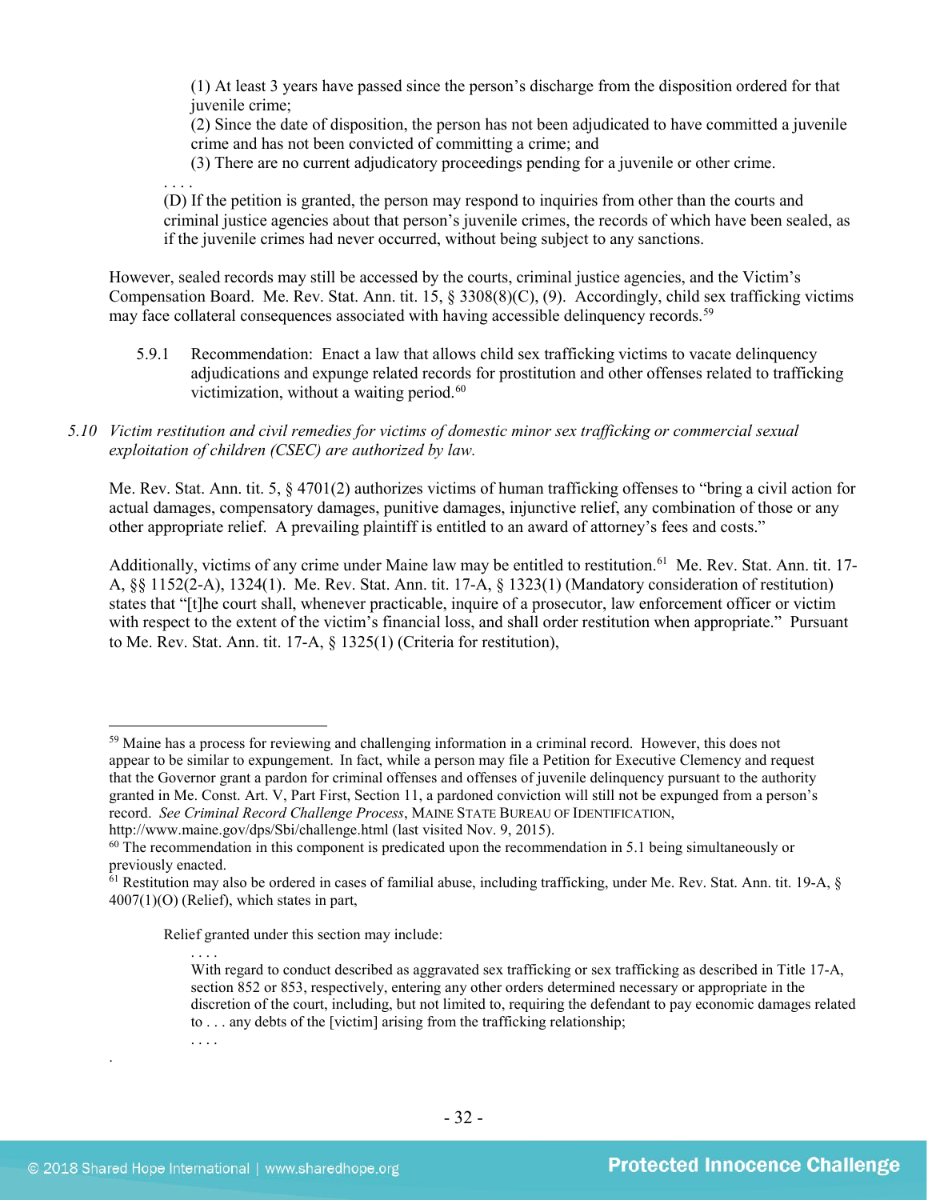(1) At least 3 years have passed since the person's discharge from the disposition ordered for that juvenile crime;

(2) Since the date of disposition, the person has not been adjudicated to have committed a juvenile crime and has not been convicted of committing a crime; and

(3) There are no current adjudicatory proceedings pending for a juvenile or other crime.

. . . .

(D) If the petition is granted, the person may respond to inquiries from other than the courts and criminal justice agencies about that person's juvenile crimes, the records of which have been sealed, as if the juvenile crimes had never occurred, without being subject to any sanctions.

However, sealed records may still be accessed by the courts, criminal justice agencies, and the Victim's Compensation Board. Me. Rev. Stat. Ann. tit. 15, § 3308(8)(C), (9). Accordingly, child sex trafficking victims may face collateral consequences associated with having accessible delinquency records.[59]

5.9.1 Recommendation: Enact a law that allows child sex trafficking victims to vacate delinquency adjudications and expunge related records for prostitution and other offenses related to trafficking victimization, without a waiting period.[60]

*5.10 Victim restitution and civil remedies for victims of domestic minor sex trafficking or commercial sexual exploitation of children (CSEC) are authorized by law.*

Me. Rev. Stat. Ann. tit. 5, § 4701(2) authorizes victims of human trafficking offenses to "bring a civil action for actual damages, compensatory damages, punitive damages, injunctive relief, any combination of those or any other appropriate relief. A prevailing plaintiff is entitled to an award of attorney's fees and costs."

Additionally, victims of any crime under Maine law may be entitled to restitution.[61] Me. Rev. Stat. Ann. tit. 17-A, §§ 1152(2-A), 1324(1). Me. Rev. Stat. Ann. tit. 17-A, § 1323(1) (Mandatory consideration of restitution) states that "[t]he court shall, whenever practicable, inquire of a prosecutor, law enforcement officer or victim with respect to the extent of the victim's financial loss, and shall order restitution when appropriate." Pursuant to Me. Rev. Stat. Ann. tit. 17-A, § 1325(1) (Criteria for restitution),

---

[59] Maine has a process for reviewing and challenging information in a criminal record. However, this does not appear to be similar to expungement. In fact, while a person may file a Petition for Executive Clemency and request that the Governor grant a pardon for criminal offenses and offenses of juvenile delinquency pursuant to the authority granted in Me. Const. Art. V, Part First, Section 11, a pardoned conviction will still not be expunged from a person's record. *See Criminal Record Challenge Process*, MAINE STATE BUREAU OF IDENTIFICATION, http://www.maine.gov/dps/Sbi/challenge.html (last visited Nov. 9, 2015).

[60] The recommendation in this component is predicated upon the recommendation in 5.1 being simultaneously or previously enacted.

[61] Restitution may also be ordered in cases of familial abuse, including trafficking, under Me. Rev. Stat. Ann. tit. 19-A, § 4007(1)(O) (Relief), which states in part,

> Relief granted under this section may include:
>
> . . . .
>
> With regard to conduct described as aggravated sex trafficking or sex trafficking as described in Title 17-A, section 852 or 853, respectively, entering any other orders determined necessary or appropriate in the discretion of the court, including, but not limited to, requiring the defendant to pay economic damages related to . . . any debts of the [victim] arising from the trafficking relationship;
>
> . . . .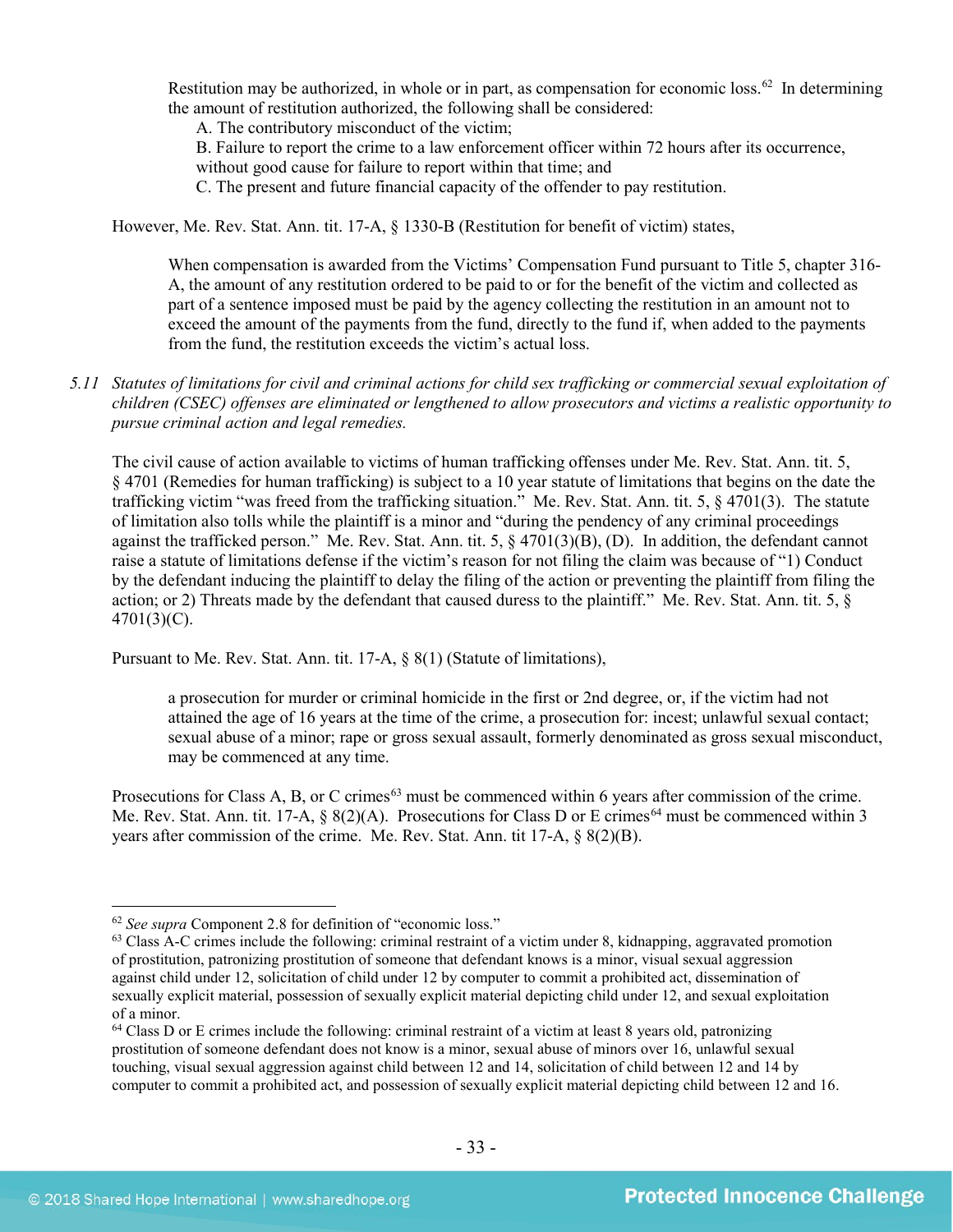> Restitution may be authorized, in whole or in part, as compensation for economic loss.[62] In determining the amount of restitution authorized, the following shall be considered:
>
> A. The contributory misconduct of the victim;
>
> B. Failure to report the crime to a law enforcement officer within 72 hours after its occurrence, without good cause for failure to report within that time; and
>
> C. The present and future financial capacity of the offender to pay restitution.

However, Me. Rev. Stat. Ann. tit. 17-A, § 1330-B (Restitution for benefit of victim) states,

> When compensation is awarded from the Victims' Compensation Fund pursuant to Title 5, chapter 316-A, the amount of any restitution ordered to be paid to or for the benefit of the victim and collected as part of a sentence imposed must be paid by the agency collecting the restitution in an amount not to exceed the amount of the payments from the fund, directly to the fund if, when added to the payments from the fund, the restitution exceeds the victim's actual loss.

*5.11 Statutes of limitations for civil and criminal actions for child sex trafficking or commercial sexual exploitation of children (CSEC) offenses are eliminated or lengthened to allow prosecutors and victims a realistic opportunity to pursue criminal action and legal remedies.*

The civil cause of action available to victims of human trafficking offenses under Me. Rev. Stat. Ann. tit. 5, § 4701 (Remedies for human trafficking) is subject to a 10 year statute of limitations that begins on the date the trafficking victim "was freed from the trafficking situation." Me. Rev. Stat. Ann. tit. 5, § 4701(3). The statute of limitation also tolls while the plaintiff is a minor and "during the pendency of any criminal proceedings against the trafficked person." Me. Rev. Stat. Ann. tit. 5, § 4701(3)(B), (D). In addition, the defendant cannot raise a statute of limitations defense if the victim's reason for not filing the claim was because of "1) Conduct by the defendant inducing the plaintiff to delay the filing of the action or preventing the plaintiff from filing the action; or 2) Threats made by the defendant that caused duress to the plaintiff." Me. Rev. Stat. Ann. tit. 5, § 4701(3)(C).

Pursuant to Me. Rev. Stat. Ann. tit. 17-A, § 8(1) (Statute of limitations),

> a prosecution for murder or criminal homicide in the first or 2nd degree, or, if the victim had not attained the age of 16 years at the time of the crime, a prosecution for: incest; unlawful sexual contact; sexual abuse of a minor; rape or gross sexual assault, formerly denominated as gross sexual misconduct, may be commenced at any time.

Prosecutions for Class A, B, or C crimes[63] must be commenced within 6 years after commission of the crime. Me. Rev. Stat. Ann. tit. 17-A, § 8(2)(A). Prosecutions for Class D or E crimes[64] must be commenced within 3 years after commission of the crime. Me. Rev. Stat. Ann. tit 17-A, § 8(2)(B).

---

[62] *See supra* Component 2.8 for definition of "economic loss."

[63] Class A-C crimes include the following: criminal restraint of a victim under 8, kidnapping, aggravated promotion of prostitution, patronizing prostitution of someone that defendant knows is a minor, visual sexual aggression against child under 12, solicitation of child under 12 by computer to commit a prohibited act, dissemination of sexually explicit material, possession of sexually explicit material depicting child under 12, and sexual exploitation of a minor.

[64] Class D or E crimes include the following: criminal restraint of a victim at least 8 years old, patronizing prostitution of someone defendant does not know is a minor, sexual abuse of minors over 16, unlawful sexual touching, visual sexual aggression against child between 12 and 14, solicitation of child between 12 and 14 by computer to commit a prohibited act, and possession of sexually explicit material depicting child between 12 and 16.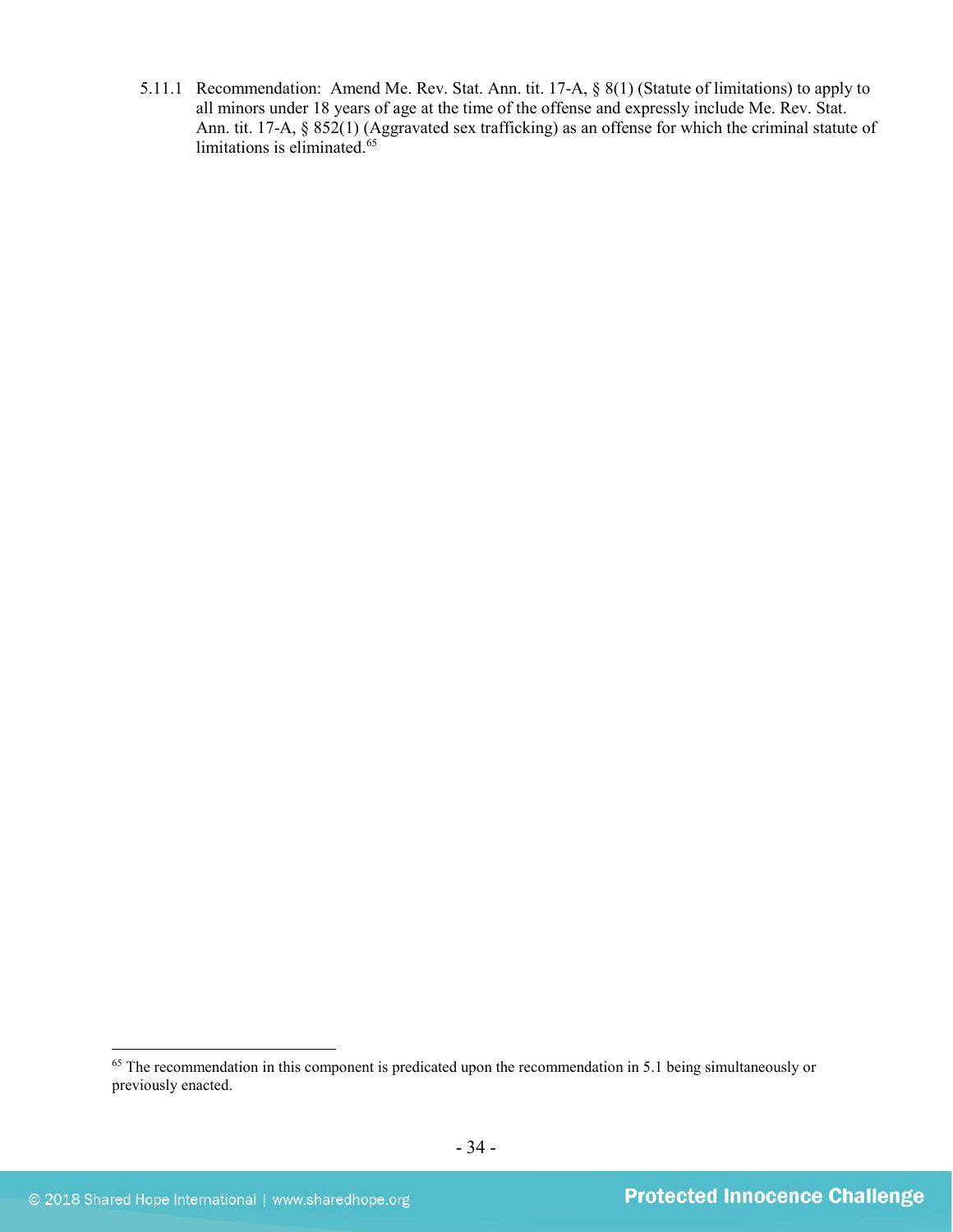5.11.1 Recommendation: Amend Me. Rev. Stat. Ann. tit. 17-A, § 8(1) (Statute of limitations) to apply to all minors under 18 years of age at the time of the offense and expressly include Me. Rev. Stat. Ann. tit. 17-A, § 852(1) (Aggravated sex trafficking) as an offense for which the criminal statute of limitations is eliminated.[65]

[65] The recommendation in this component is predicated upon the recommendation in 5.1 being simultaneously or previously enacted.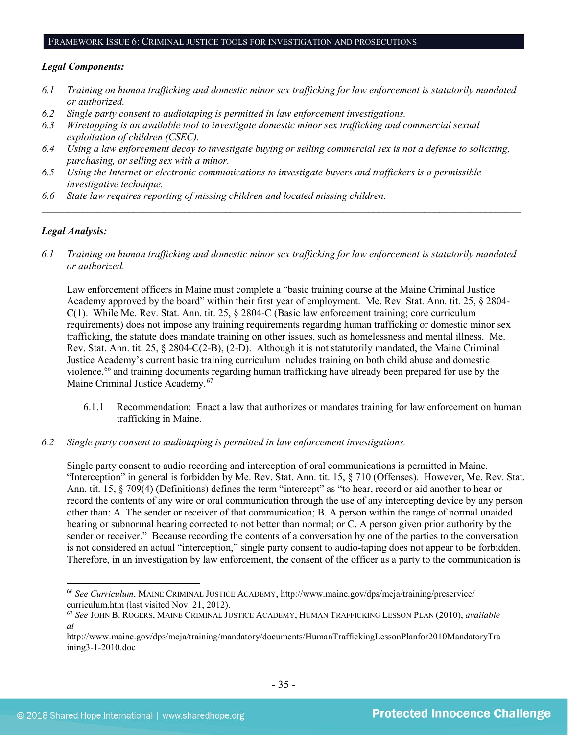## FRAMEWORK ISSUE 6: CRIMINAL JUSTICE TOOLS FOR INVESTIGATION AND PROSECUTIONS

***Legal Components:***

*6.1 Training on human trafficking and domestic minor sex trafficking for law enforcement is statutorily mandated or authorized.*
*6.2 Single party consent to audiotaping is permitted in law enforcement investigations.*
*6.3 Wiretapping is an available tool to investigate domestic minor sex trafficking and commercial sexual exploitation of children (CSEC).*
*6.4 Using a law enforcement decoy to investigate buying or selling commercial sex is not a defense to soliciting, purchasing, or selling sex with a minor.*
*6.5 Using the Internet or electronic communications to investigate buyers and traffickers is a permissible investigative technique.*
*6.6 State law requires reporting of missing children and located missing children.*

---

***Legal Analysis:***

*6.1 Training on human trafficking and domestic minor sex trafficking for law enforcement is statutorily mandated or authorized.*

Law enforcement officers in Maine must complete a "basic training course at the Maine Criminal Justice Academy approved by the board" within their first year of employment. Me. Rev. Stat. Ann. tit. 25, § 2804-C(1). While Me. Rev. Stat. Ann. tit. 25, § 2804-C (Basic law enforcement training; core curriculum requirements) does not impose any training requirements regarding human trafficking or domestic minor sex trafficking, the statute does mandate training on other issues, such as homelessness and mental illness. Me. Rev. Stat. Ann. tit. 25, § 2804-C(2-B), (2-D). Although it is not statutorily mandated, the Maine Criminal Justice Academy's current basic training curriculum includes training on both child abuse and domestic violence,[66] and training documents regarding human trafficking have already been prepared for use by the Maine Criminal Justice Academy.[67]

6.1.1 Recommendation: Enact a law that authorizes or mandates training for law enforcement on human trafficking in Maine.

*6.2 Single party consent to audiotaping is permitted in law enforcement investigations.*

Single party consent to audio recording and interception of oral communications is permitted in Maine. "Interception" in general is forbidden by Me. Rev. Stat. Ann. tit. 15, § 710 (Offenses). However, Me. Rev. Stat. Ann. tit. 15, § 709(4) (Definitions) defines the term "intercept" as "to hear, record or aid another to hear or record the contents of any wire or oral communication through the use of any intercepting device by any person other than: A. The sender or receiver of that communication; B. A person within the range of normal unaided hearing or subnormal hearing corrected to not better than normal; or C. A person given prior authority by the sender or receiver." Because recording the contents of a conversation by one of the parties to the conversation is not considered an actual "interception," single party consent to audio-taping does not appear to be forbidden. Therefore, in an investigation by law enforcement, the consent of the officer as a party to the communication is

---

[66] *See Curriculum*, MAINE CRIMINAL JUSTICE ACADEMY, http://www.maine.gov/dps/mcja/training/preservice/curriculum.htm (last visited Nov. 21, 2012).

[67] *See* JOHN B. ROGERS, MAINE CRIMINAL JUSTICE ACADEMY, HUMAN TRAFFICKING LESSON PLAN (2010), *available at* http://www.maine.gov/dps/mcja/training/mandatory/documents/HumanTraffickingLessonPlanfor2010MandatoryTraining3-1-2010.doc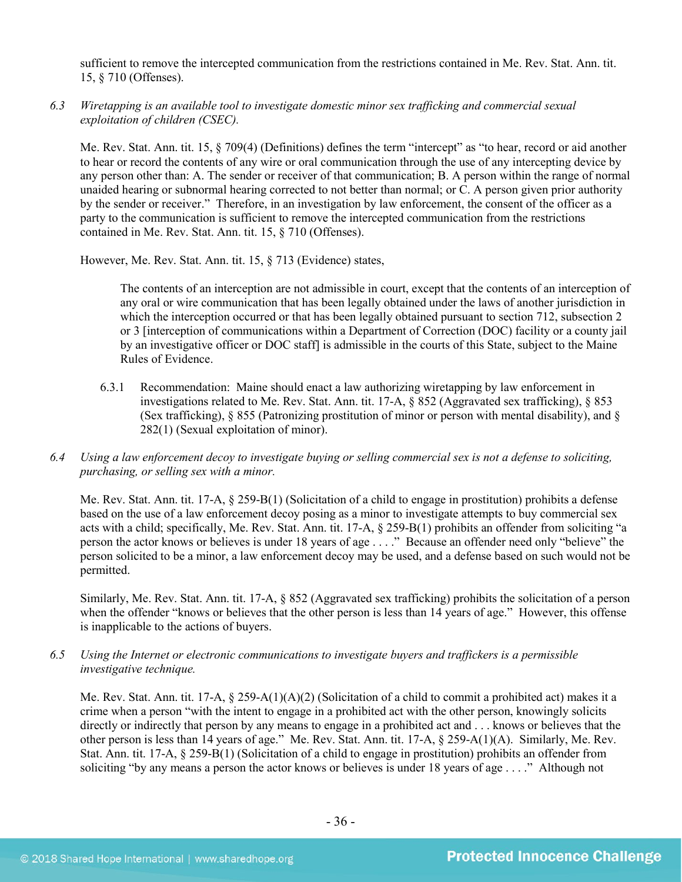sufficient to remove the intercepted communication from the restrictions contained in Me. Rev. Stat. Ann. tit. 15, § 710 (Offenses).

6.3 *Wiretapping is an available tool to investigate domestic minor sex trafficking and commercial sexual exploitation of children (CSEC).*

Me. Rev. Stat. Ann. tit. 15, § 709(4) (Definitions) defines the term "intercept" as "to hear, record or aid another to hear or record the contents of any wire or oral communication through the use of any intercepting device by any person other than: A. The sender or receiver of that communication; B. A person within the range of normal unaided hearing or subnormal hearing corrected to not better than normal; or C. A person given prior authority by the sender or receiver." Therefore, in an investigation by law enforcement, the consent of the officer as a party to the communication is sufficient to remove the intercepted communication from the restrictions contained in Me. Rev. Stat. Ann. tit. 15, § 710 (Offenses).

However, Me. Rev. Stat. Ann. tit. 15, § 713 (Evidence) states,

> The contents of an interception are not admissible in court, except that the contents of an interception of any oral or wire communication that has been legally obtained under the laws of another jurisdiction in which the interception occurred or that has been legally obtained pursuant to section 712, subsection 2 or 3 [interception of communications within a Department of Correction (DOC) facility or a county jail by an investigative officer or DOC staff] is admissible in the courts of this State, subject to the Maine Rules of Evidence.

6.3.1 Recommendation: Maine should enact a law authorizing wiretapping by law enforcement in investigations related to Me. Rev. Stat. Ann. tit. 17-A, § 852 (Aggravated sex trafficking), § 853 (Sex trafficking), § 855 (Patronizing prostitution of minor or person with mental disability), and § 282(1) (Sexual exploitation of minor).

6.4 *Using a law enforcement decoy to investigate buying or selling commercial sex is not a defense to soliciting, purchasing, or selling sex with a minor.*

Me. Rev. Stat. Ann. tit. 17-A, § 259-B(1) (Solicitation of a child to engage in prostitution) prohibits a defense based on the use of a law enforcement decoy posing as a minor to investigate attempts to buy commercial sex acts with a child; specifically, Me. Rev. Stat. Ann. tit. 17-A, § 259-B(1) prohibits an offender from soliciting "a person the actor knows or believes is under 18 years of age . . . ." Because an offender need only "believe" the person solicited to be a minor, a law enforcement decoy may be used, and a defense based on such would not be permitted.

Similarly, Me. Rev. Stat. Ann. tit. 17-A, § 852 (Aggravated sex trafficking) prohibits the solicitation of a person when the offender "knows or believes that the other person is less than 14 years of age." However, this offense is inapplicable to the actions of buyers.

6.5 *Using the Internet or electronic communications to investigate buyers and traffickers is a permissible investigative technique.*

Me. Rev. Stat. Ann. tit. 17-A, § 259-A(1)(A)(2) (Solicitation of a child to commit a prohibited act) makes it a crime when a person "with the intent to engage in a prohibited act with the other person, knowingly solicits directly or indirectly that person by any means to engage in a prohibited act and . . . knows or believes that the other person is less than 14 years of age." Me. Rev. Stat. Ann. tit. 17-A, § 259-A(1)(A). Similarly, Me. Rev. Stat. Ann. tit. 17-A, § 259-B(1) (Solicitation of a child to engage in prostitution) prohibits an offender from soliciting "by any means a person the actor knows or believes is under 18 years of age . . . ." Although not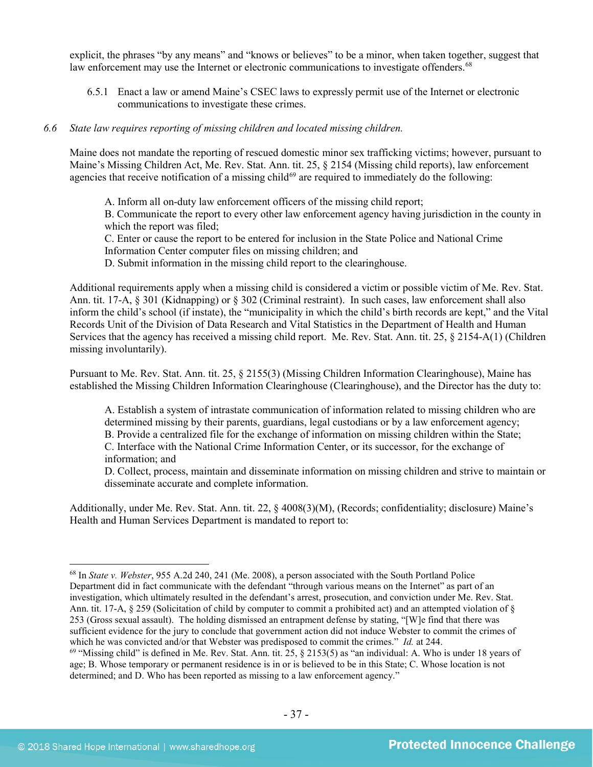explicit, the phrases "by any means" and "knows or believes" to be a minor, when taken together, suggest that law enforcement may use the Internet or electronic communications to investigate offenders.[68]

6.5.1 Enact a law or amend Maine's CSEC laws to expressly permit use of the Internet or electronic communications to investigate these crimes.

*6.6 State law requires reporting of missing children and located missing children.*

Maine does not mandate the reporting of rescued domestic minor sex trafficking victims; however, pursuant to Maine's Missing Children Act, Me. Rev. Stat. Ann. tit. 25, § 2154 (Missing child reports), law enforcement agencies that receive notification of a missing child[69] are required to immediately do the following:

> A. Inform all on-duty law enforcement officers of the missing child report;
> B. Communicate the report to every other law enforcement agency having jurisdiction in the county in which the report was filed;
> C. Enter or cause the report to be entered for inclusion in the State Police and National Crime Information Center computer files on missing children; and
> D. Submit information in the missing child report to the clearinghouse.

Additional requirements apply when a missing child is considered a victim or possible victim of Me. Rev. Stat. Ann. tit. 17-A, § 301 (Kidnapping) or § 302 (Criminal restraint). In such cases, law enforcement shall also inform the child's school (if instate), the "municipality in which the child's birth records are kept," and the Vital Records Unit of the Division of Data Research and Vital Statistics in the Department of Health and Human Services that the agency has received a missing child report. Me. Rev. Stat. Ann. tit. 25, § 2154-A(1) (Children missing involuntarily).

Pursuant to Me. Rev. Stat. Ann. tit. 25, § 2155(3) (Missing Children Information Clearinghouse), Maine has established the Missing Children Information Clearinghouse (Clearinghouse), and the Director has the duty to:

> A. Establish a system of intrastate communication of information related to missing children who are determined missing by their parents, guardians, legal custodians or by a law enforcement agency;
> B. Provide a centralized file for the exchange of information on missing children within the State;
> C. Interface with the National Crime Information Center, or its successor, for the exchange of information; and
> D. Collect, process, maintain and disseminate information on missing children and strive to maintain or disseminate accurate and complete information.

Additionally, under Me. Rev. Stat. Ann. tit. 22, § 4008(3)(M), (Records; confidentiality; disclosure) Maine's Health and Human Services Department is mandated to report to:

---

[68] In *State v. Webster*, 955 A.2d 240, 241 (Me. 2008), a person associated with the South Portland Police Department did in fact communicate with the defendant "through various means on the Internet" as part of an investigation, which ultimately resulted in the defendant's arrest, prosecution, and conviction under Me. Rev. Stat. Ann. tit. 17-A, § 259 (Solicitation of child by computer to commit a prohibited act) and an attempted violation of § 253 (Gross sexual assault). The holding dismissed an entrapment defense by stating, "[W]e find that there was sufficient evidence for the jury to conclude that government action did not induce Webster to commit the crimes of which he was convicted and/or that Webster was predisposed to commit the crimes." *Id.* at 244.

[69] "Missing child" is defined in Me. Rev. Stat. Ann. tit. 25, § 2153(5) as "an individual: A. Who is under 18 years of age; B. Whose temporary or permanent residence is in or is believed to be in this State; C. Whose location is not determined; and D. Who has been reported as missing to a law enforcement agency."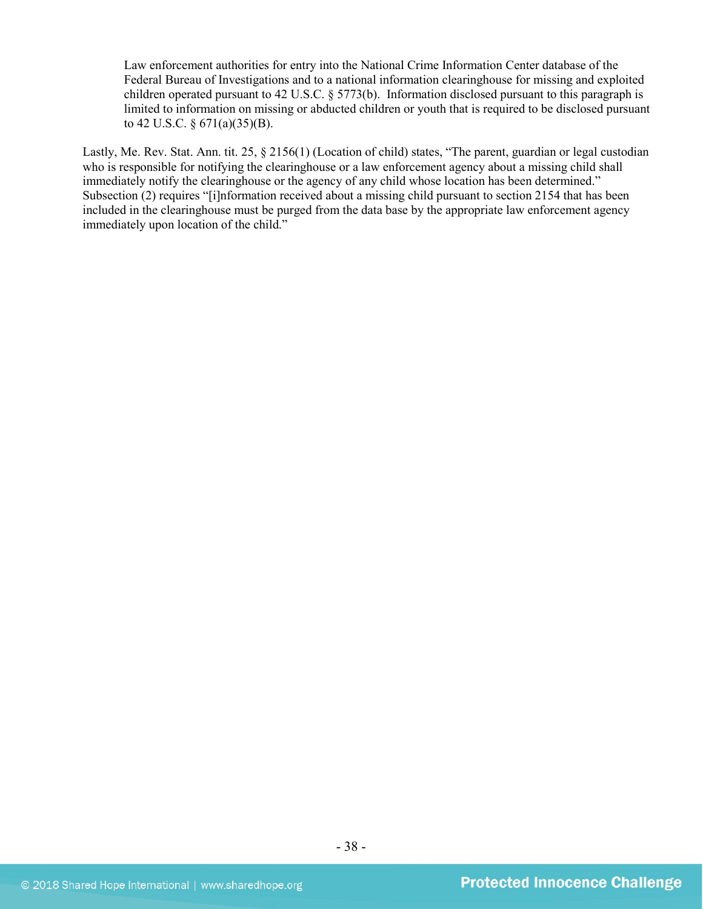> Law enforcement authorities for entry into the National Crime Information Center database of the Federal Bureau of Investigations and to a national information clearinghouse for missing and exploited children operated pursuant to 42 U.S.C. § 5773(b). Information disclosed pursuant to this paragraph is limited to information on missing or abducted children or youth that is required to be disclosed pursuant to 42 U.S.C. § 671(a)(35)(B).

Lastly, Me. Rev. Stat. Ann. tit. 25, § 2156(1) (Location of child) states, "The parent, guardian or legal custodian who is responsible for notifying the clearinghouse or a law enforcement agency about a missing child shall immediately notify the clearinghouse or the agency of any child whose location has been determined." Subsection (2) requires "[i]nformation received about a missing child pursuant to section 2154 that has been included in the clearinghouse must be purged from the data base by the appropriate law enforcement agency immediately upon location of the child."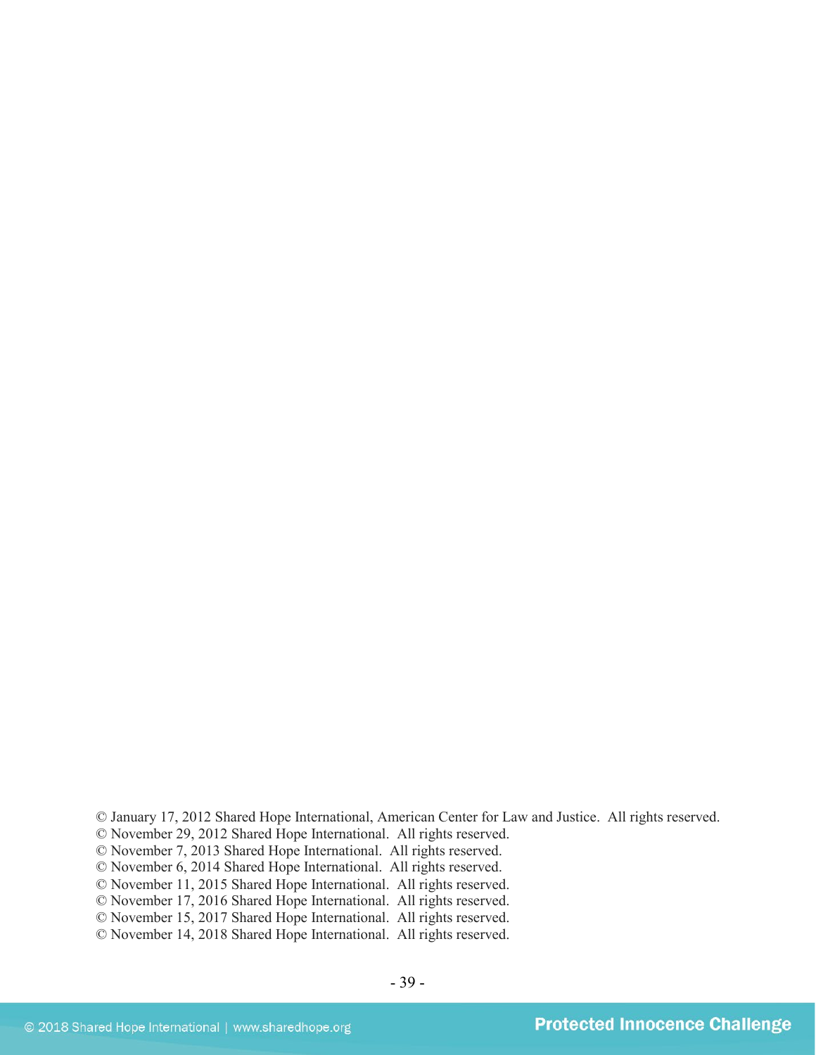© January 17, 2012 Shared Hope International, American Center for Law and Justice. All rights reserved.
© November 29, 2012 Shared Hope International. All rights reserved.
© November 7, 2013 Shared Hope International. All rights reserved.
© November 6, 2014 Shared Hope International. All rights reserved.
© November 11, 2015 Shared Hope International. All rights reserved.
© November 17, 2016 Shared Hope International. All rights reserved.
© November 15, 2017 Shared Hope International. All rights reserved.
© November 14, 2018 Shared Hope International. All rights reserved.